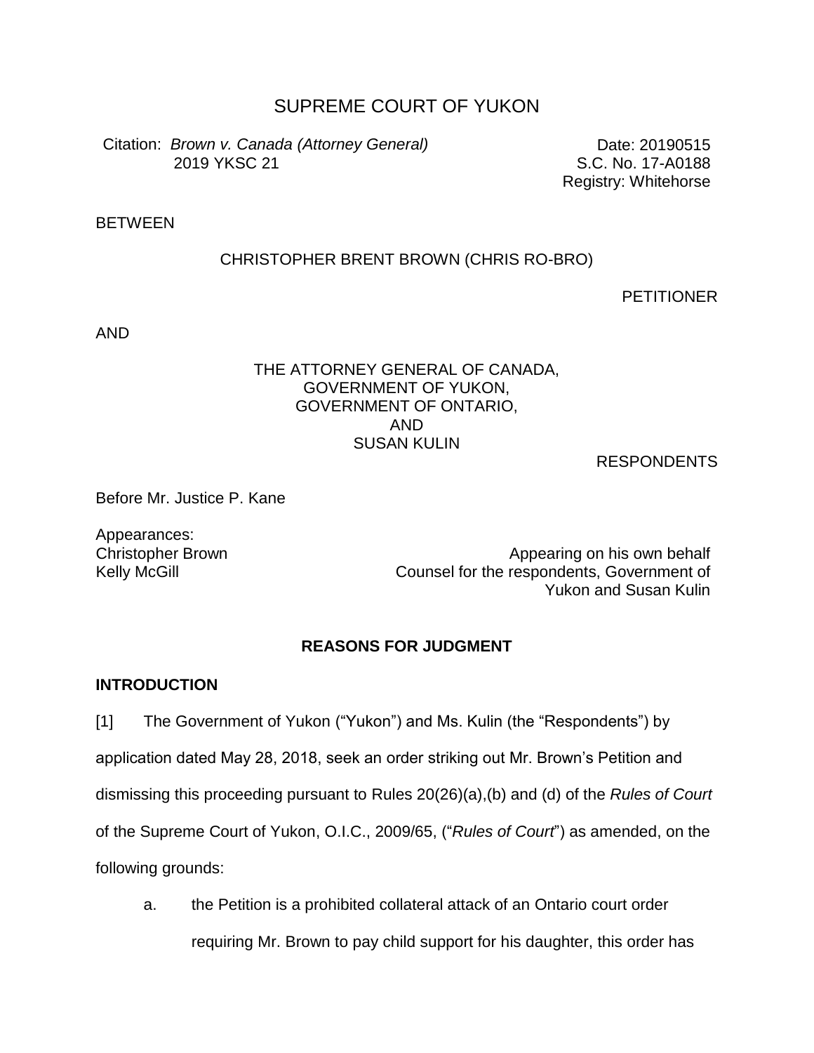# SUPREME COURT OF YUKON

Citation: *Brown v. Canada (Attorney General)* 2019 YKSC 21

Date: 20190515
S.C. No. 17-A0188
Registry: Whitehorse

BETWEEN

CHRISTOPHER BRENT BROWN (CHRIS RO-BRO)

PETITIONER

AND

THE ATTORNEY GENERAL OF CANADA,
GOVERNMENT OF YUKON,
GOVERNMENT OF ONTARIO,
AND
SUSAN KULIN

RESPONDENTS

Before Mr. Justice P. Kane

Appearances:

Christopher Brown — Appearing on his own behalf

Kelly McGill — Counsel for the respondents, Government of Yukon and Susan Kulin

## REASONS FOR JUDGMENT

### INTRODUCTION

[1] The Government of Yukon ("Yukon") and Ms. Kulin (the "Respondents") by application dated May 28, 2018, seek an order striking out Mr. Brown's Petition and dismissing this proceeding pursuant to Rules 20(26)(a),(b) and (d) of the *Rules of Court* of the Supreme Court of Yukon, O.I.C., 2009/65, ("*Rules of Court*") as amended, on the following grounds:

a. the Petition is a prohibited collateral attack of an Ontario court order requiring Mr. Brown to pay child support for his daughter, this order has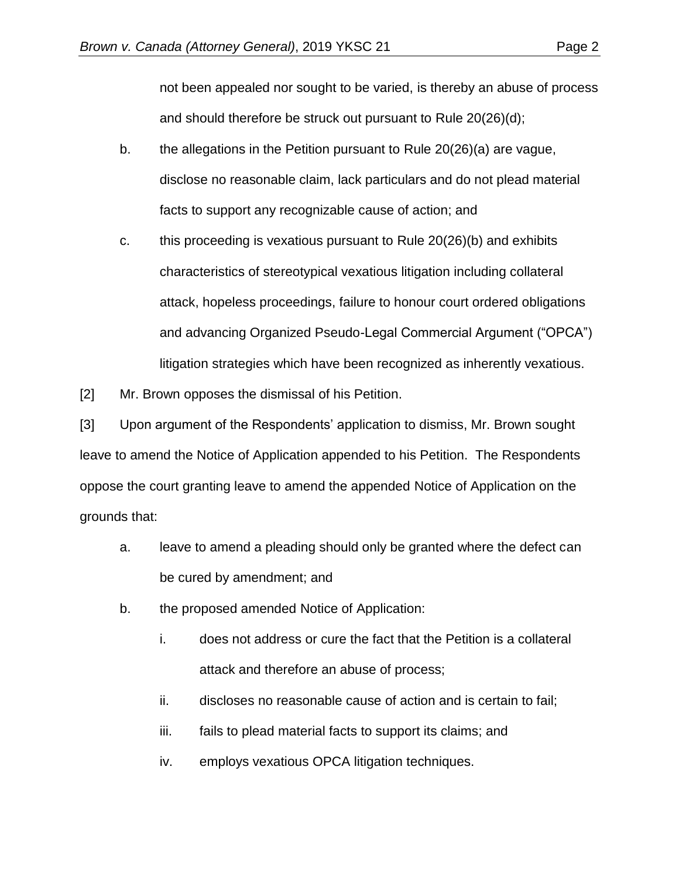not been appealed nor sought to be varied, is thereby an abuse of process and should therefore be struck out pursuant to Rule 20(26)(d);

b. the allegations in the Petition pursuant to Rule 20(26)(a) are vague, disclose no reasonable claim, lack particulars and do not plead material facts to support any recognizable cause of action; and

c. this proceeding is vexatious pursuant to Rule 20(26)(b) and exhibits characteristics of stereotypical vexatious litigation including collateral attack, hopeless proceedings, failure to honour court ordered obligations and advancing Organized Pseudo-Legal Commercial Argument ("OPCA") litigation strategies which have been recognized as inherently vexatious.

[2] Mr. Brown opposes the dismissal of his Petition.

[3] Upon argument of the Respondents' application to dismiss, Mr. Brown sought leave to amend the Notice of Application appended to his Petition. The Respondents oppose the court granting leave to amend the appended Notice of Application on the grounds that:

a. leave to amend a pleading should only be granted where the defect can be cured by amendment; and

b. the proposed amended Notice of Application:

   i. does not address or cure the fact that the Petition is a collateral attack and therefore an abuse of process;

   ii. discloses no reasonable cause of action and is certain to fail;

   iii. fails to plead material facts to support its claims; and

   iv. employs vexatious OPCA litigation techniques.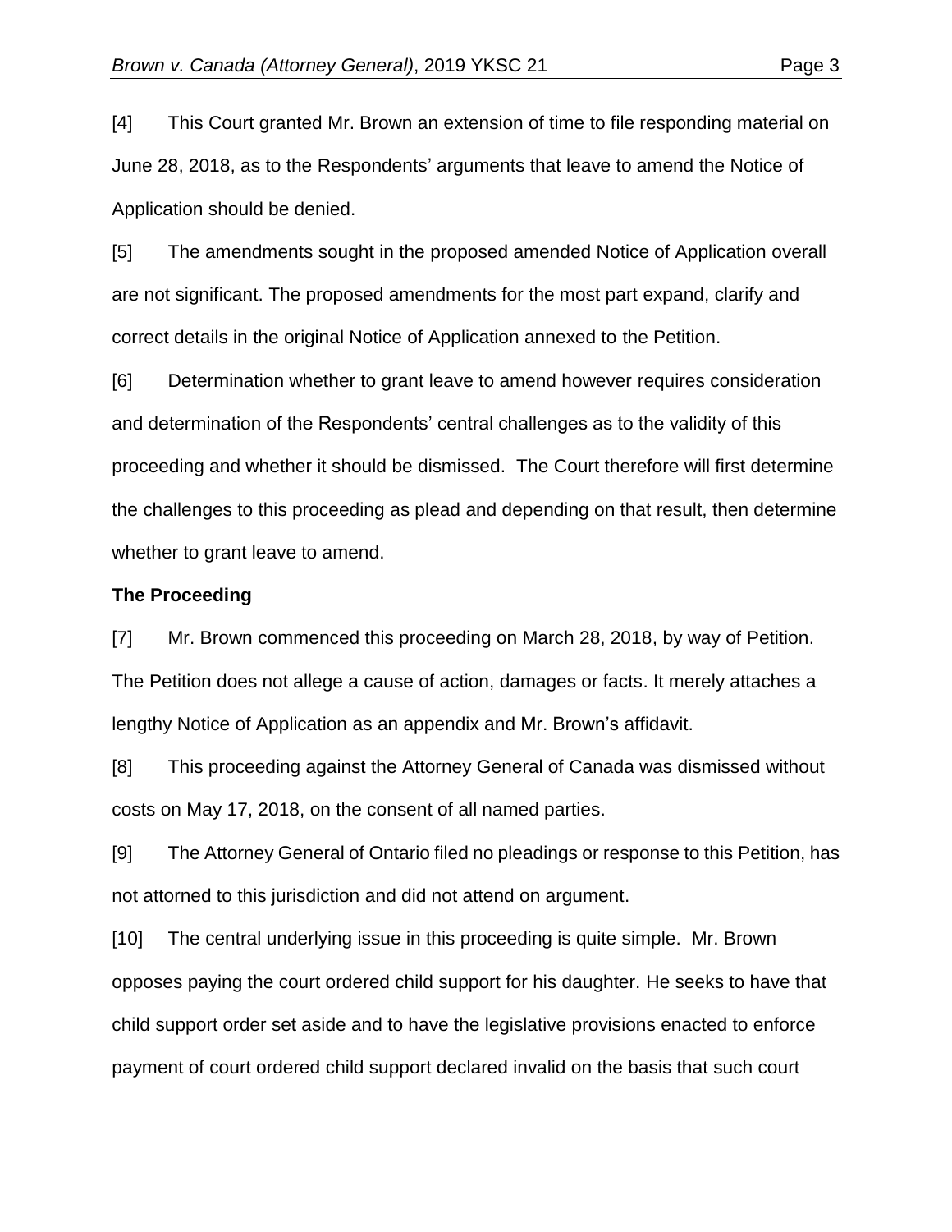[4] This Court granted Mr. Brown an extension of time to file responding material on June 28, 2018, as to the Respondents' arguments that leave to amend the Notice of Application should be denied.

[5] The amendments sought in the proposed amended Notice of Application overall are not significant. The proposed amendments for the most part expand, clarify and correct details in the original Notice of Application annexed to the Petition.

[6] Determination whether to grant leave to amend however requires consideration and determination of the Respondents' central challenges as to the validity of this proceeding and whether it should be dismissed. The Court therefore will first determine the challenges to this proceeding as plead and depending on that result, then determine whether to grant leave to amend.

**The Proceeding**

[7] Mr. Brown commenced this proceeding on March 28, 2018, by way of Petition. The Petition does not allege a cause of action, damages or facts. It merely attaches a lengthy Notice of Application as an appendix and Mr. Brown's affidavit.

[8] This proceeding against the Attorney General of Canada was dismissed without costs on May 17, 2018, on the consent of all named parties.

[9] The Attorney General of Ontario filed no pleadings or response to this Petition, has not attorned to this jurisdiction and did not attend on argument.

[10] The central underlying issue in this proceeding is quite simple. Mr. Brown opposes paying the court ordered child support for his daughter. He seeks to have that child support order set aside and to have the legislative provisions enacted to enforce payment of court ordered child support declared invalid on the basis that such court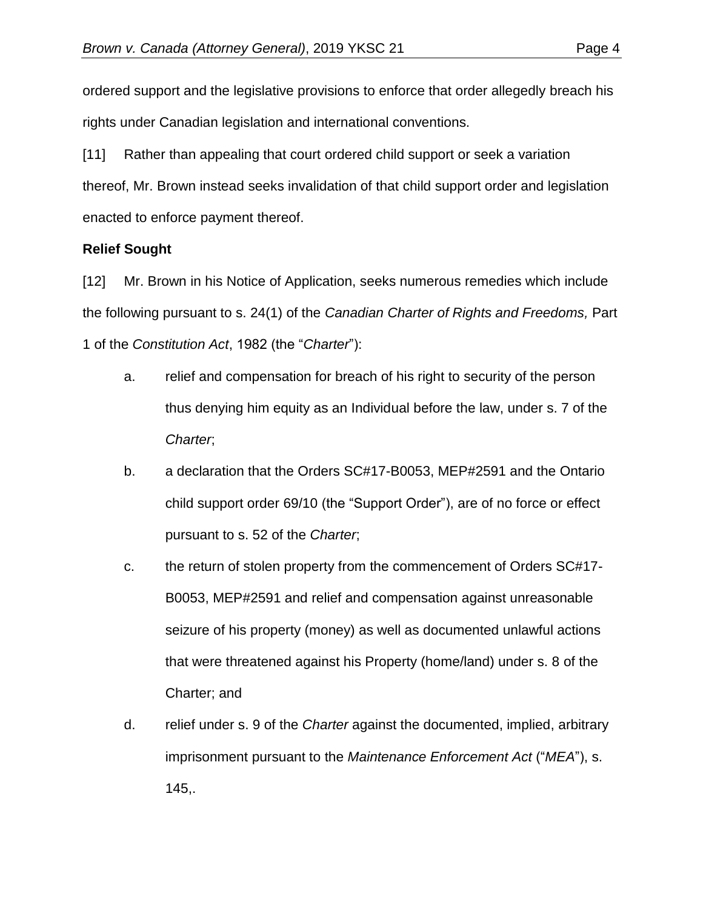ordered support and the legislative provisions to enforce that order allegedly breach his rights under Canadian legislation and international conventions.

[11] Rather than appealing that court ordered child support or seek a variation thereof, Mr. Brown instead seeks invalidation of that child support order and legislation enacted to enforce payment thereof.

**Relief Sought**

[12] Mr. Brown in his Notice of Application, seeks numerous remedies which include the following pursuant to s. 24(1) of the *Canadian Charter of Rights and Freedoms,* Part 1 of the *Constitution Act*, 1982 (the "*Charter*"):

a. relief and compensation for breach of his right to security of the person thus denying him equity as an Individual before the law, under s. 7 of the *Charter*;

b. a declaration that the Orders SC#17-B0053, MEP#2591 and the Ontario child support order 69/10 (the "Support Order"), are of no force or effect pursuant to s. 52 of the *Charter*;

c. the return of stolen property from the commencement of Orders SC#17-B0053, MEP#2591 and relief and compensation against unreasonable seizure of his property (money) as well as documented unlawful actions that were threatened against his Property (home/land) under s. 8 of the Charter; and

d. relief under s. 9 of the *Charter* against the documented, implied, arbitrary imprisonment pursuant to the *Maintenance Enforcement Act* ("*MEA*"), s. 145,.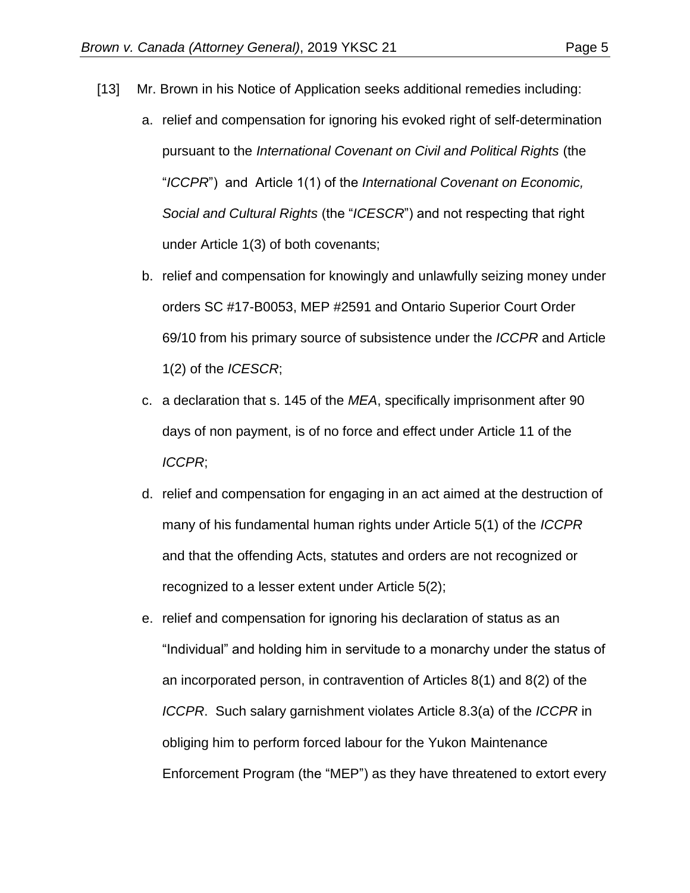[13] Mr. Brown in his Notice of Application seeks additional remedies including:

a. relief and compensation for ignoring his evoked right of self-determination pursuant to the *International Covenant on Civil and Political Rights* (the "*ICCPR*") and Article 1(1) of the *International Covenant on Economic, Social and Cultural Rights* (the "*ICESCR*") and not respecting that right under Article 1(3) of both covenants;

b. relief and compensation for knowingly and unlawfully seizing money under orders SC #17-B0053, MEP #2591 and Ontario Superior Court Order 69/10 from his primary source of subsistence under the *ICCPR* and Article 1(2) of the *ICESCR*;

c. a declaration that s. 145 of the *MEA*, specifically imprisonment after 90 days of non payment, is of no force and effect under Article 11 of the *ICCPR*;

d. relief and compensation for engaging in an act aimed at the destruction of many of his fundamental human rights under Article 5(1) of the *ICCPR* and that the offending Acts, statutes and orders are not recognized or recognized to a lesser extent under Article 5(2);

e. relief and compensation for ignoring his declaration of status as an "Individual" and holding him in servitude to a monarchy under the status of an incorporated person, in contravention of Articles 8(1) and 8(2) of the *ICCPR*. Such salary garnishment violates Article 8.3(a) of the *ICCPR* in obliging him to perform forced labour for the Yukon Maintenance Enforcement Program (the "MEP") as they have threatened to extort every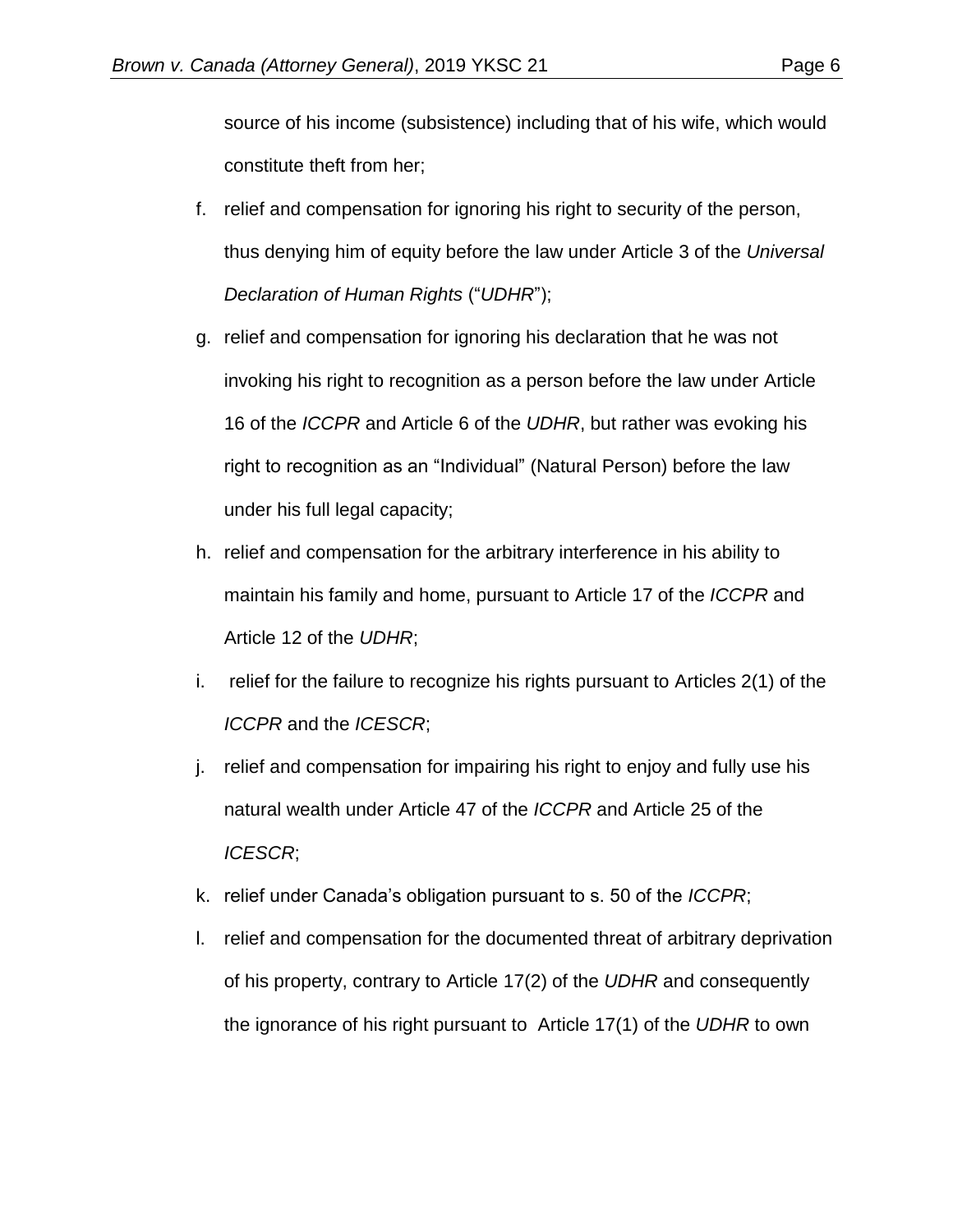source of his income (subsistence) including that of his wife, which would constitute theft from her;

f. relief and compensation for ignoring his right to security of the person, thus denying him of equity before the law under Article 3 of the *Universal Declaration of Human Rights* ("*UDHR*");

g. relief and compensation for ignoring his declaration that he was not invoking his right to recognition as a person before the law under Article 16 of the *ICCPR* and Article 6 of the *UDHR*, but rather was evoking his right to recognition as an "Individual" (Natural Person) before the law under his full legal capacity;

h. relief and compensation for the arbitrary interference in his ability to maintain his family and home, pursuant to Article 17 of the *ICCPR* and Article 12 of the *UDHR*;

i. relief for the failure to recognize his rights pursuant to Articles 2(1) of the *ICCPR* and the *ICESCR*;

j. relief and compensation for impairing his right to enjoy and fully use his natural wealth under Article 47 of the *ICCPR* and Article 25 of the *ICESCR*;

k. relief under Canada's obligation pursuant to s. 50 of the *ICCPR*;

l. relief and compensation for the documented threat of arbitrary deprivation of his property, contrary to Article 17(2) of the *UDHR* and consequently the ignorance of his right pursuant to Article 17(1) of the *UDHR* to own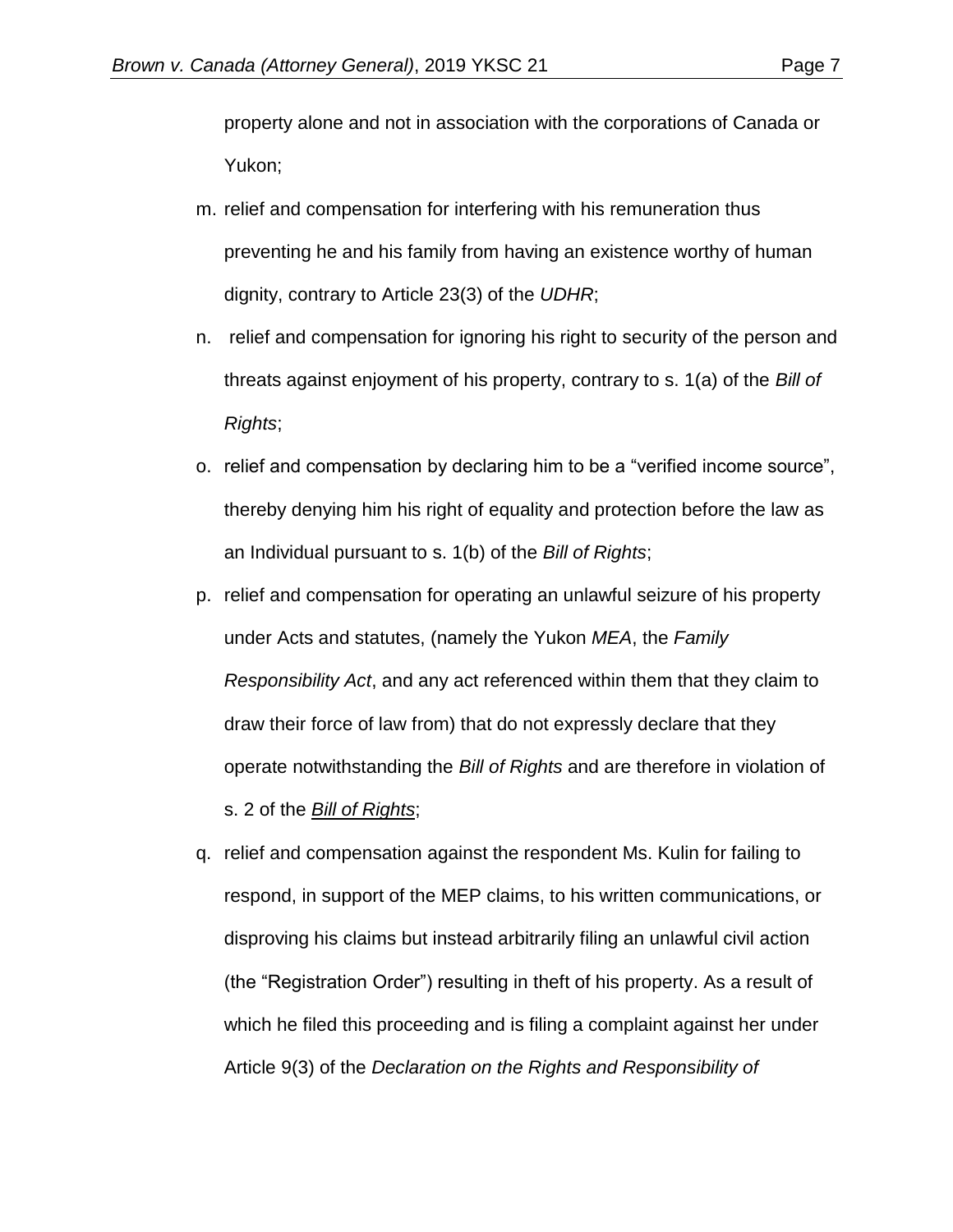property alone and not in association with the corporations of Canada or Yukon;

m. relief and compensation for interfering with his remuneration thus preventing he and his family from having an existence worthy of human dignity, contrary to Article 23(3) of the *UDHR*;

n. relief and compensation for ignoring his right to security of the person and threats against enjoyment of his property, contrary to s. 1(a) of the *Bill of Rights*;

o. relief and compensation by declaring him to be a "verified income source", thereby denying him his right of equality and protection before the law as an Individual pursuant to s. 1(b) of the *Bill of Rights*;

p. relief and compensation for operating an unlawful seizure of his property under Acts and statutes, (namely the Yukon *MEA*, the *Family Responsibility Act*, and any act referenced within them that they claim to draw their force of law from) that do not expressly declare that they operate notwithstanding the *Bill of Rights* and are therefore in violation of s. 2 of the *Bill of Rights*;

q. relief and compensation against the respondent Ms. Kulin for failing to respond, in support of the MEP claims, to his written communications, or disproving his claims but instead arbitrarily filing an unlawful civil action (the "Registration Order") resulting in theft of his property. As a result of which he filed this proceeding and is filing a complaint against her under Article 9(3) of the *Declaration on the Rights and Responsibility of*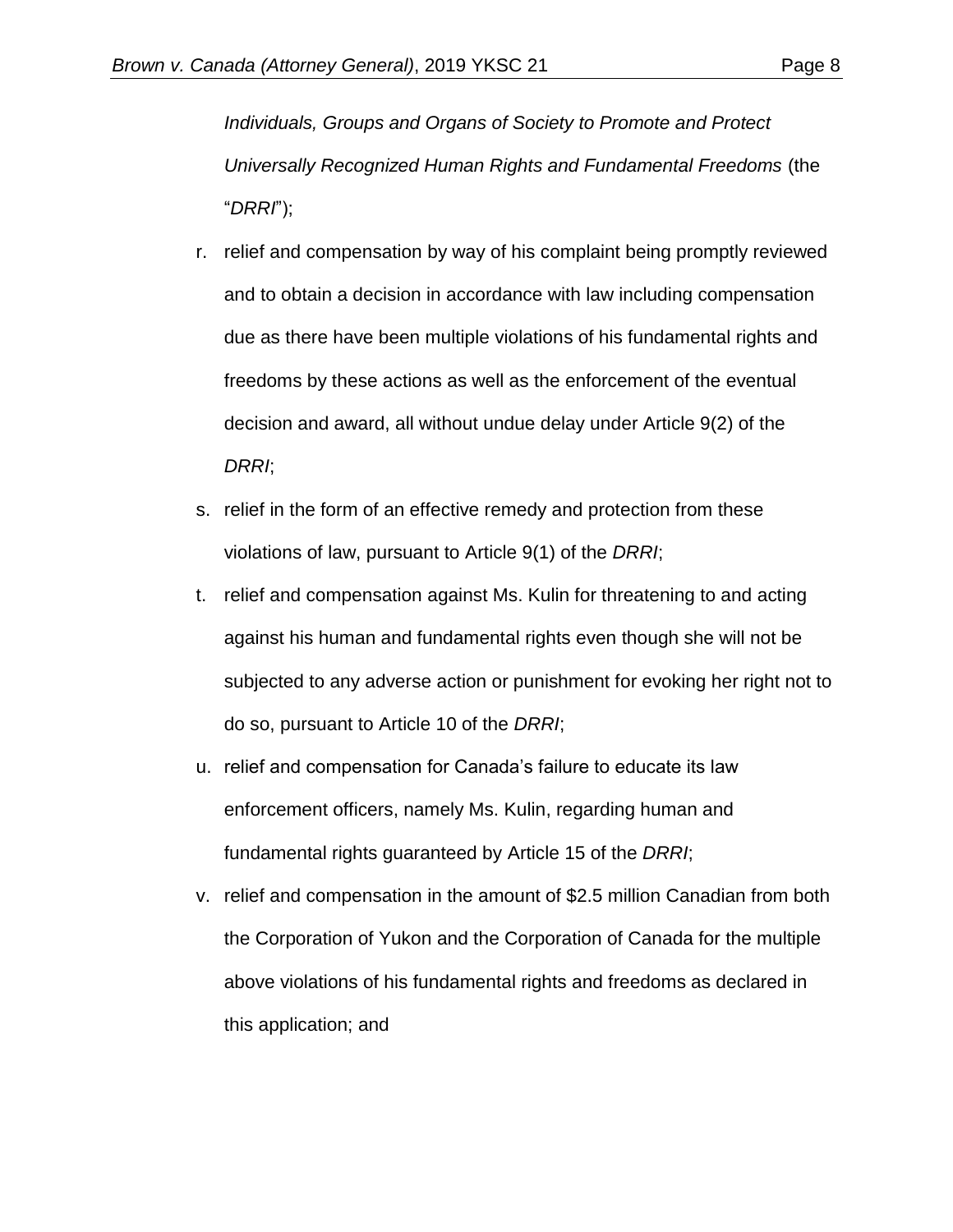*Individuals, Groups and Organs of Society to Promote and Protect Universally Recognized Human Rights and Fundamental Freedoms* (the "*DRRI*");

r. relief and compensation by way of his complaint being promptly reviewed and to obtain a decision in accordance with law including compensation due as there have been multiple violations of his fundamental rights and freedoms by these actions as well as the enforcement of the eventual decision and award, all without undue delay under Article 9(2) of the *DRRI*;

s. relief in the form of an effective remedy and protection from these violations of law, pursuant to Article 9(1) of the *DRRI*;

t. relief and compensation against Ms. Kulin for threatening to and acting against his human and fundamental rights even though she will not be subjected to any adverse action or punishment for evoking her right not to do so, pursuant to Article 10 of the *DRRI*;

u. relief and compensation for Canada's failure to educate its law enforcement officers, namely Ms. Kulin, regarding human and fundamental rights guaranteed by Article 15 of the *DRRI*;

v. relief and compensation in the amount of $2.5 million Canadian from both the Corporation of Yukon and the Corporation of Canada for the multiple above violations of his fundamental rights and freedoms as declared in this application; and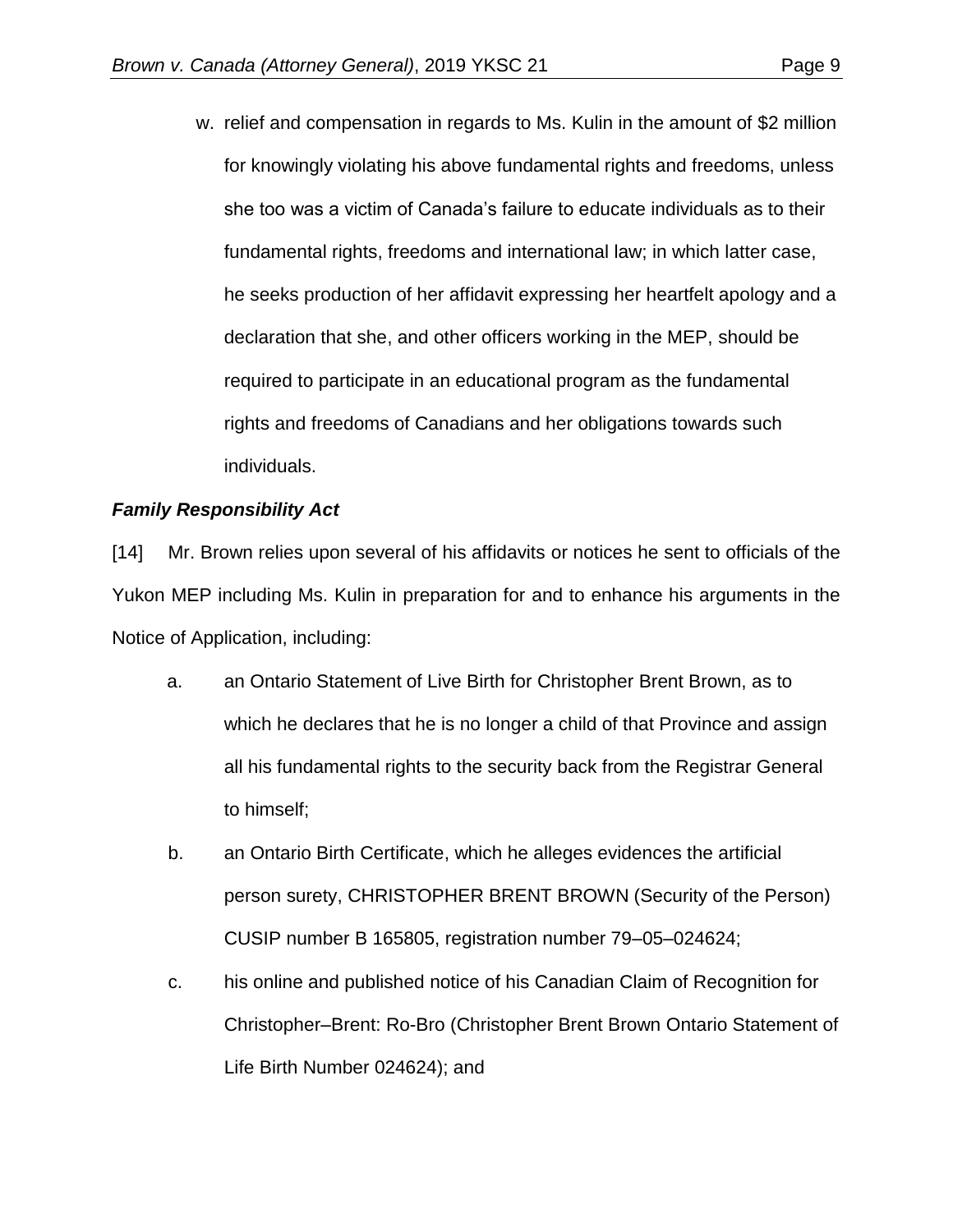w. relief and compensation in regards to Ms. Kulin in the amount of $2 million for knowingly violating his above fundamental rights and freedoms, unless she too was a victim of Canada's failure to educate individuals as to their fundamental rights, freedoms and international law; in which latter case, he seeks production of her affidavit expressing her heartfelt apology and a declaration that she, and other officers working in the MEP, should be required to participate in an educational program as the fundamental rights and freedoms of Canadians and her obligations towards such individuals.

***Family Responsibility Act***

[14] Mr. Brown relies upon several of his affidavits or notices he sent to officials of the Yukon MEP including Ms. Kulin in preparation for and to enhance his arguments in the Notice of Application, including:

a. an Ontario Statement of Live Birth for Christopher Brent Brown, as to which he declares that he is no longer a child of that Province and assign all his fundamental rights to the security back from the Registrar General to himself;

b. an Ontario Birth Certificate, which he alleges evidences the artificial person surety, CHRISTOPHER BRENT BROWN (Security of the Person) CUSIP number B 165805, registration number 79–05–024624;

c. his online and published notice of his Canadian Claim of Recognition for Christopher–Brent: Ro-Bro (Christopher Brent Brown Ontario Statement of Life Birth Number 024624); and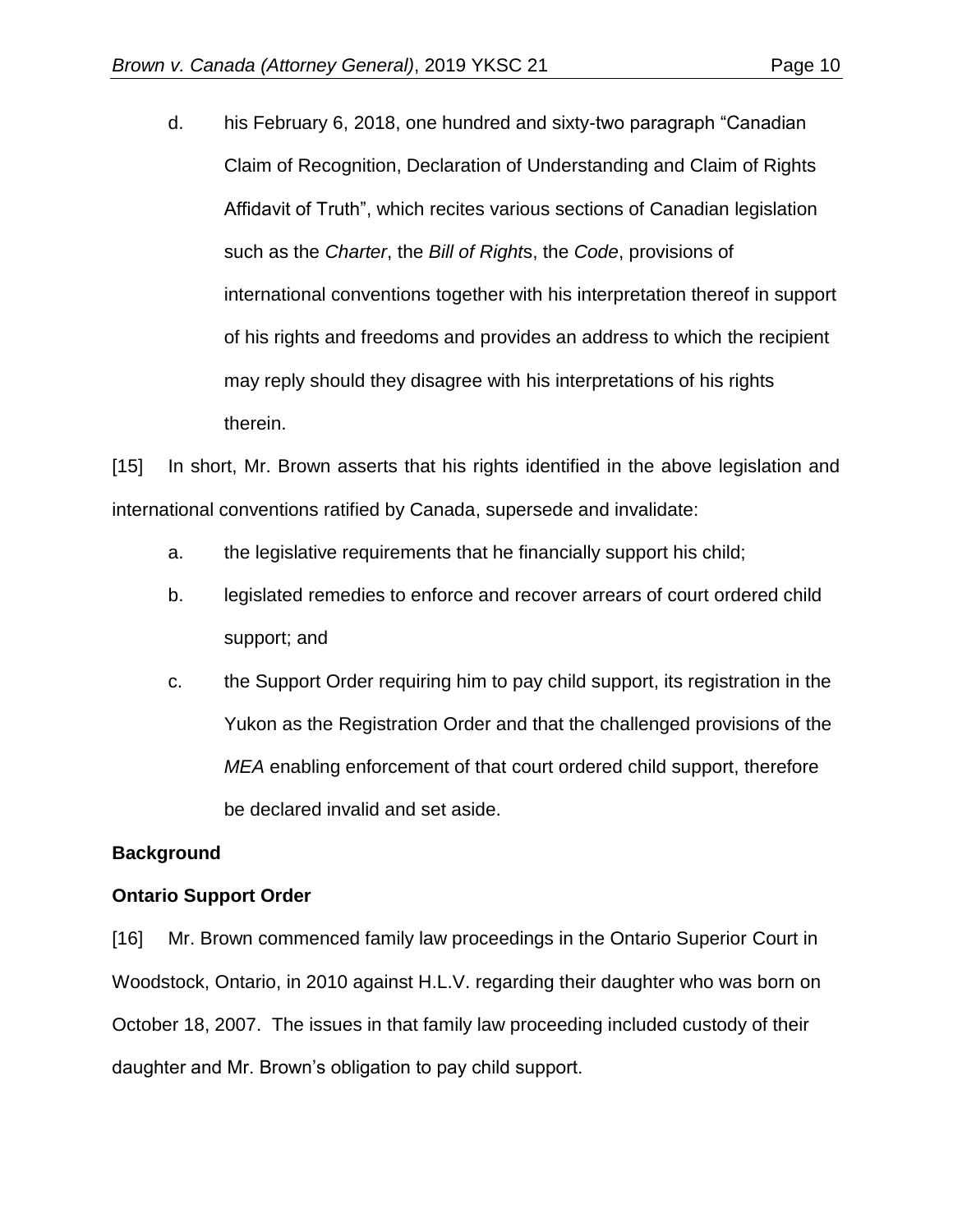d. his February 6, 2018, one hundred and sixty-two paragraph "Canadian Claim of Recognition, Declaration of Understanding and Claim of Rights Affidavit of Truth", which recites various sections of Canadian legislation such as the *Charter*, the *Bill of Right*s, the *Code*, provisions of international conventions together with his interpretation thereof in support of his rights and freedoms and provides an address to which the recipient may reply should they disagree with his interpretations of his rights therein.

[15] In short, Mr. Brown asserts that his rights identified in the above legislation and international conventions ratified by Canada, supersede and invalidate:

a. the legislative requirements that he financially support his child;

b. legislated remedies to enforce and recover arrears of court ordered child support; and

c. the Support Order requiring him to pay child support, its registration in the Yukon as the Registration Order and that the challenged provisions of the *MEA* enabling enforcement of that court ordered child support, therefore be declared invalid and set aside.

**Background**

**Ontario Support Order**

[16] Mr. Brown commenced family law proceedings in the Ontario Superior Court in Woodstock, Ontario, in 2010 against H.L.V. regarding their daughter who was born on October 18, 2007. The issues in that family law proceeding included custody of their daughter and Mr. Brown's obligation to pay child support.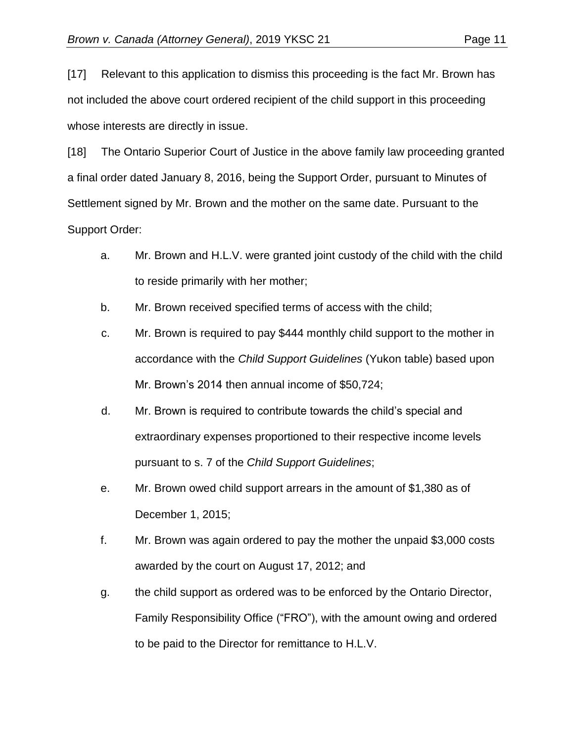[17] Relevant to this application to dismiss this proceeding is the fact Mr. Brown has not included the above court ordered recipient of the child support in this proceeding whose interests are directly in issue.

[18] The Ontario Superior Court of Justice in the above family law proceeding granted a final order dated January 8, 2016, being the Support Order, pursuant to Minutes of Settlement signed by Mr. Brown and the mother on the same date. Pursuant to the Support Order:

a. Mr. Brown and H.L.V. were granted joint custody of the child with the child to reside primarily with her mother;

b. Mr. Brown received specified terms of access with the child;

c. Mr. Brown is required to pay $444 monthly child support to the mother in accordance with the *Child Support Guidelines* (Yukon table) based upon Mr. Brown's 2014 then annual income of $50,724;

d. Mr. Brown is required to contribute towards the child's special and extraordinary expenses proportioned to their respective income levels pursuant to s. 7 of the *Child Support Guidelines*;

e. Mr. Brown owed child support arrears in the amount of $1,380 as of December 1, 2015;

f. Mr. Brown was again ordered to pay the mother the unpaid $3,000 costs awarded by the court on August 17, 2012; and

g. the child support as ordered was to be enforced by the Ontario Director, Family Responsibility Office ("FRO"), with the amount owing and ordered to be paid to the Director for remittance to H.L.V.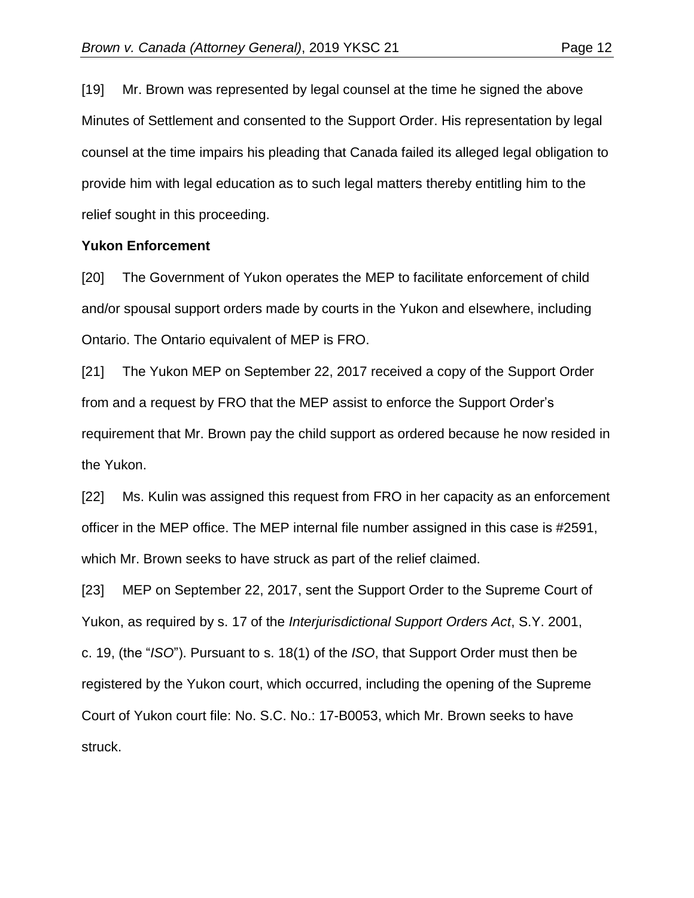[19] Mr. Brown was represented by legal counsel at the time he signed the above Minutes of Settlement and consented to the Support Order. His representation by legal counsel at the time impairs his pleading that Canada failed its alleged legal obligation to provide him with legal education as to such legal matters thereby entitling him to the relief sought in this proceeding.

**Yukon Enforcement**

[20] The Government of Yukon operates the MEP to facilitate enforcement of child and/or spousal support orders made by courts in the Yukon and elsewhere, including Ontario. The Ontario equivalent of MEP is FRO.

[21] The Yukon MEP on September 22, 2017 received a copy of the Support Order from and a request by FRO that the MEP assist to enforce the Support Order's requirement that Mr. Brown pay the child support as ordered because he now resided in the Yukon.

[22] Ms. Kulin was assigned this request from FRO in her capacity as an enforcement officer in the MEP office. The MEP internal file number assigned in this case is #2591, which Mr. Brown seeks to have struck as part of the relief claimed.

[23] MEP on September 22, 2017, sent the Support Order to the Supreme Court of Yukon, as required by s. 17 of the *Interjurisdictional Support Orders Act*, S.Y. 2001, c. 19, (the "*ISO*"). Pursuant to s. 18(1) of the *ISO*, that Support Order must then be registered by the Yukon court, which occurred, including the opening of the Supreme Court of Yukon court file: No. S.C. No.: 17-B0053, which Mr. Brown seeks to have struck.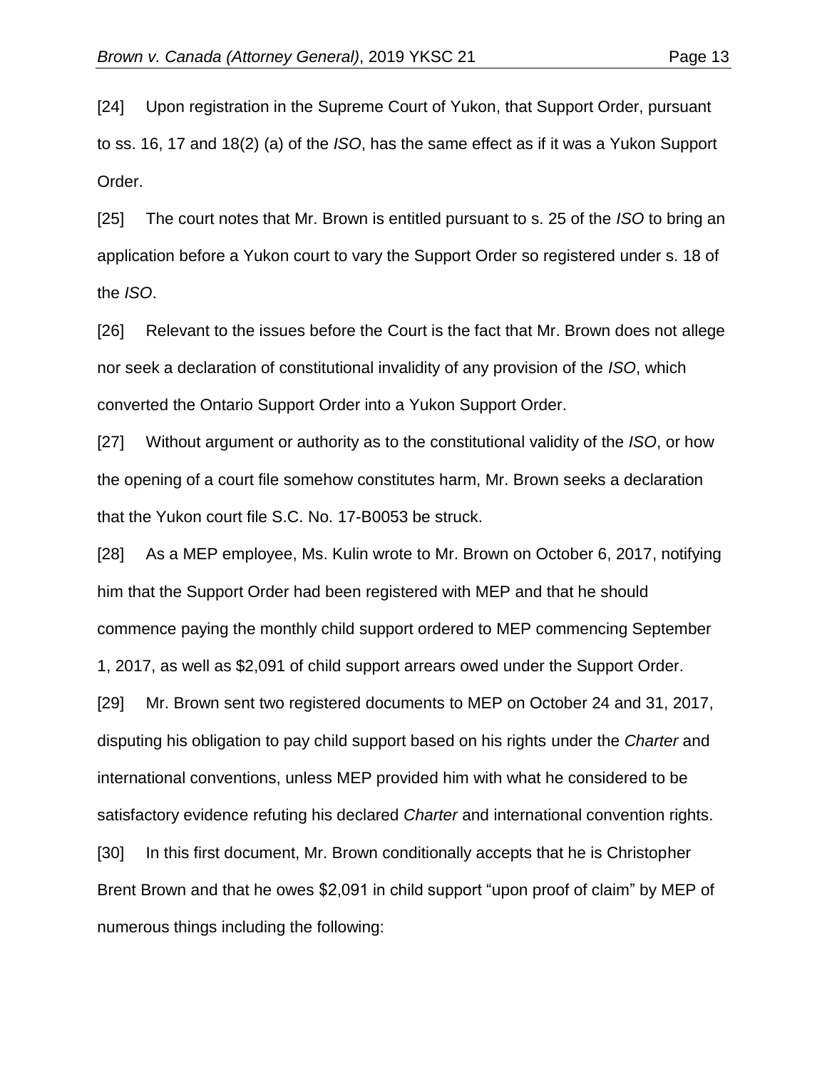[24] Upon registration in the Supreme Court of Yukon, that Support Order, pursuant to ss. 16, 17 and 18(2) (a) of the *ISO*, has the same effect as if it was a Yukon Support Order.

[25] The court notes that Mr. Brown is entitled pursuant to s. 25 of the *ISO* to bring an application before a Yukon court to vary the Support Order so registered under s. 18 of the *ISO*.

[26] Relevant to the issues before the Court is the fact that Mr. Brown does not allege nor seek a declaration of constitutional invalidity of any provision of the *ISO*, which converted the Ontario Support Order into a Yukon Support Order.

[27] Without argument or authority as to the constitutional validity of the *ISO*, or how the opening of a court file somehow constitutes harm, Mr. Brown seeks a declaration that the Yukon court file S.C. No. 17-B0053 be struck.

[28] As a MEP employee, Ms. Kulin wrote to Mr. Brown on October 6, 2017, notifying him that the Support Order had been registered with MEP and that he should commence paying the monthly child support ordered to MEP commencing September 1, 2017, as well as $2,091 of child support arrears owed under the Support Order.

[29] Mr. Brown sent two registered documents to MEP on October 24 and 31, 2017, disputing his obligation to pay child support based on his rights under the *Charter* and international conventions, unless MEP provided him with what he considered to be satisfactory evidence refuting his declared *Charter* and international convention rights.

[30] In this first document, Mr. Brown conditionally accepts that he is Christopher Brent Brown and that he owes $2,091 in child support "upon proof of claim" by MEP of numerous things including the following: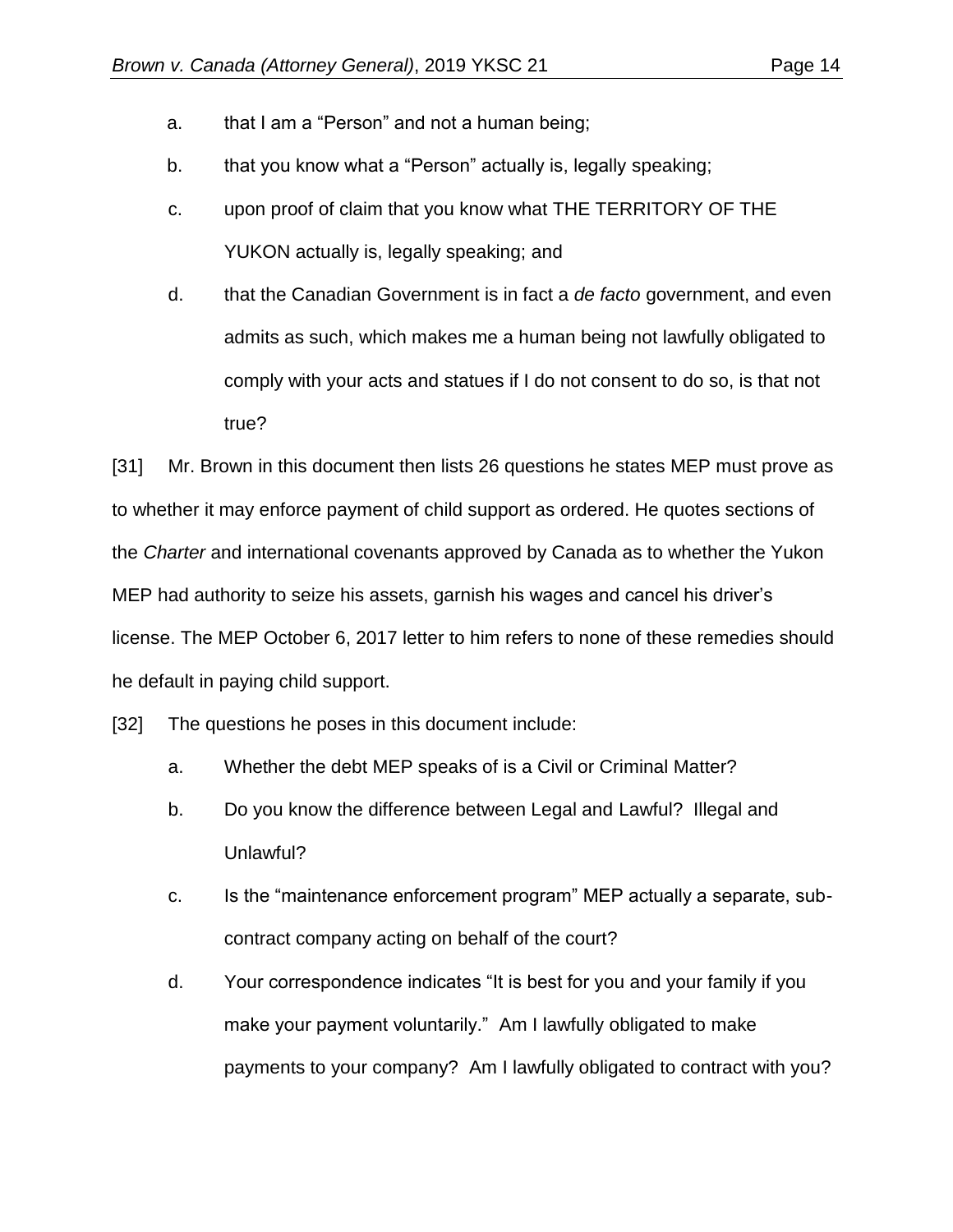a. that I am a "Person" and not a human being;

b. that you know what a "Person" actually is, legally speaking;

c. upon proof of claim that you know what THE TERRITORY OF THE YUKON actually is, legally speaking; and

d. that the Canadian Government is in fact a *de facto* government, and even admits as such, which makes me a human being not lawfully obligated to comply with your acts and statues if I do not consent to do so, is that not true?

[31] Mr. Brown in this document then lists 26 questions he states MEP must prove as to whether it may enforce payment of child support as ordered. He quotes sections of the *Charter* and international covenants approved by Canada as to whether the Yukon MEP had authority to seize his assets, garnish his wages and cancel his driver's license. The MEP October 6, 2017 letter to him refers to none of these remedies should he default in paying child support.

[32] The questions he poses in this document include:

a. Whether the debt MEP speaks of is a Civil or Criminal Matter?

b. Do you know the difference between Legal and Lawful? Illegal and Unlawful?

c. Is the "maintenance enforcement program" MEP actually a separate, sub-contract company acting on behalf of the court?

d. Your correspondence indicates "It is best for you and your family if you make your payment voluntarily." Am I lawfully obligated to make payments to your company? Am I lawfully obligated to contract with you?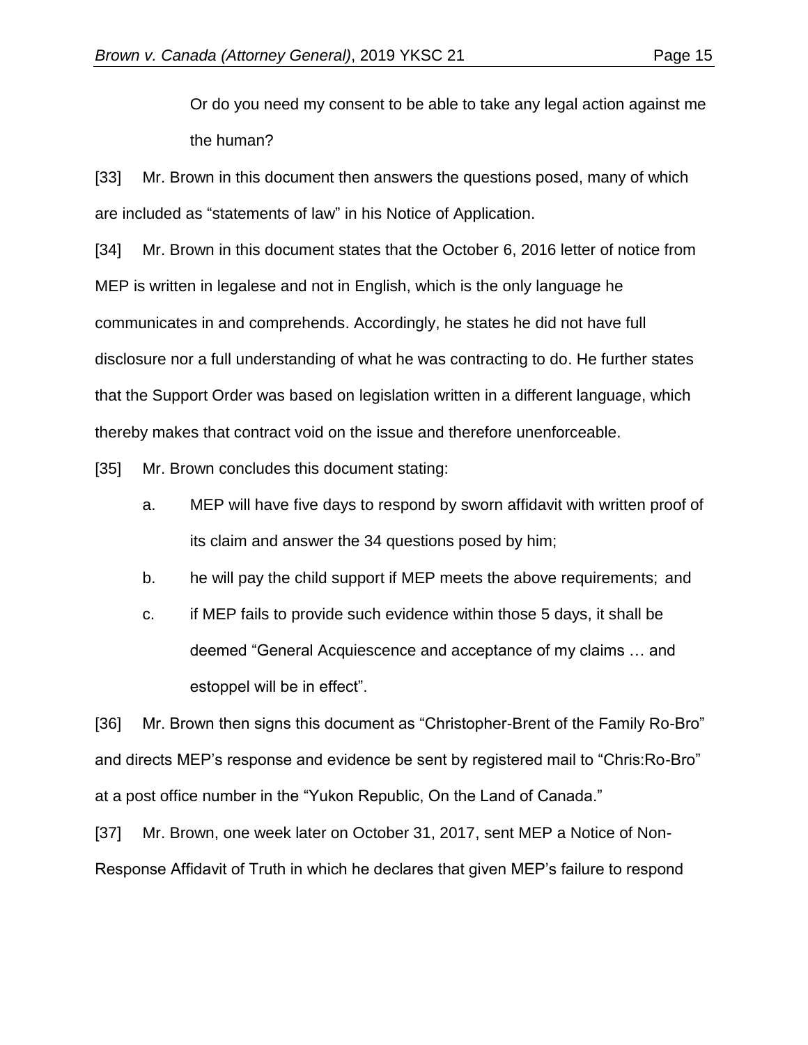> Or do you need my consent to be able to take any legal action against me the human?

[33] Mr. Brown in this document then answers the questions posed, many of which are included as "statements of law" in his Notice of Application.

[34] Mr. Brown in this document states that the October 6, 2016 letter of notice from MEP is written in legalese and not in English, which is the only language he communicates in and comprehends. Accordingly, he states he did not have full disclosure nor a full understanding of what he was contracting to do. He further states that the Support Order was based on legislation written in a different language, which thereby makes that contract void on the issue and therefore unenforceable.

[35] Mr. Brown concludes this document stating:

> a. MEP will have five days to respond by sworn affidavit with written proof of its claim and answer the 34 questions posed by him;
>
> b. he will pay the child support if MEP meets the above requirements; and
>
> c. if MEP fails to provide such evidence within those 5 days, it shall be deemed "General Acquiescence and acceptance of my claims … and estoppel will be in effect".

[36] Mr. Brown then signs this document as "Christopher-Brent of the Family Ro-Bro" and directs MEP's response and evidence be sent by registered mail to "Chris:Ro-Bro" at a post office number in the "Yukon Republic, On the Land of Canada."

[37] Mr. Brown, one week later on October 31, 2017, sent MEP a Notice of Non-Response Affidavit of Truth in which he declares that given MEP's failure to respond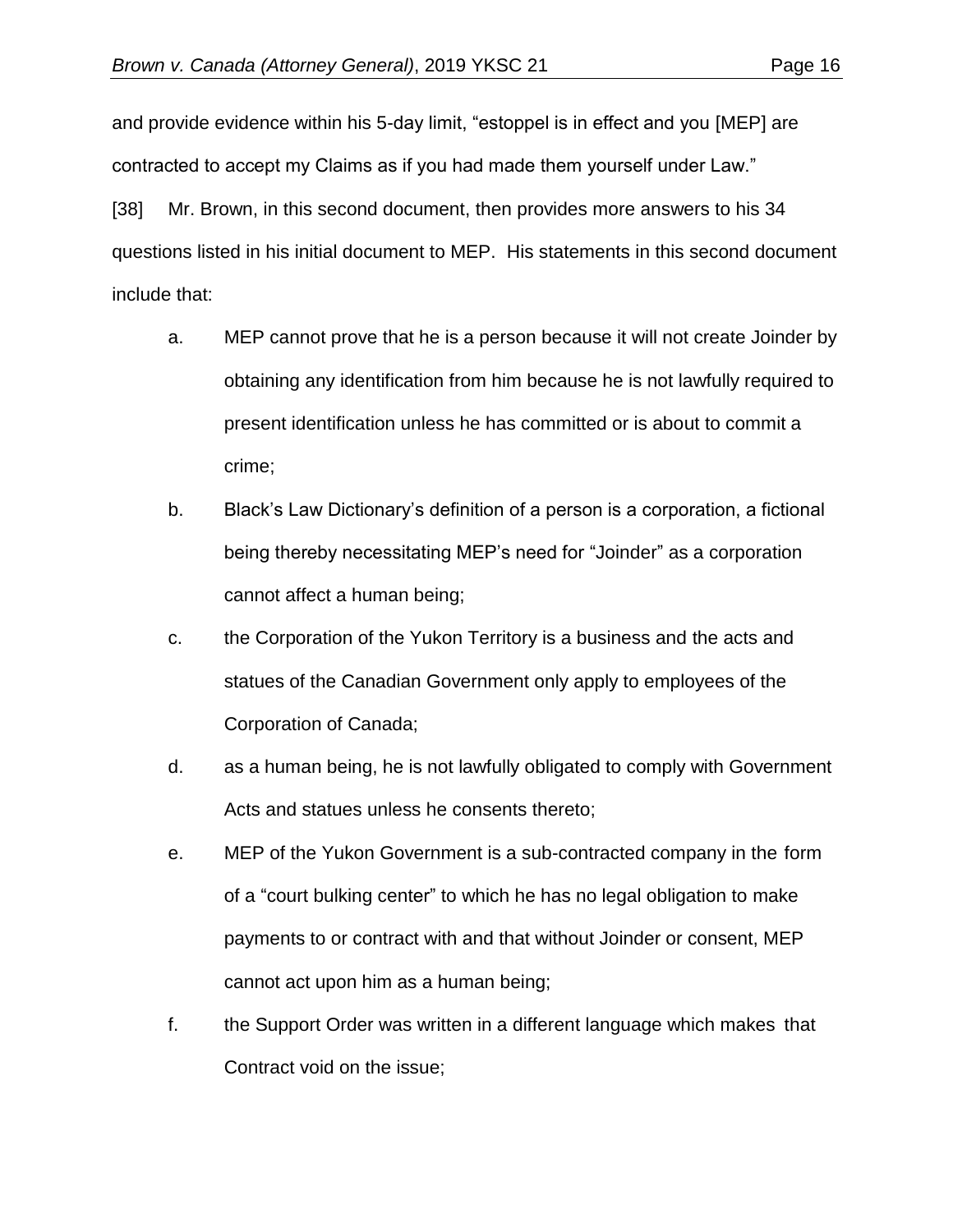and provide evidence within his 5-day limit, "estoppel is in effect and you [MEP] are contracted to accept my Claims as if you had made them yourself under Law."

[38] Mr. Brown, in this second document, then provides more answers to his 34 questions listed in his initial document to MEP. His statements in this second document include that:

a. MEP cannot prove that he is a person because it will not create Joinder by obtaining any identification from him because he is not lawfully required to present identification unless he has committed or is about to commit a crime;

b. Black's Law Dictionary's definition of a person is a corporation, a fictional being thereby necessitating MEP's need for "Joinder" as a corporation cannot affect a human being;

c. the Corporation of the Yukon Territory is a business and the acts and statues of the Canadian Government only apply to employees of the Corporation of Canada;

d. as a human being, he is not lawfully obligated to comply with Government Acts and statues unless he consents thereto;

e. MEP of the Yukon Government is a sub-contracted company in the form of a "court bulking center" to which he has no legal obligation to make payments to or contract with and that without Joinder or consent, MEP cannot act upon him as a human being;

f. the Support Order was written in a different language which makes that Contract void on the issue;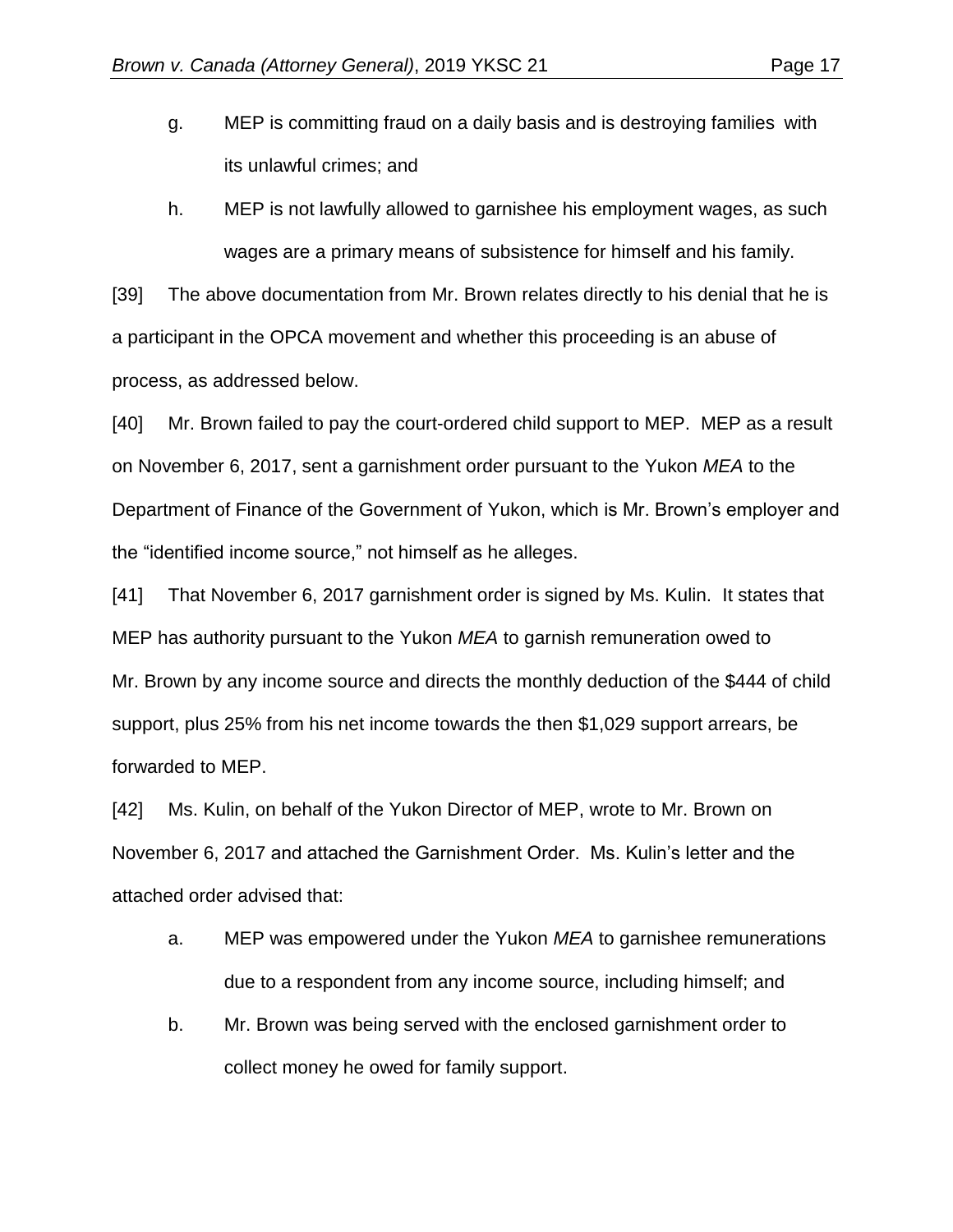g. MEP is committing fraud on a daily basis and is destroying families with its unlawful crimes; and

h. MEP is not lawfully allowed to garnishee his employment wages, as such wages are a primary means of subsistence for himself and his family.

[39] The above documentation from Mr. Brown relates directly to his denial that he is a participant in the OPCA movement and whether this proceeding is an abuse of process, as addressed below.

[40] Mr. Brown failed to pay the court-ordered child support to MEP. MEP as a result on November 6, 2017, sent a garnishment order pursuant to the Yukon *MEA* to the Department of Finance of the Government of Yukon, which is Mr. Brown's employer and the "identified income source," not himself as he alleges.

[41] That November 6, 2017 garnishment order is signed by Ms. Kulin. It states that MEP has authority pursuant to the Yukon *MEA* to garnish remuneration owed to Mr. Brown by any income source and directs the monthly deduction of the $444 of child support, plus 25% from his net income towards the then $1,029 support arrears, be forwarded to MEP.

[42] Ms. Kulin, on behalf of the Yukon Director of MEP, wrote to Mr. Brown on November 6, 2017 and attached the Garnishment Order. Ms. Kulin's letter and the attached order advised that:

a. MEP was empowered under the Yukon *MEA* to garnishee remunerations due to a respondent from any income source, including himself; and

b. Mr. Brown was being served with the enclosed garnishment order to collect money he owed for family support.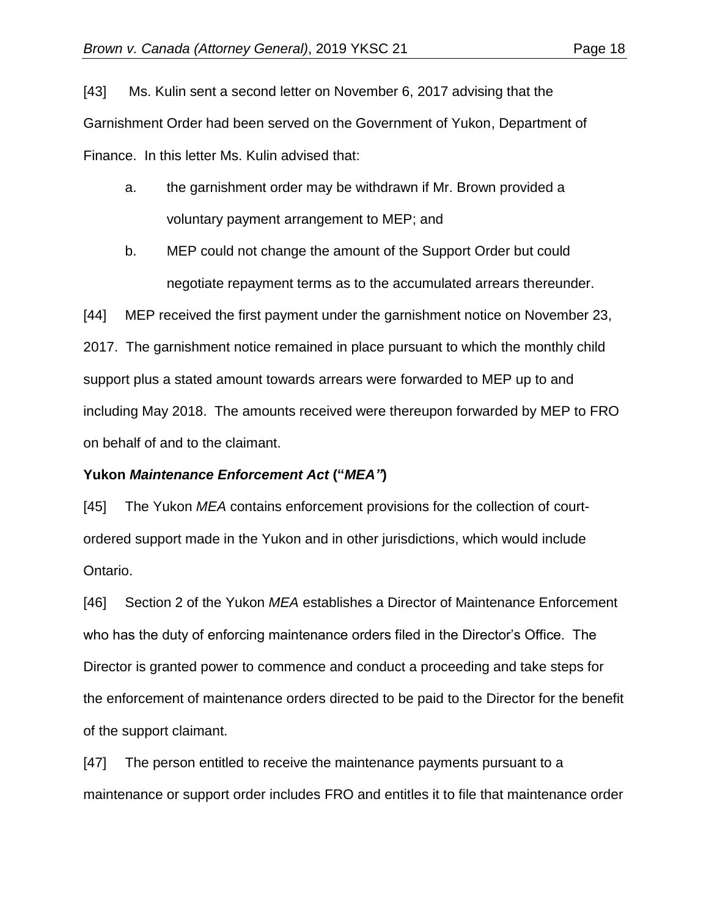[43] Ms. Kulin sent a second letter on November 6, 2017 advising that the Garnishment Order had been served on the Government of Yukon, Department of Finance. In this letter Ms. Kulin advised that:

a. the garnishment order may be withdrawn if Mr. Brown provided a voluntary payment arrangement to MEP; and

b. MEP could not change the amount of the Support Order but could negotiate repayment terms as to the accumulated arrears thereunder.

[44] MEP received the first payment under the garnishment notice on November 23, 2017. The garnishment notice remained in place pursuant to which the monthly child support plus a stated amount towards arrears were forwarded to MEP up to and including May 2018. The amounts received were thereupon forwarded by MEP to FRO on behalf of and to the claimant.

**Yukon *Maintenance Enforcement Act* ("*MEA"*)**

[45] The Yukon *MEA* contains enforcement provisions for the collection of court-ordered support made in the Yukon and in other jurisdictions, which would include Ontario.

[46] Section 2 of the Yukon *MEA* establishes a Director of Maintenance Enforcement who has the duty of enforcing maintenance orders filed in the Director's Office. The Director is granted power to commence and conduct a proceeding and take steps for the enforcement of maintenance orders directed to be paid to the Director for the benefit of the support claimant.

[47] The person entitled to receive the maintenance payments pursuant to a maintenance or support order includes FRO and entitles it to file that maintenance order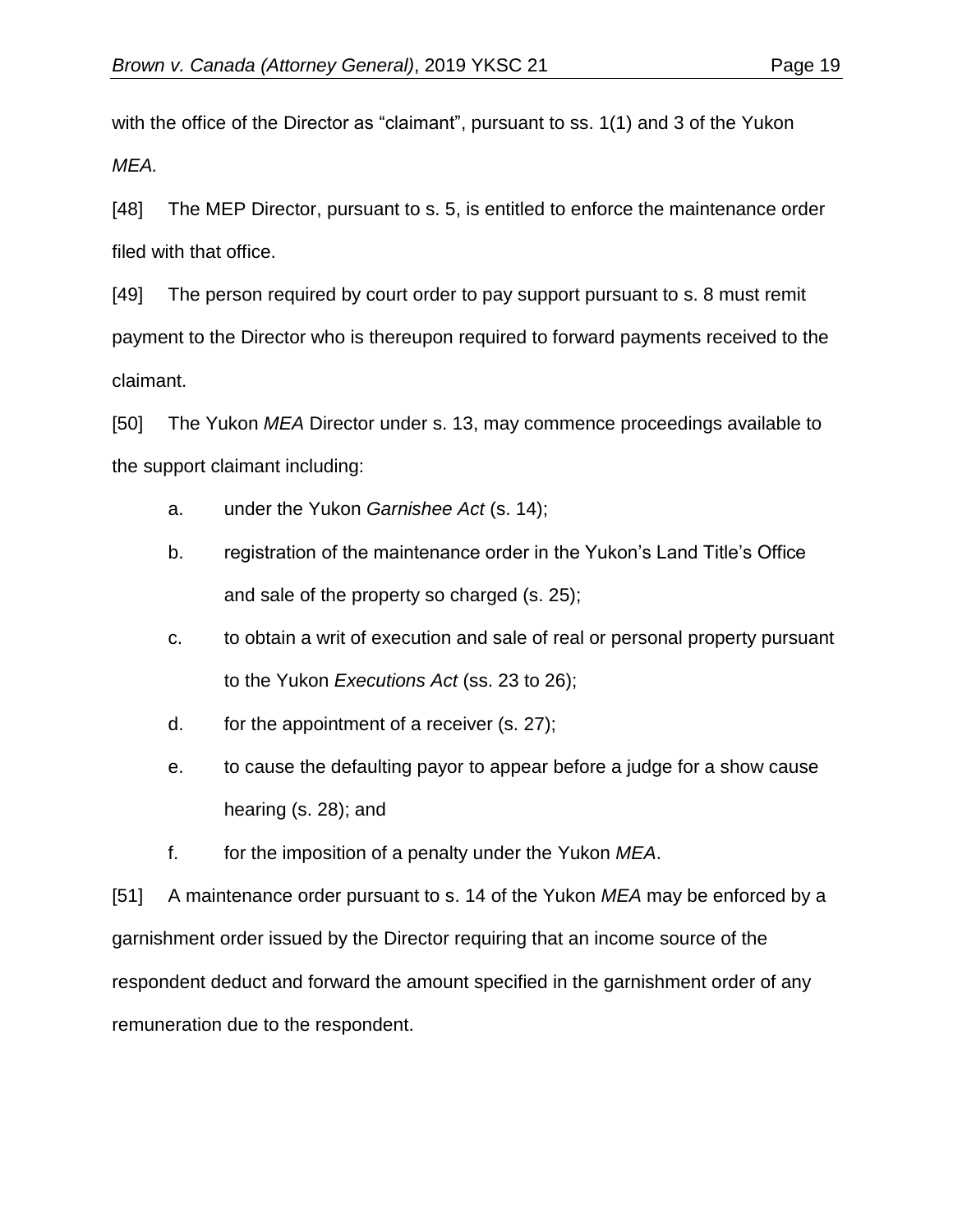with the office of the Director as "claimant", pursuant to ss. 1(1) and 3 of the Yukon *MEA.*

[48] The MEP Director, pursuant to s. 5, is entitled to enforce the maintenance order filed with that office.

[49] The person required by court order to pay support pursuant to s. 8 must remit payment to the Director who is thereupon required to forward payments received to the claimant.

[50] The Yukon *MEA* Director under s. 13, may commence proceedings available to the support claimant including:

a. under the Yukon *Garnishee Act* (s. 14);

b. registration of the maintenance order in the Yukon's Land Title's Office and sale of the property so charged (s. 25);

c. to obtain a writ of execution and sale of real or personal property pursuant to the Yukon *Executions Act* (ss. 23 to 26);

d. for the appointment of a receiver (s. 27);

e. to cause the defaulting payor to appear before a judge for a show cause hearing (s. 28); and

f. for the imposition of a penalty under the Yukon *MEA*.

[51] A maintenance order pursuant to s. 14 of the Yukon *MEA* may be enforced by a garnishment order issued by the Director requiring that an income source of the respondent deduct and forward the amount specified in the garnishment order of any remuneration due to the respondent.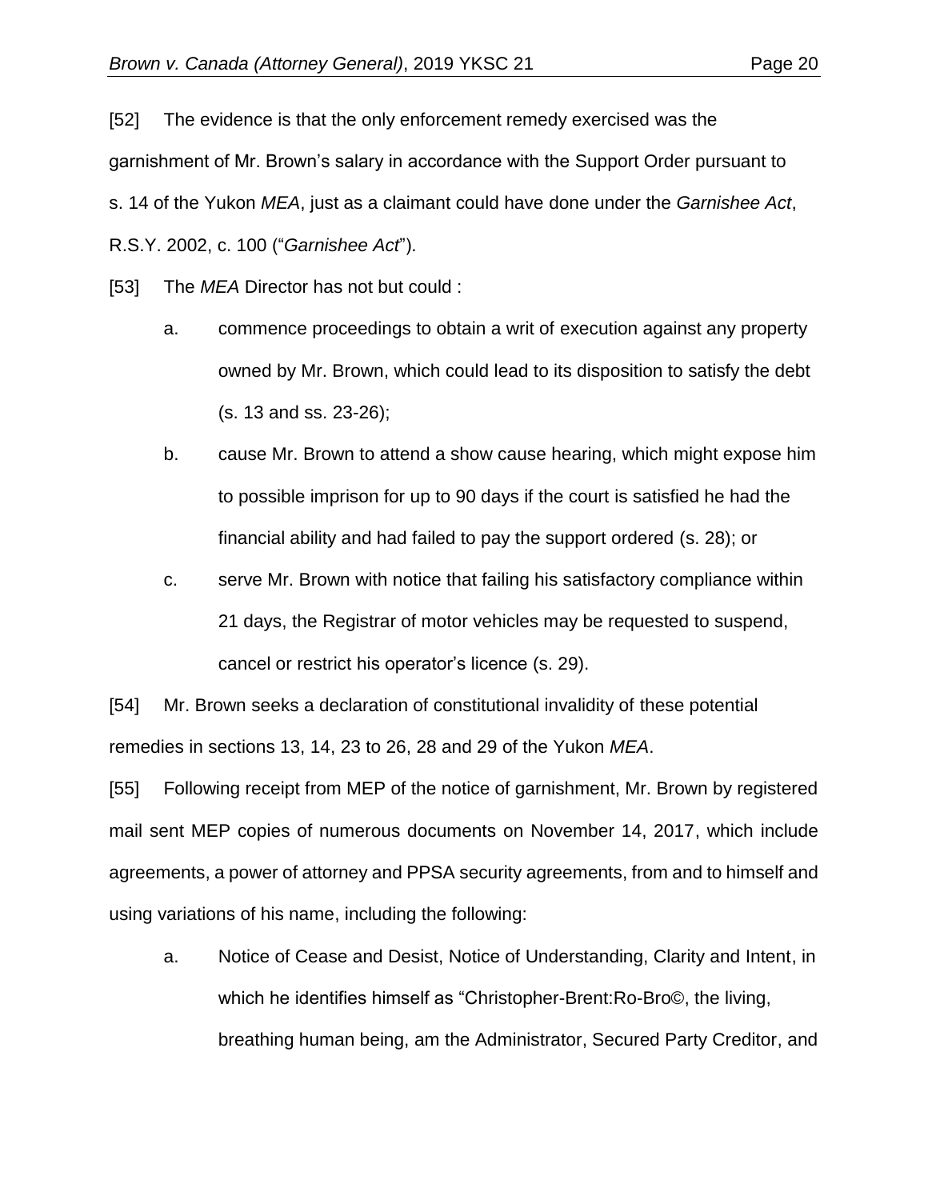[52] The evidence is that the only enforcement remedy exercised was the garnishment of Mr. Brown's salary in accordance with the Support Order pursuant to s. 14 of the Yukon *MEA*, just as a claimant could have done under the *Garnishee Act*, R.S.Y. 2002, c. 100 ("*Garnishee Act*").

[53] The *MEA* Director has not but could :

a. commence proceedings to obtain a writ of execution against any property owned by Mr. Brown, which could lead to its disposition to satisfy the debt (s. 13 and ss. 23-26);

b. cause Mr. Brown to attend a show cause hearing, which might expose him to possible imprison for up to 90 days if the court is satisfied he had the financial ability and had failed to pay the support ordered (s. 28); or

c. serve Mr. Brown with notice that failing his satisfactory compliance within 21 days, the Registrar of motor vehicles may be requested to suspend, cancel or restrict his operator's licence (s. 29).

[54] Mr. Brown seeks a declaration of constitutional invalidity of these potential remedies in sections 13, 14, 23 to 26, 28 and 29 of the Yukon *MEA*.

[55] Following receipt from MEP of the notice of garnishment, Mr. Brown by registered mail sent MEP copies of numerous documents on November 14, 2017, which include agreements, a power of attorney and PPSA security agreements, from and to himself and using variations of his name, including the following:

a. Notice of Cease and Desist, Notice of Understanding, Clarity and Intent, in which he identifies himself as "Christopher-Brent:Ro-Bro©, the living, breathing human being, am the Administrator, Secured Party Creditor, and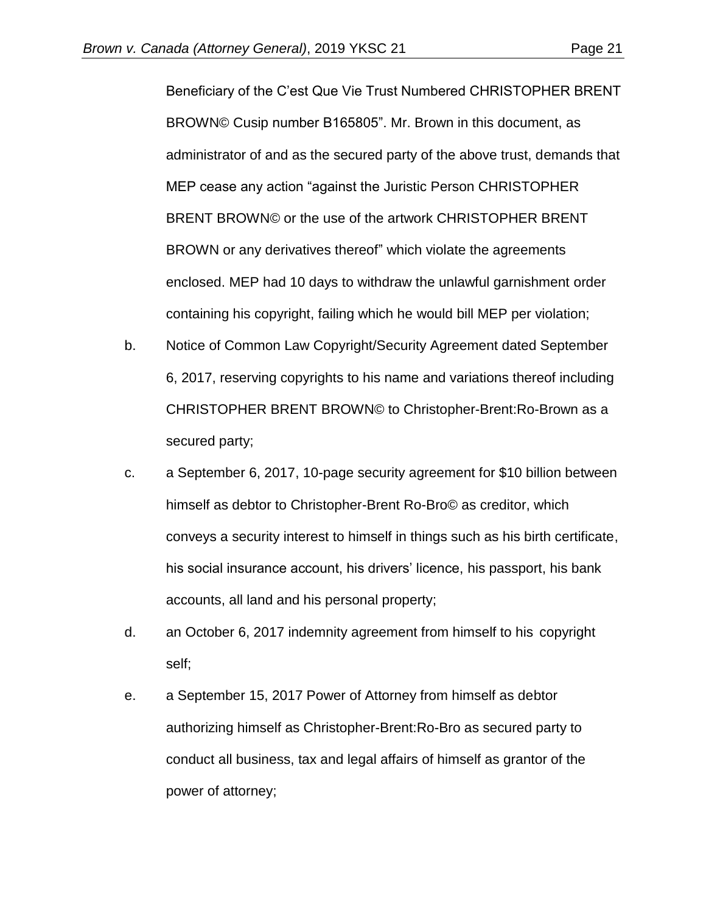Beneficiary of the C'est Que Vie Trust Numbered CHRISTOPHER BRENT BROWN© Cusip number B165805". Mr. Brown in this document, as administrator of and as the secured party of the above trust, demands that MEP cease any action "against the Juristic Person CHRISTOPHER BRENT BROWN© or the use of the artwork CHRISTOPHER BRENT BROWN or any derivatives thereof" which violate the agreements enclosed. MEP had 10 days to withdraw the unlawful garnishment order containing his copyright, failing which he would bill MEP per violation;

b. Notice of Common Law Copyright/Security Agreement dated September 6, 2017, reserving copyrights to his name and variations thereof including CHRISTOPHER BRENT BROWN© to Christopher-Brent:Ro-Brown as a secured party;

c. a September 6, 2017, 10-page security agreement for $10 billion between himself as debtor to Christopher-Brent Ro-Bro© as creditor, which conveys a security interest to himself in things such as his birth certificate, his social insurance account, his drivers' licence, his passport, his bank accounts, all land and his personal property;

d. an October 6, 2017 indemnity agreement from himself to his copyright self;

e. a September 15, 2017 Power of Attorney from himself as debtor authorizing himself as Christopher-Brent:Ro-Bro as secured party to conduct all business, tax and legal affairs of himself as grantor of the power of attorney;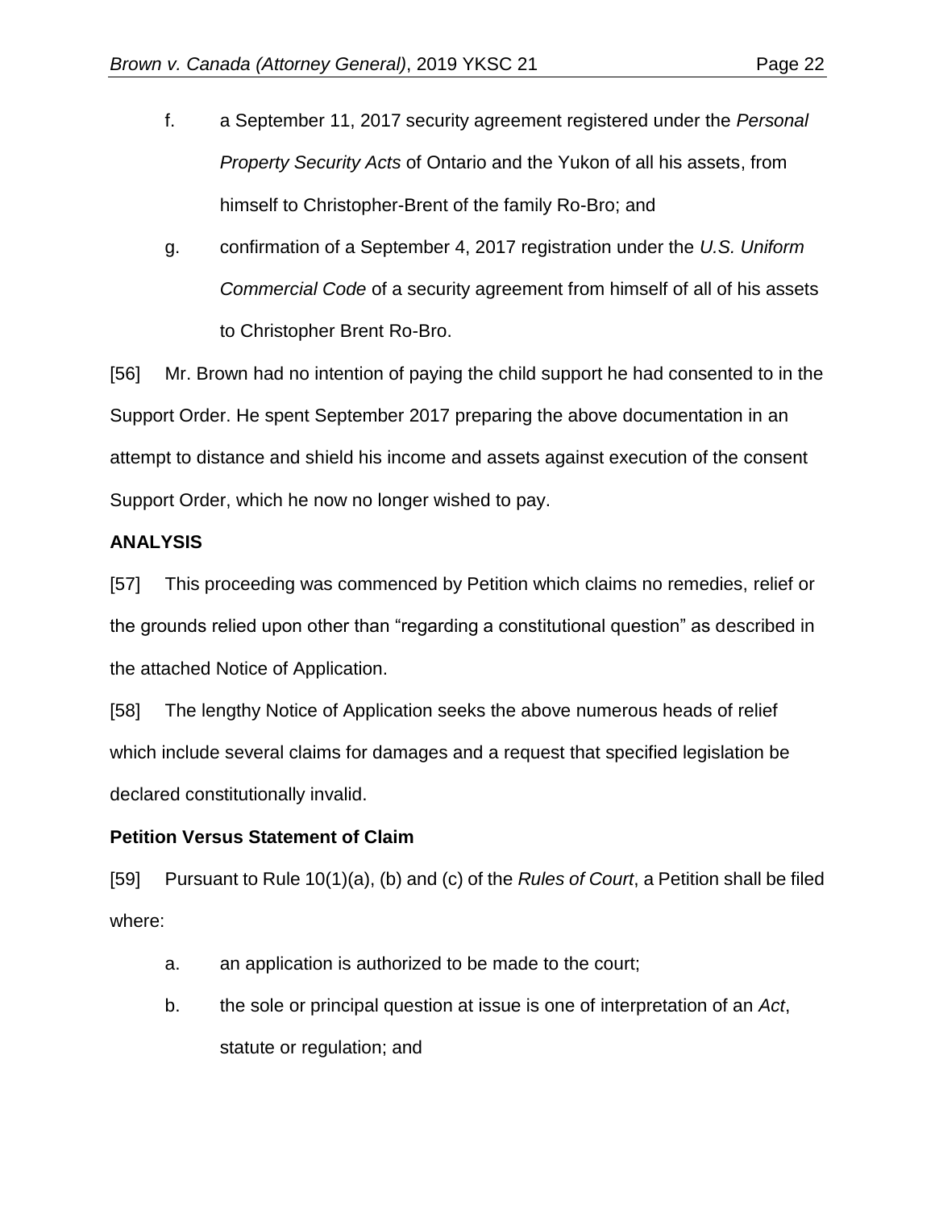f. a September 11, 2017 security agreement registered under the *Personal Property Security Acts* of Ontario and the Yukon of all his assets, from himself to Christopher-Brent of the family Ro-Bro; and

g. confirmation of a September 4, 2017 registration under the *U.S. Uniform Commercial Code* of a security agreement from himself of all of his assets to Christopher Brent Ro-Bro.

[56] Mr. Brown had no intention of paying the child support he had consented to in the Support Order. He spent September 2017 preparing the above documentation in an attempt to distance and shield his income and assets against execution of the consent Support Order, which he now no longer wished to pay.

**ANALYSIS**

[57] This proceeding was commenced by Petition which claims no remedies, relief or the grounds relied upon other than "regarding a constitutional question" as described in the attached Notice of Application.

[58] The lengthy Notice of Application seeks the above numerous heads of relief which include several claims for damages and a request that specified legislation be declared constitutionally invalid.

**Petition Versus Statement of Claim**

[59] Pursuant to Rule 10(1)(a), (b) and (c) of the *Rules of Court*, a Petition shall be filed where:

a. an application is authorized to be made to the court;

b. the sole or principal question at issue is one of interpretation of an *Act*, statute or regulation; and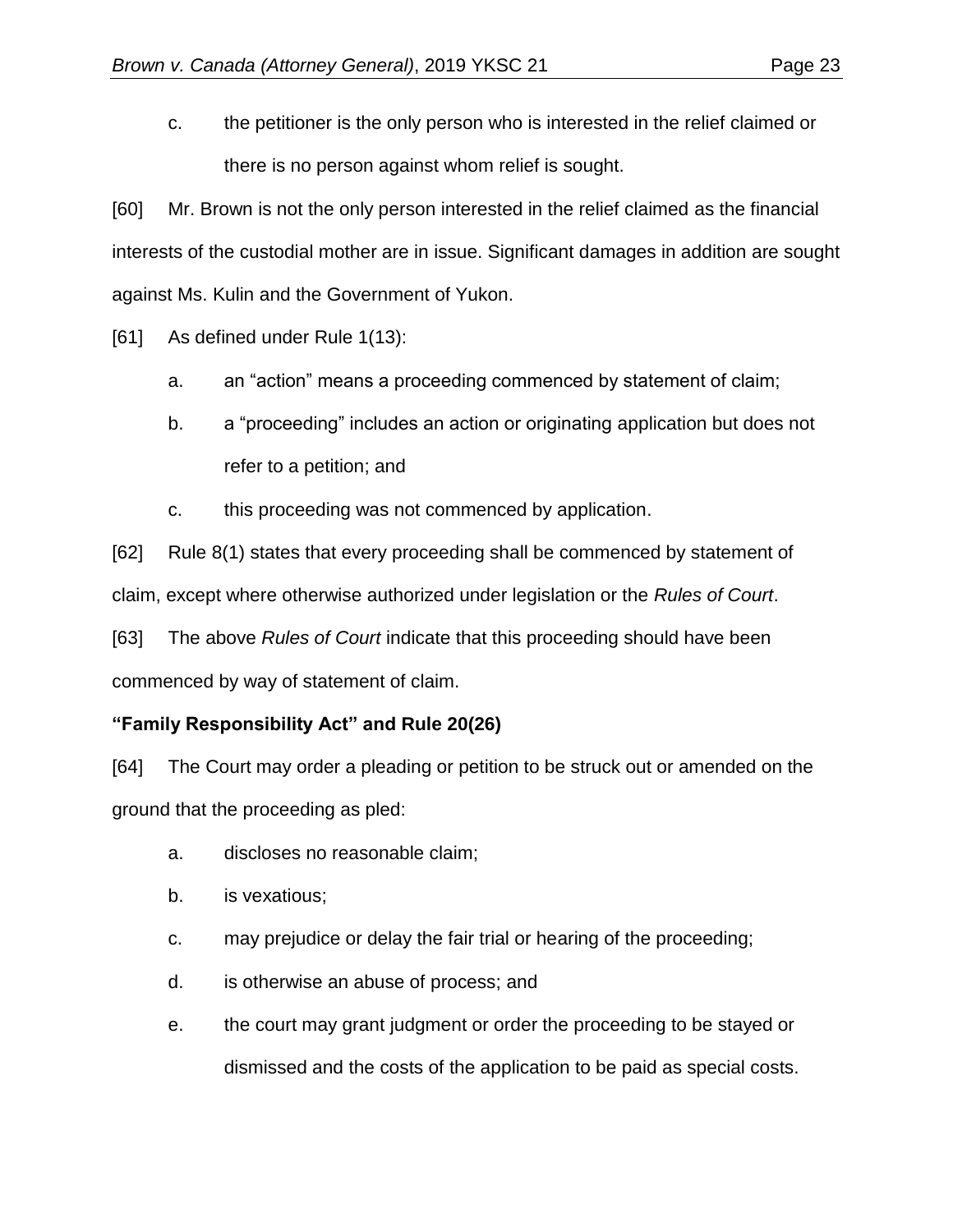c. the petitioner is the only person who is interested in the relief claimed or there is no person against whom relief is sought.

[60] Mr. Brown is not the only person interested in the relief claimed as the financial interests of the custodial mother are in issue. Significant damages in addition are sought against Ms. Kulin and the Government of Yukon.

[61] As defined under Rule 1(13):

a. an “action” means a proceeding commenced by statement of claim;

b. a “proceeding” includes an action or originating application but does not refer to a petition; and

c. this proceeding was not commenced by application.

[62] Rule 8(1) states that every proceeding shall be commenced by statement of claim, except where otherwise authorized under legislation or the *Rules of Court*.

[63] The above *Rules of Court* indicate that this proceeding should have been commenced by way of statement of claim.

**“Family Responsibility Act” and Rule 20(26)**

[64] The Court may order a pleading or petition to be struck out or amended on the ground that the proceeding as pled:

a. discloses no reasonable claim;

b. is vexatious;

c. may prejudice or delay the fair trial or hearing of the proceeding;

d. is otherwise an abuse of process; and

e. the court may grant judgment or order the proceeding to be stayed or dismissed and the costs of the application to be paid as special costs.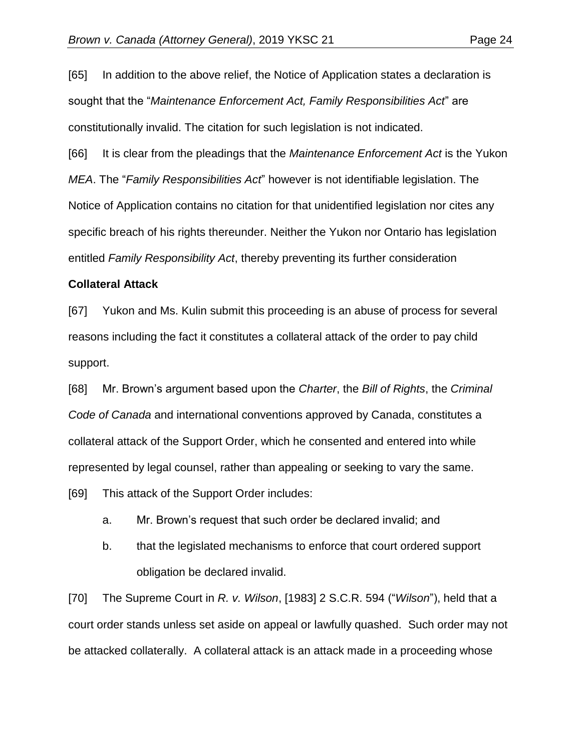[65] In addition to the above relief, the Notice of Application states a declaration is sought that the "*Maintenance Enforcement Act, Family Responsibilities Act*" are constitutionally invalid. The citation for such legislation is not indicated.

[66] It is clear from the pleadings that the *Maintenance Enforcement Act* is the Yukon *MEA*. The "*Family Responsibilities Act*" however is not identifiable legislation. The Notice of Application contains no citation for that unidentified legislation nor cites any specific breach of his rights thereunder. Neither the Yukon nor Ontario has legislation entitled *Family Responsibility Act*, thereby preventing its further consideration

**Collateral Attack**

[67] Yukon and Ms. Kulin submit this proceeding is an abuse of process for several reasons including the fact it constitutes a collateral attack of the order to pay child support.

[68] Mr. Brown's argument based upon the *Charter*, the *Bill of Rights*, the *Criminal Code of Canada* and international conventions approved by Canada, constitutes a collateral attack of the Support Order, which he consented and entered into while represented by legal counsel, rather than appealing or seeking to vary the same.

[69] This attack of the Support Order includes:

a. Mr. Brown's request that such order be declared invalid; and

b. that the legislated mechanisms to enforce that court ordered support obligation be declared invalid.

[70] The Supreme Court in *R. v. Wilson*, [1983] 2 S.C.R. 594 ("*Wilson*"), held that a court order stands unless set aside on appeal or lawfully quashed. Such order may not be attacked collaterally. A collateral attack is an attack made in a proceeding whose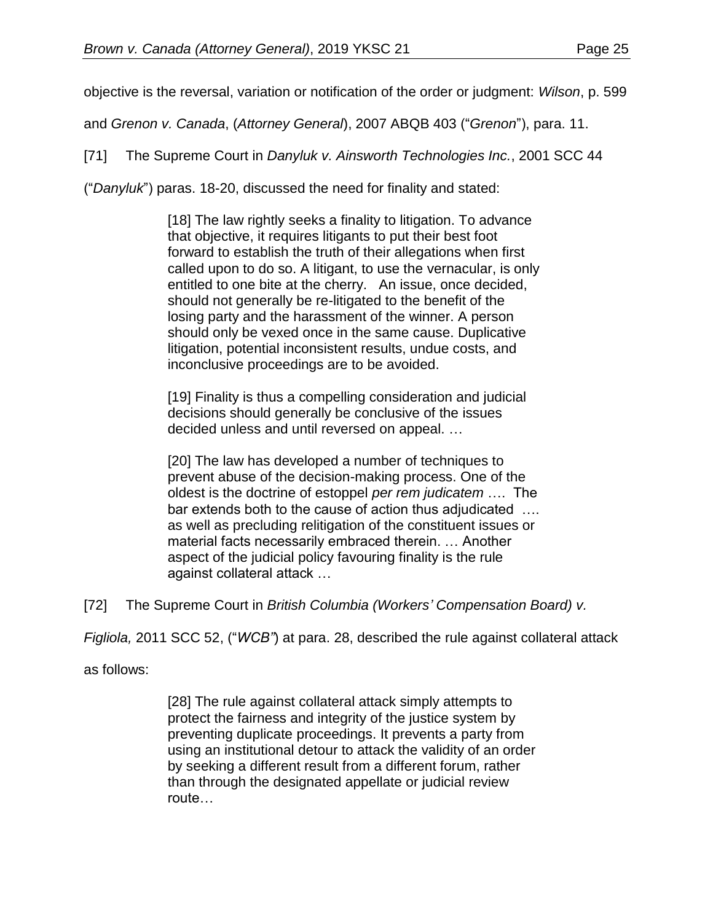objective is the reversal, variation or notification of the order or judgment: *Wilson*, p. 599 and *Grenon v. Canada*, (*Attorney General*), 2007 ABQB 403 ("*Grenon*"), para. 11.

[71] The Supreme Court in *Danyluk v. Ainsworth Technologies Inc.*, 2001 SCC 44 ("*Danyluk*") paras. 18-20, discussed the need for finality and stated:

> [18] The law rightly seeks a finality to litigation. To advance that objective, it requires litigants to put their best foot forward to establish the truth of their allegations when first called upon to do so. A litigant, to use the vernacular, is only entitled to one bite at the cherry. An issue, once decided, should not generally be re-litigated to the benefit of the losing party and the harassment of the winner. A person should only be vexed once in the same cause. Duplicative litigation, potential inconsistent results, undue costs, and inconclusive proceedings are to be avoided.
>
> [19] Finality is thus a compelling consideration and judicial decisions should generally be conclusive of the issues decided unless and until reversed on appeal. …
>
> [20] The law has developed a number of techniques to prevent abuse of the decision-making process. One of the oldest is the doctrine of estoppel *per rem judicatem* …. The bar extends both to the cause of action thus adjudicated …. as well as precluding relitigation of the constituent issues or material facts necessarily embraced therein. … Another aspect of the judicial policy favouring finality is the rule against collateral attack …

[72] The Supreme Court in *British Columbia (Workers' Compensation Board) v. Figliola,* 2011 SCC 52, ("*WCB"*) at para. 28, described the rule against collateral attack as follows:

> [28] The rule against collateral attack simply attempts to protect the fairness and integrity of the justice system by preventing duplicate proceedings. It prevents a party from using an institutional detour to attack the validity of an order by seeking a different result from a different forum, rather than through the designated appellate or judicial review route…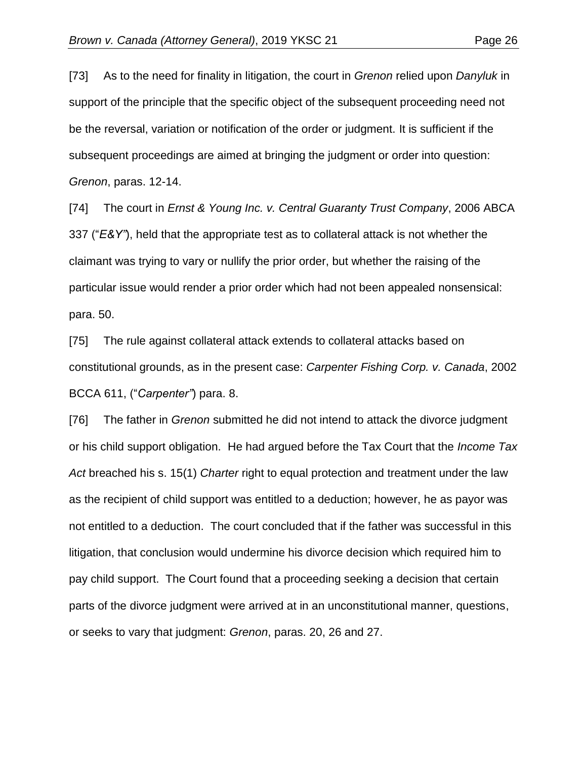[73] As to the need for finality in litigation, the court in *Grenon* relied upon *Danyluk* in support of the principle that the specific object of the subsequent proceeding need not be the reversal, variation or notification of the order or judgment. It is sufficient if the subsequent proceedings are aimed at bringing the judgment or order into question: *Grenon*, paras. 12-14.

[74] The court in *Ernst & Young Inc. v. Central Guaranty Trust Company*, 2006 ABCA 337 ("*E&Y"*), held that the appropriate test as to collateral attack is not whether the claimant was trying to vary or nullify the prior order, but whether the raising of the particular issue would render a prior order which had not been appealed nonsensical: para. 50.

[75] The rule against collateral attack extends to collateral attacks based on constitutional grounds, as in the present case: *Carpenter Fishing Corp. v. Canada*, 2002 BCCA 611, ("*Carpenter"*) para. 8.

[76] The father in *Grenon* submitted he did not intend to attack the divorce judgment or his child support obligation. He had argued before the Tax Court that the *Income Tax Act* breached his s. 15(1) *Charter* right to equal protection and treatment under the law as the recipient of child support was entitled to a deduction; however, he as payor was not entitled to a deduction. The court concluded that if the father was successful in this litigation, that conclusion would undermine his divorce decision which required him to pay child support. The Court found that a proceeding seeking a decision that certain parts of the divorce judgment were arrived at in an unconstitutional manner, questions, or seeks to vary that judgment: *Grenon*, paras. 20, 26 and 27.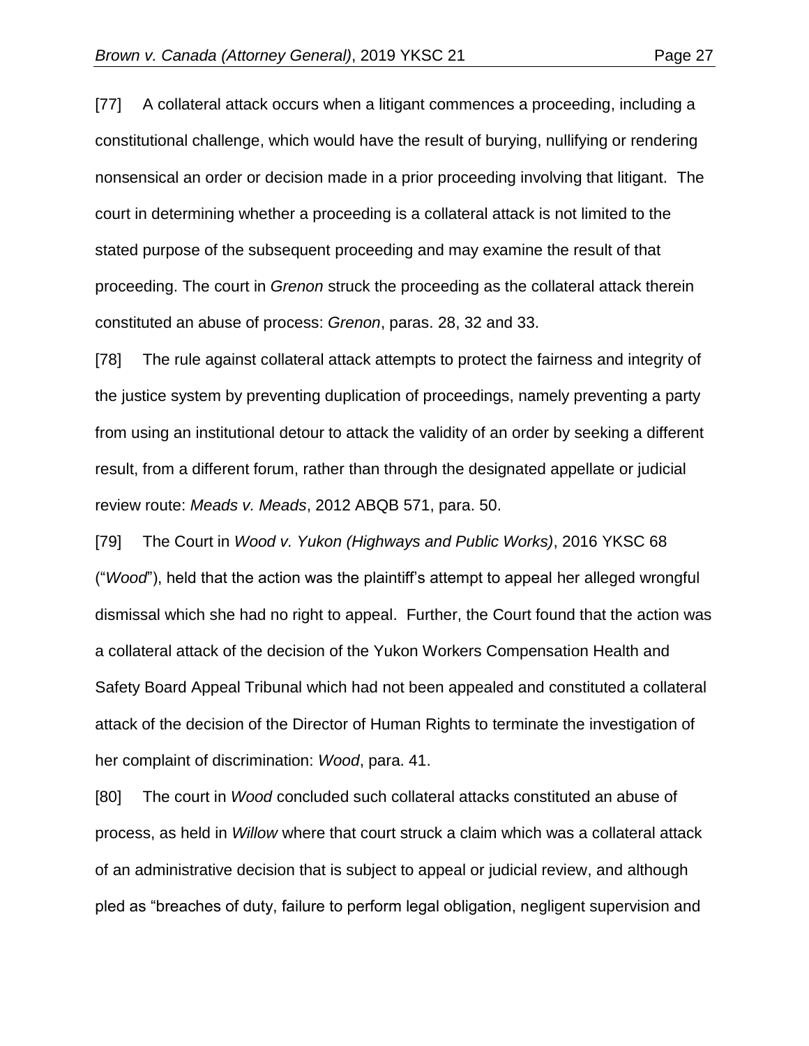[77] A collateral attack occurs when a litigant commences a proceeding, including a constitutional challenge, which would have the result of burying, nullifying or rendering nonsensical an order or decision made in a prior proceeding involving that litigant. The court in determining whether a proceeding is a collateral attack is not limited to the stated purpose of the subsequent proceeding and may examine the result of that proceeding. The court in *Grenon* struck the proceeding as the collateral attack therein constituted an abuse of process: *Grenon*, paras. 28, 32 and 33.

[78] The rule against collateral attack attempts to protect the fairness and integrity of the justice system by preventing duplication of proceedings, namely preventing a party from using an institutional detour to attack the validity of an order by seeking a different result, from a different forum, rather than through the designated appellate or judicial review route: *Meads v. Meads*, 2012 ABQB 571, para. 50.

[79] The Court in *Wood v. Yukon (Highways and Public Works)*, 2016 YKSC 68 ("*Wood*"), held that the action was the plaintiff's attempt to appeal her alleged wrongful dismissal which she had no right to appeal. Further, the Court found that the action was a collateral attack of the decision of the Yukon Workers Compensation Health and Safety Board Appeal Tribunal which had not been appealed and constituted a collateral attack of the decision of the Director of Human Rights to terminate the investigation of her complaint of discrimination: *Wood*, para. 41.

[80] The court in *Wood* concluded such collateral attacks constituted an abuse of process, as held in *Willow* where that court struck a claim which was a collateral attack of an administrative decision that is subject to appeal or judicial review, and although pled as "breaches of duty, failure to perform legal obligation, negligent supervision and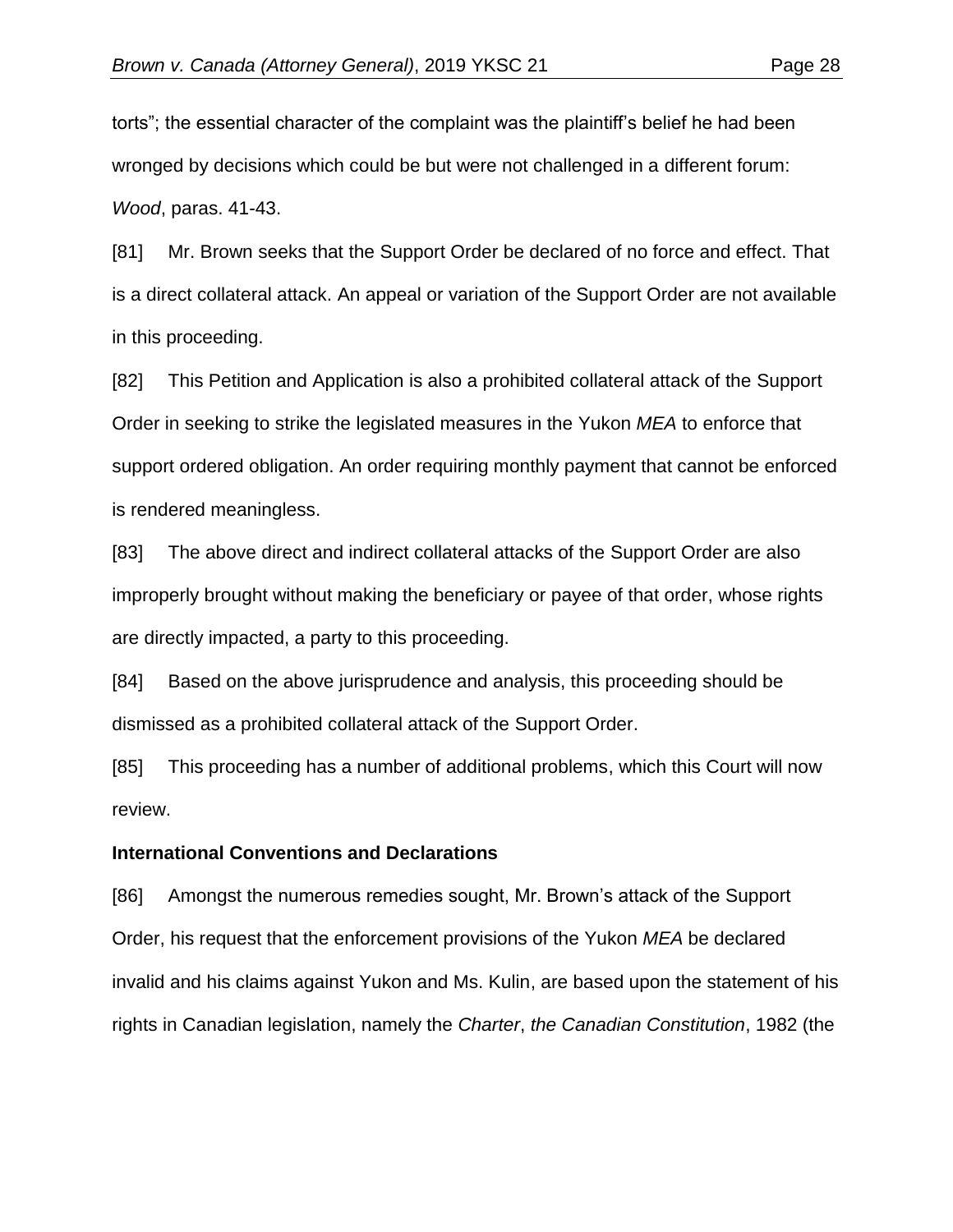torts”; the essential character of the complaint was the plaintiff’s belief he had been wronged by decisions which could be but were not challenged in a different forum: *Wood*, paras. 41-43.

[81] Mr. Brown seeks that the Support Order be declared of no force and effect. That is a direct collateral attack. An appeal or variation of the Support Order are not available in this proceeding.

[82] This Petition and Application is also a prohibited collateral attack of the Support Order in seeking to strike the legislated measures in the Yukon *MEA* to enforce that support ordered obligation. An order requiring monthly payment that cannot be enforced is rendered meaningless.

[83] The above direct and indirect collateral attacks of the Support Order are also improperly brought without making the beneficiary or payee of that order, whose rights are directly impacted, a party to this proceeding.

[84] Based on the above jurisprudence and analysis, this proceeding should be dismissed as a prohibited collateral attack of the Support Order.

[85] This proceeding has a number of additional problems, which this Court will now review.

**International Conventions and Declarations**

[86] Amongst the numerous remedies sought, Mr. Brown’s attack of the Support Order, his request that the enforcement provisions of the Yukon *MEA* be declared invalid and his claims against Yukon and Ms. Kulin, are based upon the statement of his rights in Canadian legislation, namely the *Charter*, *the Canadian Constitution*, 1982 (the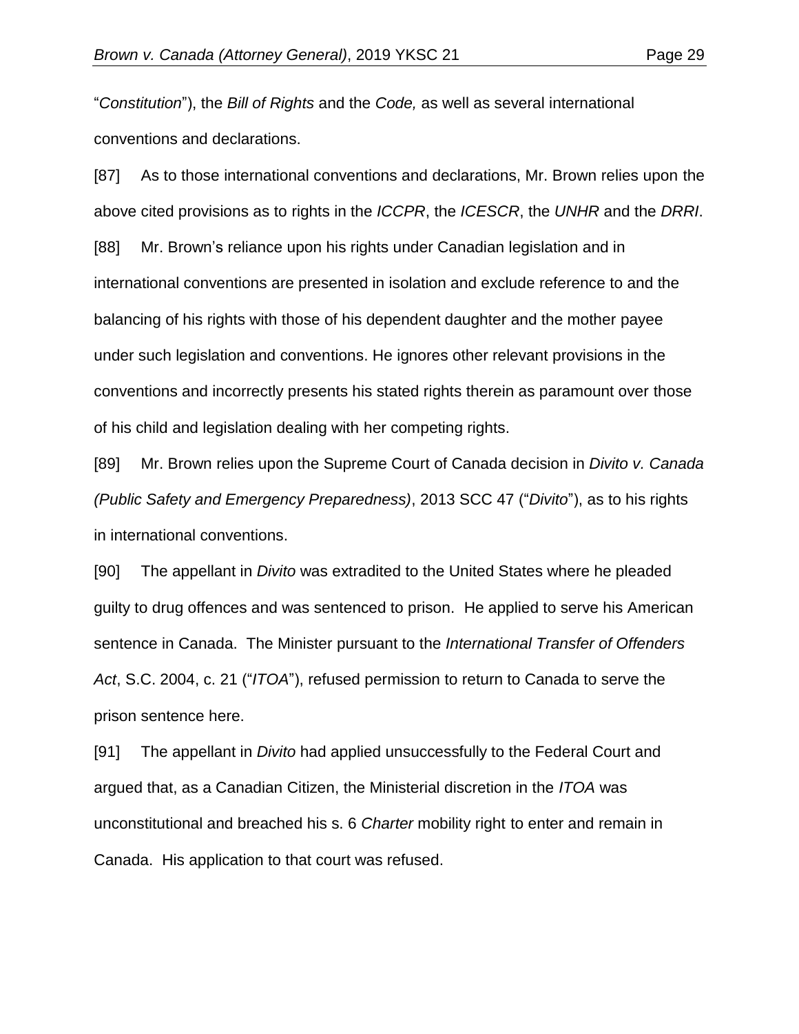"*Constitution*"), the *Bill of Rights* and the *Code,* as well as several international conventions and declarations.

[87] As to those international conventions and declarations, Mr. Brown relies upon the above cited provisions as to rights in the *ICCPR*, the *ICESCR*, the *UNHR* and the *DRRI*.

[88] Mr. Brown's reliance upon his rights under Canadian legislation and in international conventions are presented in isolation and exclude reference to and the balancing of his rights with those of his dependent daughter and the mother payee under such legislation and conventions. He ignores other relevant provisions in the conventions and incorrectly presents his stated rights therein as paramount over those of his child and legislation dealing with her competing rights.

[89] Mr. Brown relies upon the Supreme Court of Canada decision in *Divito v. Canada (Public Safety and Emergency Preparedness)*, 2013 SCC 47 ("*Divito*"), as to his rights in international conventions.

[90] The appellant in *Divito* was extradited to the United States where he pleaded guilty to drug offences and was sentenced to prison. He applied to serve his American sentence in Canada. The Minister pursuant to the *International Transfer of Offenders Act*, S.C. 2004, c. 21 ("*ITOA*"), refused permission to return to Canada to serve the prison sentence here.

[91] The appellant in *Divito* had applied unsuccessfully to the Federal Court and argued that, as a Canadian Citizen, the Ministerial discretion in the *ITOA* was unconstitutional and breached his s. 6 *Charter* mobility right to enter and remain in Canada. His application to that court was refused.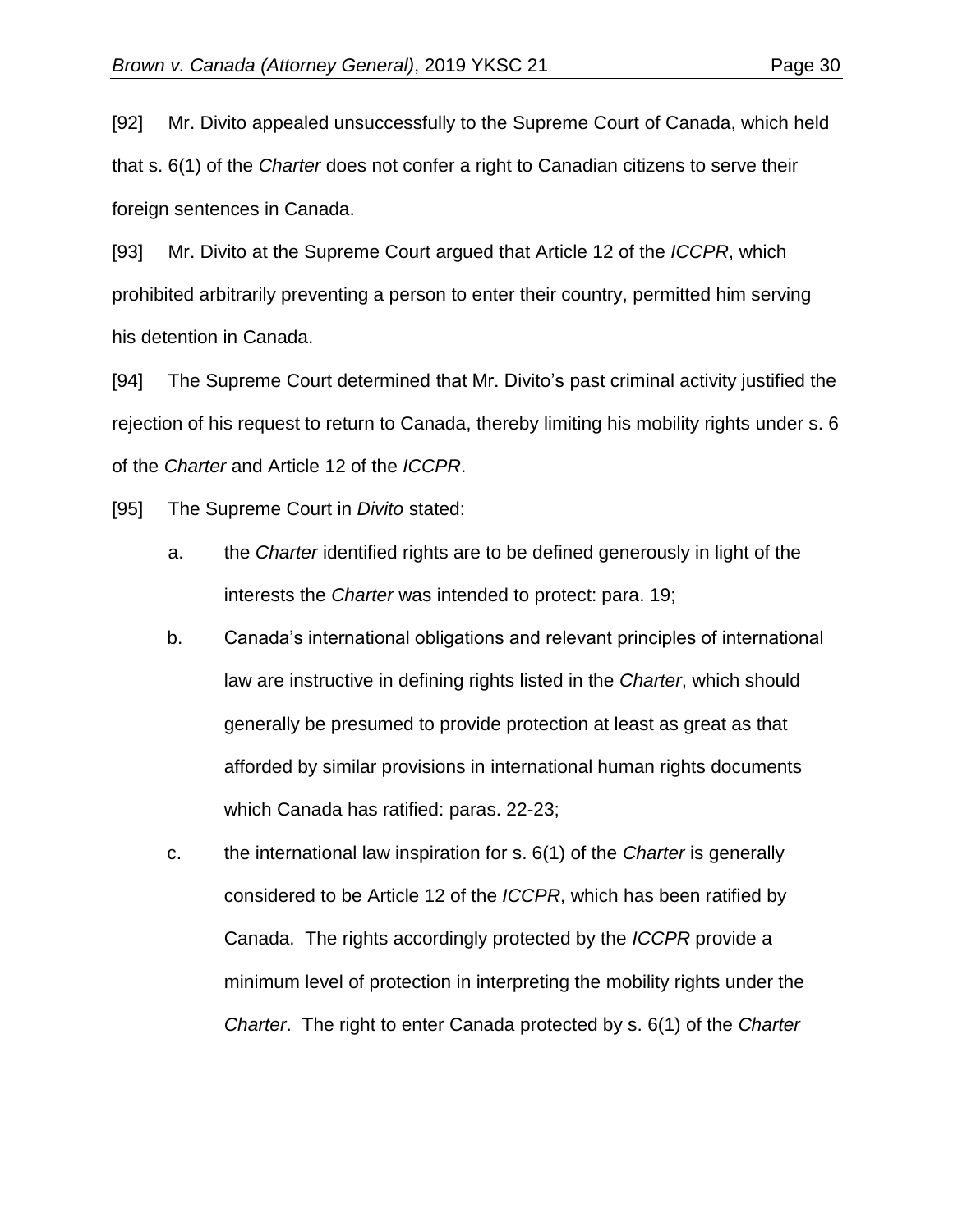[92] Mr. Divito appealed unsuccessfully to the Supreme Court of Canada, which held that s. 6(1) of the *Charter* does not confer a right to Canadian citizens to serve their foreign sentences in Canada.

[93] Mr. Divito at the Supreme Court argued that Article 12 of the *ICCPR*, which prohibited arbitrarily preventing a person to enter their country, permitted him serving his detention in Canada.

[94] The Supreme Court determined that Mr. Divito's past criminal activity justified the rejection of his request to return to Canada, thereby limiting his mobility rights under s. 6 of the *Charter* and Article 12 of the *ICCPR*.

[95] The Supreme Court in *Divito* stated:

a. the *Charter* identified rights are to be defined generously in light of the interests the *Charter* was intended to protect: para. 19;

b. Canada's international obligations and relevant principles of international law are instructive in defining rights listed in the *Charter*, which should generally be presumed to provide protection at least as great as that afforded by similar provisions in international human rights documents which Canada has ratified: paras. 22-23;

c. the international law inspiration for s. 6(1) of the *Charter* is generally considered to be Article 12 of the *ICCPR*, which has been ratified by Canada. The rights accordingly protected by the *ICCPR* provide a minimum level of protection in interpreting the mobility rights under the *Charter*. The right to enter Canada protected by s. 6(1) of the *Charter*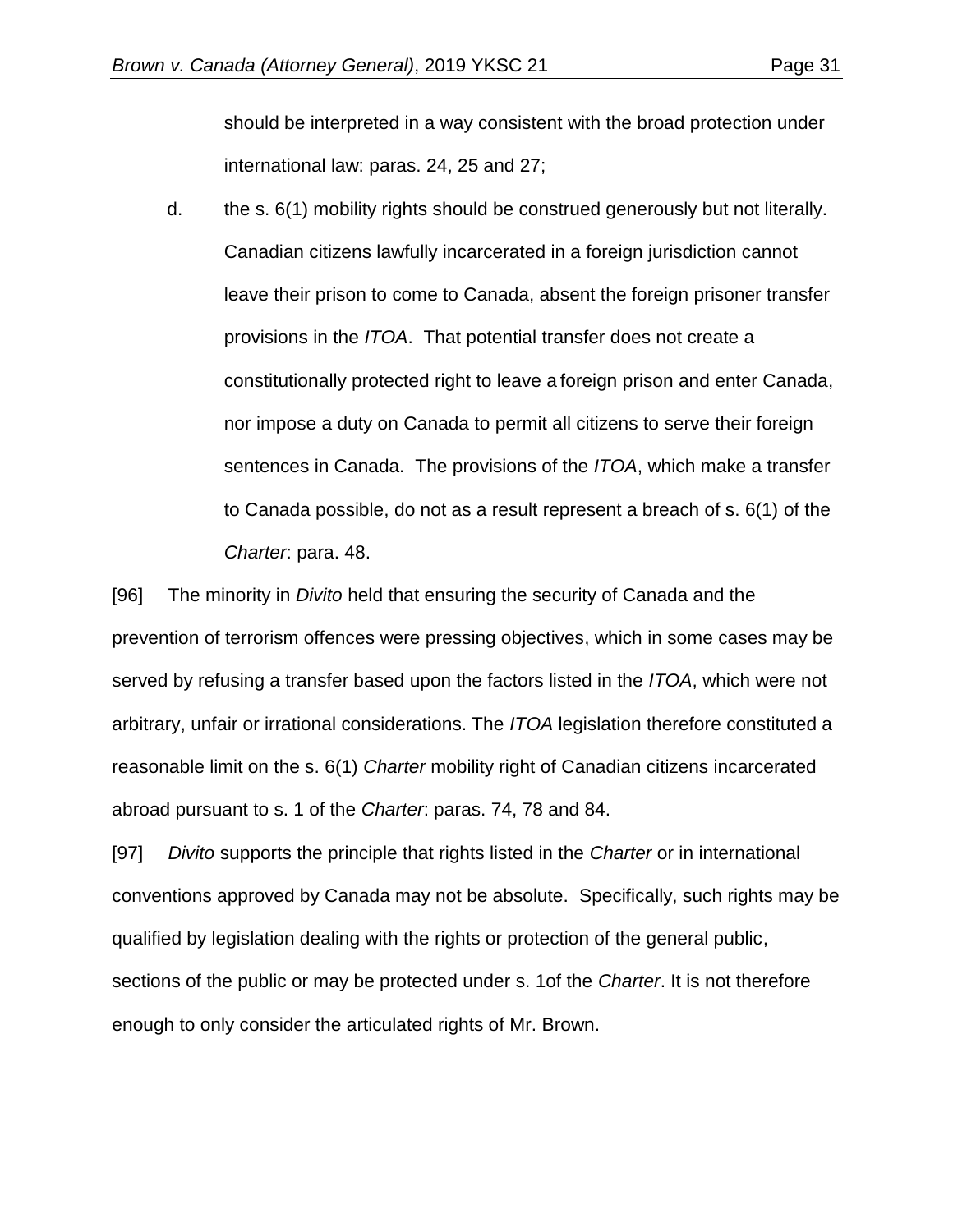should be interpreted in a way consistent with the broad protection under international law: paras. 24, 25 and 27;

d. the s. 6(1) mobility rights should be construed generously but not literally. Canadian citizens lawfully incarcerated in a foreign jurisdiction cannot leave their prison to come to Canada, absent the foreign prisoner transfer provisions in the *ITOA*. That potential transfer does not create a constitutionally protected right to leave a foreign prison and enter Canada, nor impose a duty on Canada to permit all citizens to serve their foreign sentences in Canada. The provisions of the *ITOA*, which make a transfer to Canada possible, do not as a result represent a breach of s. 6(1) of the *Charter*: para. 48.

[96] The minority in *Divito* held that ensuring the security of Canada and the prevention of terrorism offences were pressing objectives, which in some cases may be served by refusing a transfer based upon the factors listed in the *ITOA*, which were not arbitrary, unfair or irrational considerations. The *ITOA* legislation therefore constituted a reasonable limit on the s. 6(1) *Charter* mobility right of Canadian citizens incarcerated abroad pursuant to s. 1 of the *Charter*: paras. 74, 78 and 84.

[97] *Divito* supports the principle that rights listed in the *Charter* or in international conventions approved by Canada may not be absolute. Specifically, such rights may be qualified by legislation dealing with the rights or protection of the general public, sections of the public or may be protected under s. 1of the *Charter*. It is not therefore enough to only consider the articulated rights of Mr. Brown.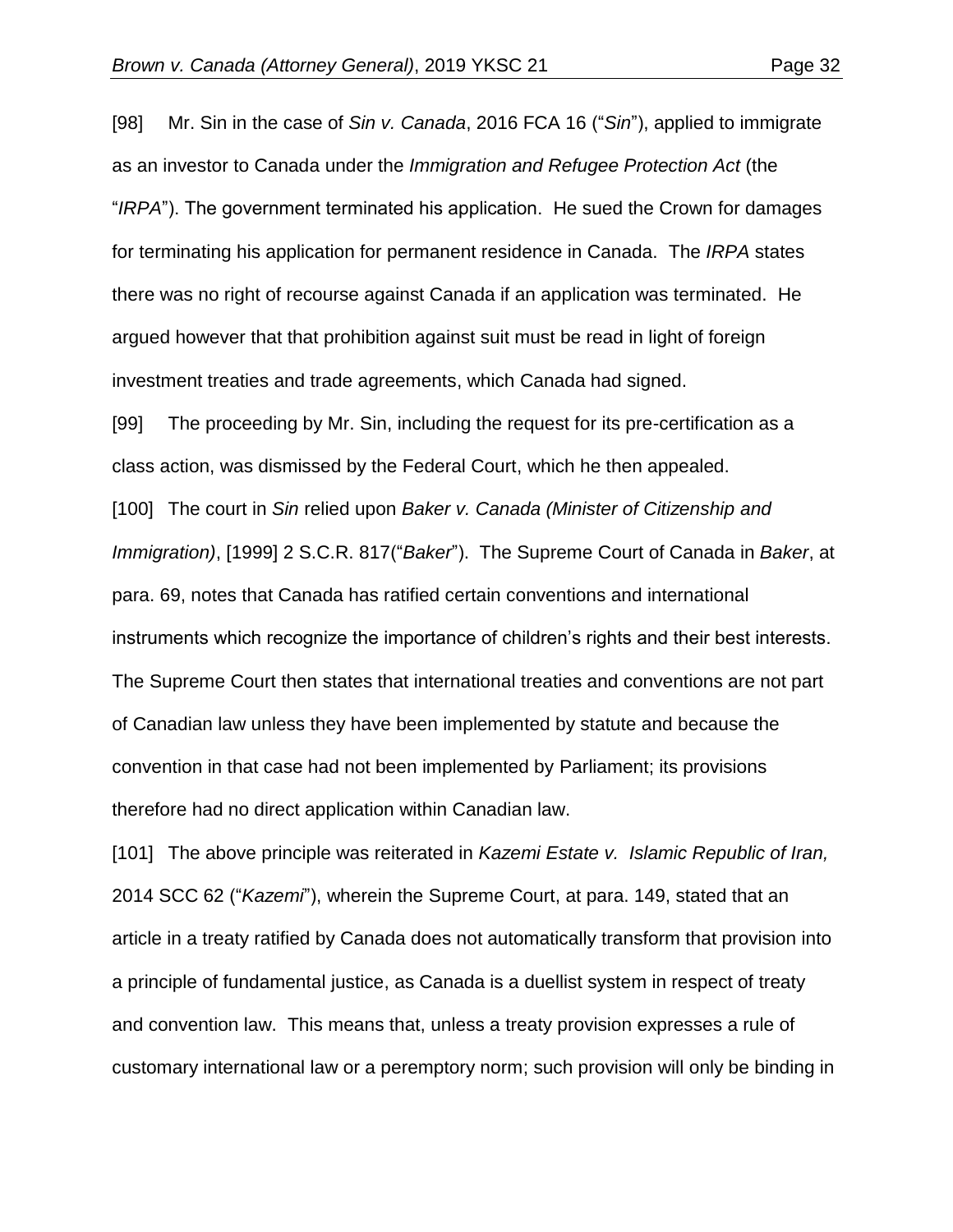[98] Mr. Sin in the case of *Sin v. Canada*, 2016 FCA 16 ("*Sin*"), applied to immigrate as an investor to Canada under the *Immigration and Refugee Protection Act* (the "*IRPA*"). The government terminated his application. He sued the Crown for damages for terminating his application for permanent residence in Canada. The *IRPA* states there was no right of recourse against Canada if an application was terminated. He argued however that that prohibition against suit must be read in light of foreign investment treaties and trade agreements, which Canada had signed.

[99] The proceeding by Mr. Sin, including the request for its pre-certification as a class action, was dismissed by the Federal Court, which he then appealed.

[100] The court in *Sin* relied upon *Baker v. Canada (Minister of Citizenship and Immigration)*, [1999] 2 S.C.R. 817("*Baker*"). The Supreme Court of Canada in *Baker*, at para. 69, notes that Canada has ratified certain conventions and international instruments which recognize the importance of children's rights and their best interests. The Supreme Court then states that international treaties and conventions are not part of Canadian law unless they have been implemented by statute and because the convention in that case had not been implemented by Parliament; its provisions therefore had no direct application within Canadian law.

[101] The above principle was reiterated in *Kazemi Estate v. Islamic Republic of Iran,* 2014 SCC 62 ("*Kazemi*"), wherein the Supreme Court, at para. 149, stated that an article in a treaty ratified by Canada does not automatically transform that provision into a principle of fundamental justice, as Canada is a duellist system in respect of treaty and convention law. This means that, unless a treaty provision expresses a rule of customary international law or a peremptory norm; such provision will only be binding in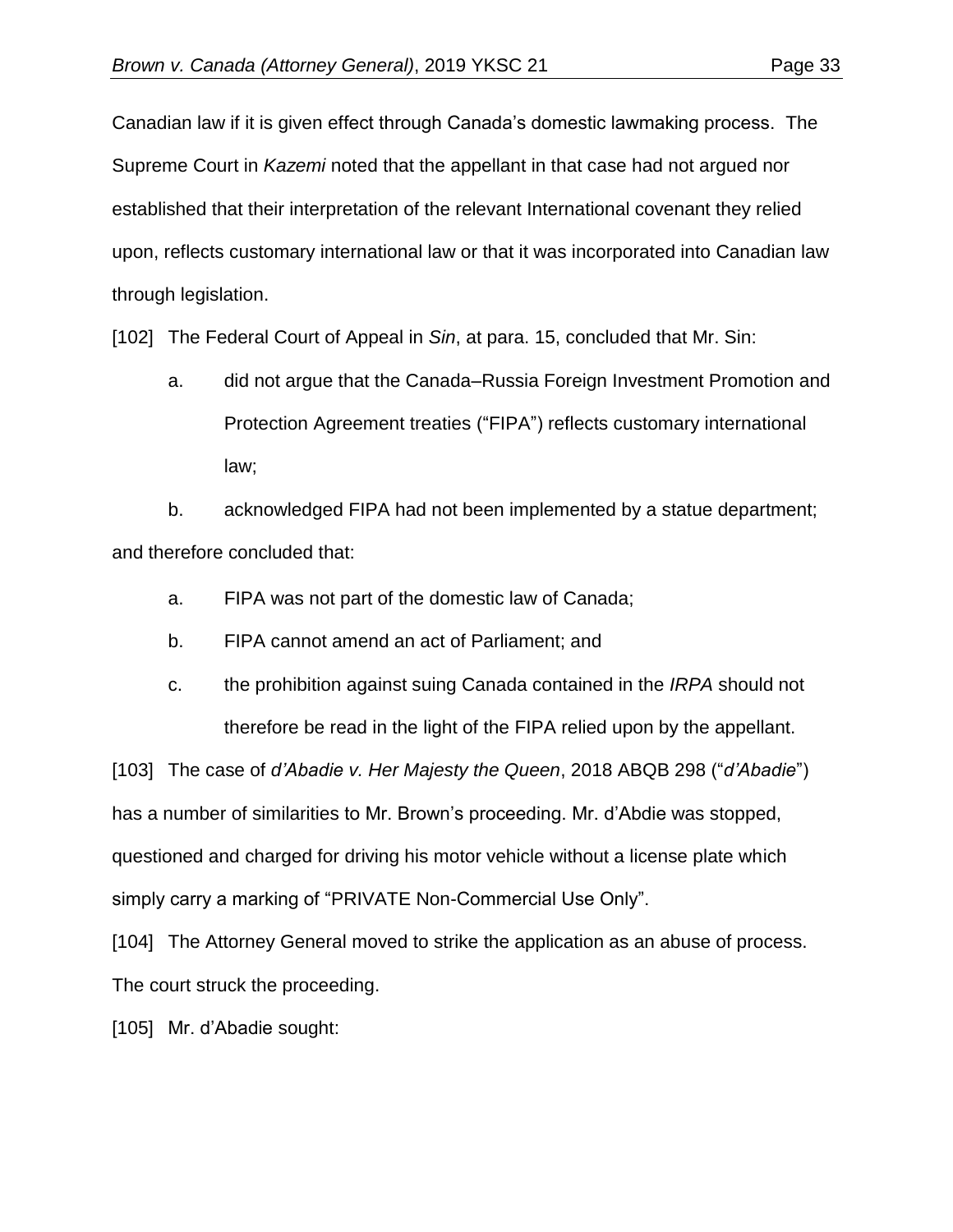Canadian law if it is given effect through Canada's domestic lawmaking process. The Supreme Court in *Kazemi* noted that the appellant in that case had not argued nor established that their interpretation of the relevant International covenant they relied upon, reflects customary international law or that it was incorporated into Canadian law through legislation.

[102] The Federal Court of Appeal in *Sin*, at para. 15, concluded that Mr. Sin:

a. did not argue that the Canada–Russia Foreign Investment Promotion and Protection Agreement treaties ("FIPA") reflects customary international law;

b. acknowledged FIPA had not been implemented by a statue department;

and therefore concluded that:

a. FIPA was not part of the domestic law of Canada;

b. FIPA cannot amend an act of Parliament; and

c. the prohibition against suing Canada contained in the *IRPA* should not therefore be read in the light of the FIPA relied upon by the appellant.

[103] The case of *d'Abadie v. Her Majesty the Queen*, 2018 ABQB 298 ("*d'Abadie*") has a number of similarities to Mr. Brown's proceeding. Mr. d'Abdie was stopped, questioned and charged for driving his motor vehicle without a license plate which simply carry a marking of "PRIVATE Non-Commercial Use Only".

[104] The Attorney General moved to strike the application as an abuse of process. The court struck the proceeding.

[105] Mr. d'Abadie sought: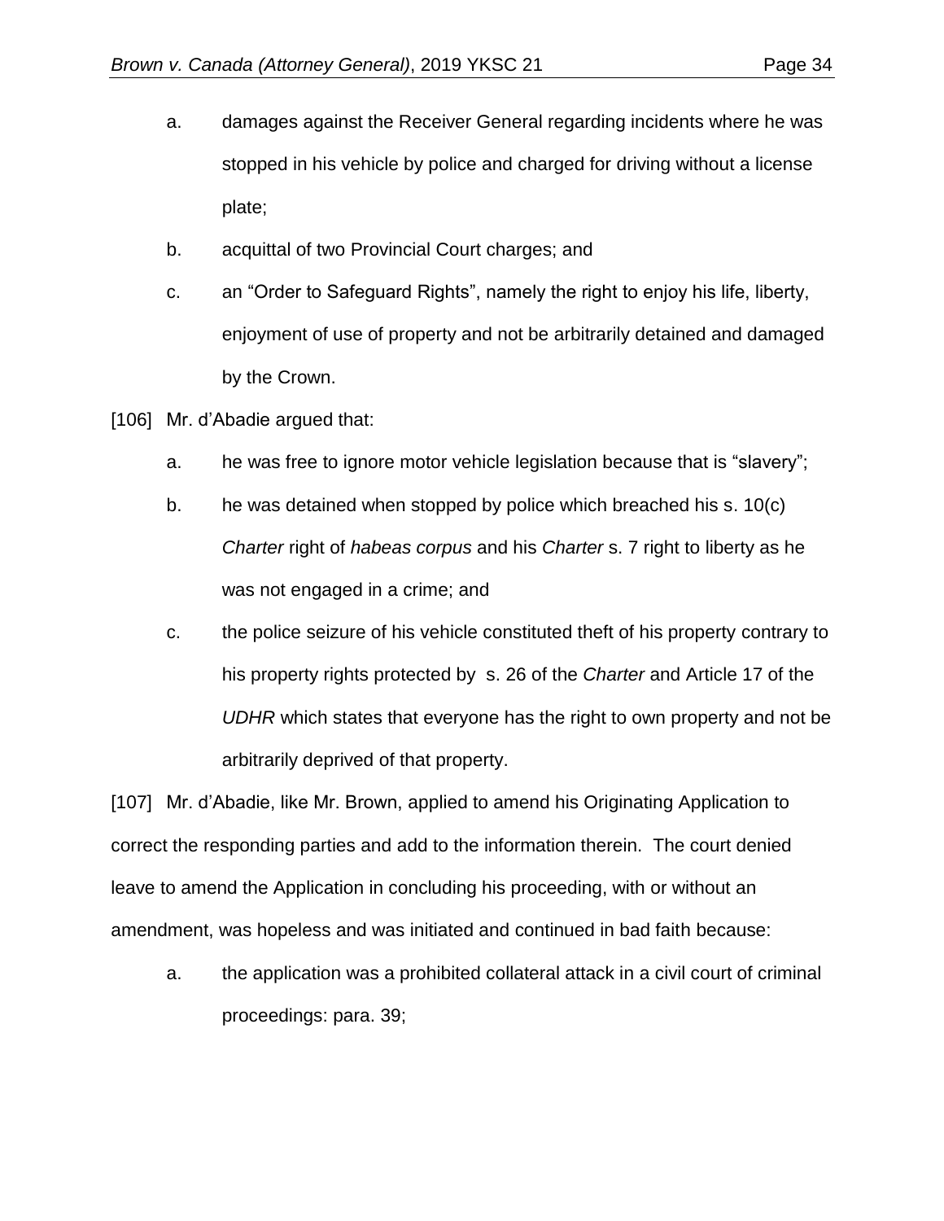a. damages against the Receiver General regarding incidents where he was stopped in his vehicle by police and charged for driving without a license plate;

b. acquittal of two Provincial Court charges; and

c. an "Order to Safeguard Rights", namely the right to enjoy his life, liberty, enjoyment of use of property and not be arbitrarily detained and damaged by the Crown.

[106] Mr. d'Abadie argued that:

a. he was free to ignore motor vehicle legislation because that is "slavery";

b. he was detained when stopped by police which breached his s. 10(c) *Charter* right of *habeas corpus* and his *Charter* s. 7 right to liberty as he was not engaged in a crime; and

c. the police seizure of his vehicle constituted theft of his property contrary to his property rights protected by s. 26 of the *Charter* and Article 17 of the *UDHR* which states that everyone has the right to own property and not be arbitrarily deprived of that property.

[107] Mr. d'Abadie, like Mr. Brown, applied to amend his Originating Application to correct the responding parties and add to the information therein. The court denied leave to amend the Application in concluding his proceeding, with or without an amendment, was hopeless and was initiated and continued in bad faith because:

a. the application was a prohibited collateral attack in a civil court of criminal proceedings: para. 39;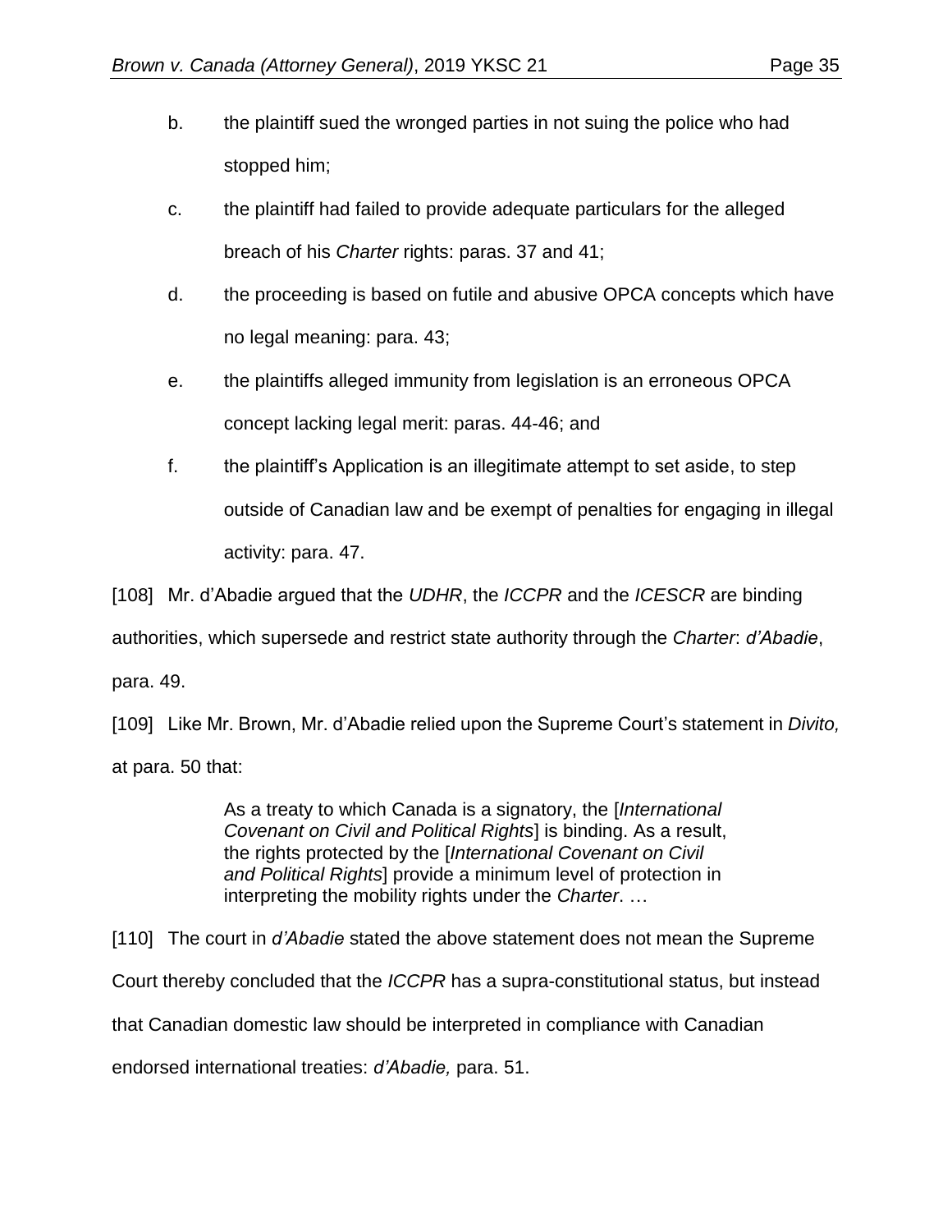b. the plaintiff sued the wronged parties in not suing the police who had stopped him;

c. the plaintiff had failed to provide adequate particulars for the alleged breach of his *Charter* rights: paras. 37 and 41;

d. the proceeding is based on futile and abusive OPCA concepts which have no legal meaning: para. 43;

e. the plaintiffs alleged immunity from legislation is an erroneous OPCA concept lacking legal merit: paras. 44-46; and

f. the plaintiff's Application is an illegitimate attempt to set aside, to step outside of Canadian law and be exempt of penalties for engaging in illegal activity: para. 47.

[108] Mr. d'Abadie argued that the *UDHR*, the *ICCPR* and the *ICESCR* are binding authorities, which supersede and restrict state authority through the *Charter*: *d'Abadie*, para. 49.

[109] Like Mr. Brown, Mr. d'Abadie relied upon the Supreme Court's statement in *Divito,* at para. 50 that:

> As a treaty to which Canada is a signatory, the [*International Covenant on Civil and Political Rights*] is binding. As a result, the rights protected by the [*International Covenant on Civil and Political Rights*] provide a minimum level of protection in interpreting the mobility rights under the *Charter*. …

[110] The court in *d'Abadie* stated the above statement does not mean the Supreme Court thereby concluded that the *ICCPR* has a supra-constitutional status, but instead that Canadian domestic law should be interpreted in compliance with Canadian endorsed international treaties: *d'Abadie,* para. 51.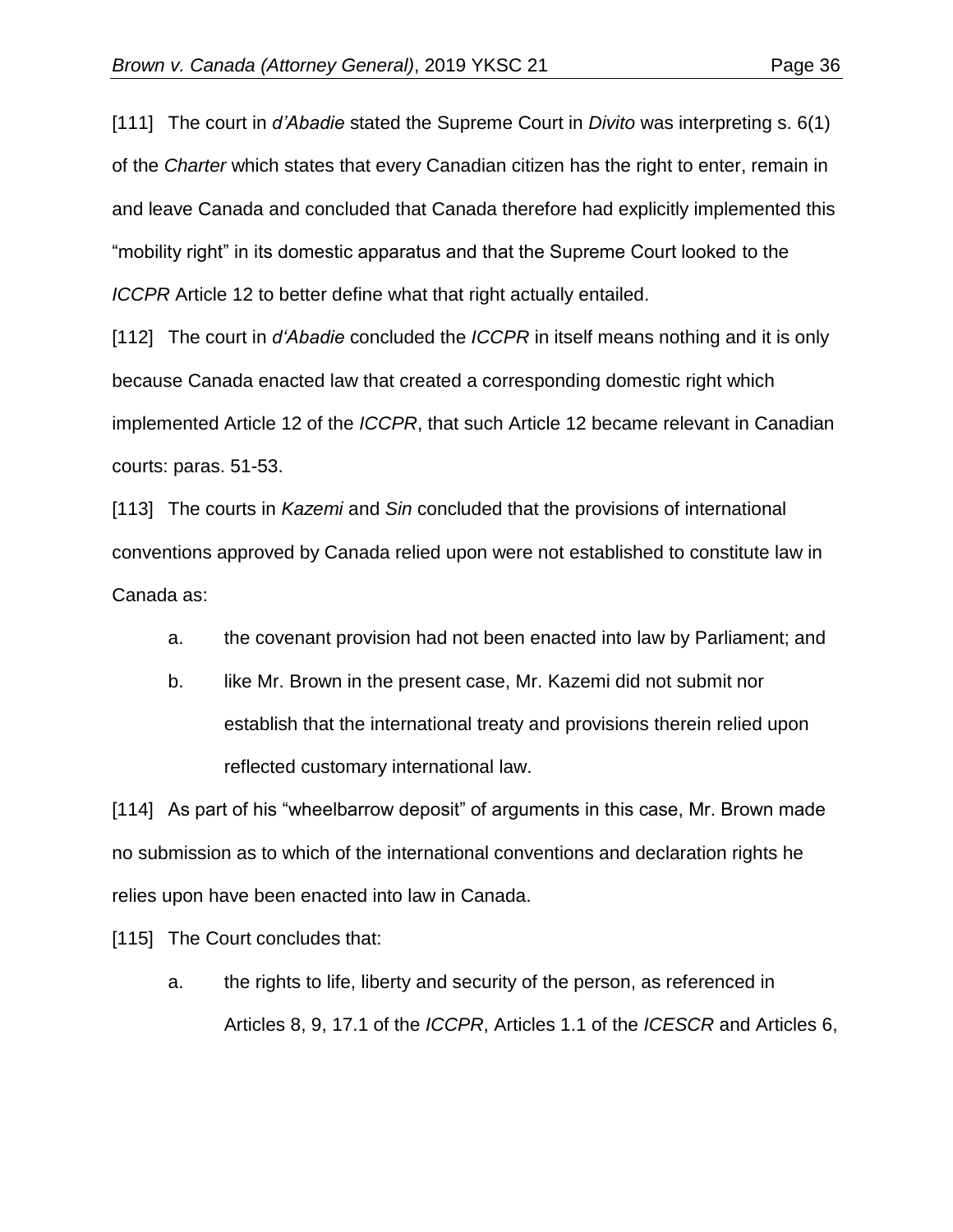[111] The court in *d'Abadie* stated the Supreme Court in *Divito* was interpreting s. 6(1) of the *Charter* which states that every Canadian citizen has the right to enter, remain in and leave Canada and concluded that Canada therefore had explicitly implemented this "mobility right" in its domestic apparatus and that the Supreme Court looked to the *ICCPR* Article 12 to better define what that right actually entailed.

[112] The court in *d'Abadie* concluded the *ICCPR* in itself means nothing and it is only because Canada enacted law that created a corresponding domestic right which implemented Article 12 of the *ICCPR*, that such Article 12 became relevant in Canadian courts: paras. 51-53.

[113] The courts in *Kazemi* and *Sin* concluded that the provisions of international conventions approved by Canada relied upon were not established to constitute law in Canada as:

a. the covenant provision had not been enacted into law by Parliament; and

b. like Mr. Brown in the present case, Mr. Kazemi did not submit nor establish that the international treaty and provisions therein relied upon reflected customary international law.

[114] As part of his "wheelbarrow deposit" of arguments in this case, Mr. Brown made no submission as to which of the international conventions and declaration rights he relies upon have been enacted into law in Canada.

[115] The Court concludes that:

a. the rights to life, liberty and security of the person, as referenced in Articles 8, 9, 17.1 of the *ICCPR*, Articles 1.1 of the *ICESCR* and Articles 6,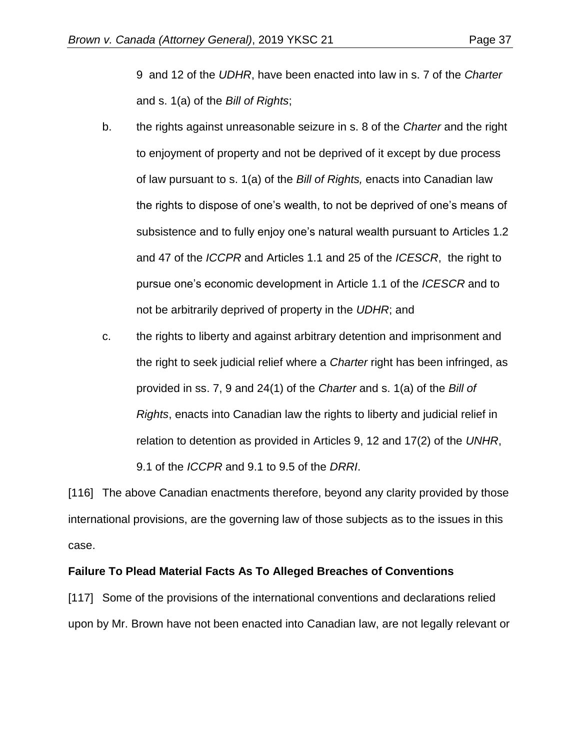9 and 12 of the *UDHR*, have been enacted into law in s. 7 of the *Charter* and s. 1(a) of the *Bill of Rights*;

b. the rights against unreasonable seizure in s. 8 of the *Charter* and the right to enjoyment of property and not be deprived of it except by due process of law pursuant to s. 1(a) of the *Bill of Rights,* enacts into Canadian law the rights to dispose of one's wealth, to not be deprived of one's means of subsistence and to fully enjoy one's natural wealth pursuant to Articles 1.2 and 47 of the *ICCPR* and Articles 1.1 and 25 of the *ICESCR*, the right to pursue one's economic development in Article 1.1 of the *ICESCR* and to not be arbitrarily deprived of property in the *UDHR*; and

c. the rights to liberty and against arbitrary detention and imprisonment and the right to seek judicial relief where a *Charter* right has been infringed, as provided in ss. 7, 9 and 24(1) of the *Charter* and s. 1(a) of the *Bill of Rights*, enacts into Canadian law the rights to liberty and judicial relief in relation to detention as provided in Articles 9, 12 and 17(2) of the *UNHR*, 9.1 of the *ICCPR* and 9.1 to 9.5 of the *DRRI*.

[116] The above Canadian enactments therefore, beyond any clarity provided by those international provisions, are the governing law of those subjects as to the issues in this case.

**Failure To Plead Material Facts As To Alleged Breaches of Conventions**

[117] Some of the provisions of the international conventions and declarations relied upon by Mr. Brown have not been enacted into Canadian law, are not legally relevant or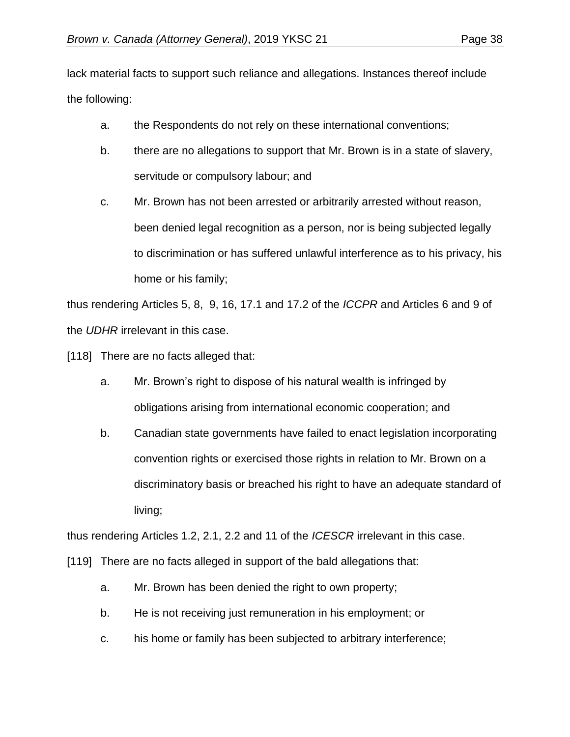lack material facts to support such reliance and allegations. Instances thereof include the following:

a. the Respondents do not rely on these international conventions;

b. there are no allegations to support that Mr. Brown is in a state of slavery, servitude or compulsory labour; and

c. Mr. Brown has not been arrested or arbitrarily arrested without reason, been denied legal recognition as a person, nor is being subjected legally to discrimination or has suffered unlawful interference as to his privacy, his home or his family;

thus rendering Articles 5, 8, 9, 16, 17.1 and 17.2 of the *ICCPR* and Articles 6 and 9 of the *UDHR* irrelevant in this case.

[118] There are no facts alleged that:

a. Mr. Brown's right to dispose of his natural wealth is infringed by obligations arising from international economic cooperation; and

b. Canadian state governments have failed to enact legislation incorporating convention rights or exercised those rights in relation to Mr. Brown on a discriminatory basis or breached his right to have an adequate standard of living;

thus rendering Articles 1.2, 2.1, 2.2 and 11 of the *ICESCR* irrelevant in this case.

[119] There are no facts alleged in support of the bald allegations that:

a. Mr. Brown has been denied the right to own property;

b. He is not receiving just remuneration in his employment; or

c. his home or family has been subjected to arbitrary interference;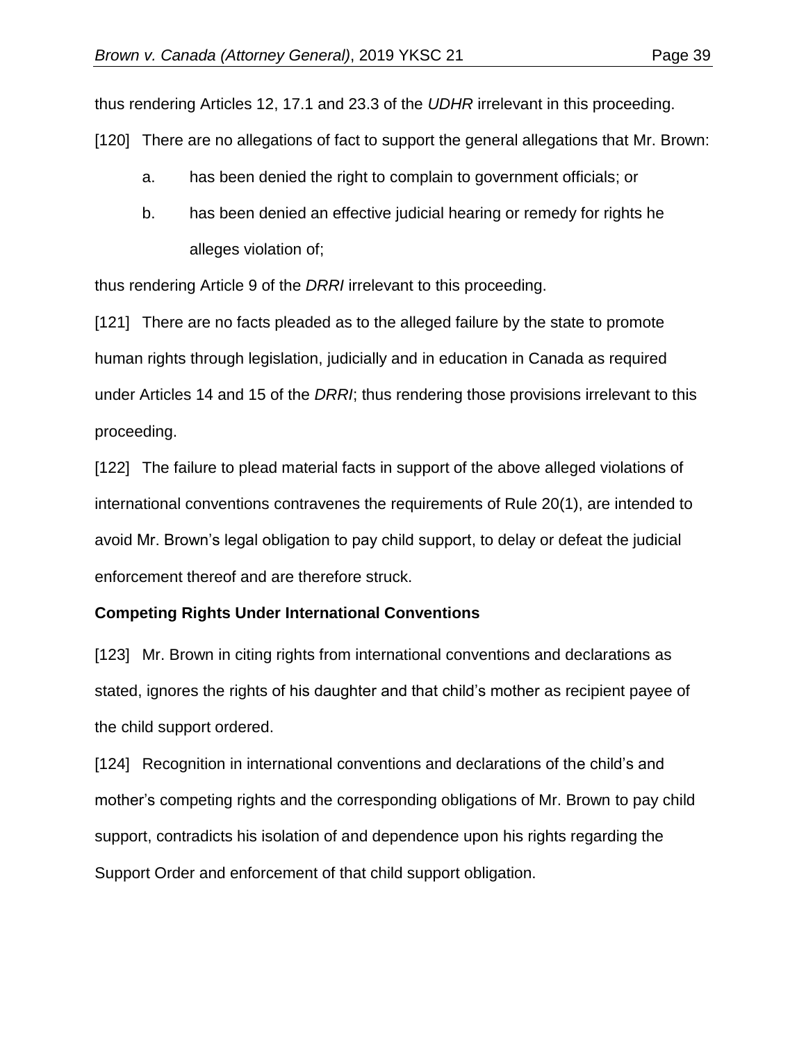thus rendering Articles 12, 17.1 and 23.3 of the *UDHR* irrelevant in this proceeding.

[120] There are no allegations of fact to support the general allegations that Mr. Brown:

a. has been denied the right to complain to government officials; or

b. has been denied an effective judicial hearing or remedy for rights he alleges violation of;

thus rendering Article 9 of the *DRRI* irrelevant to this proceeding.

[121] There are no facts pleaded as to the alleged failure by the state to promote human rights through legislation, judicially and in education in Canada as required under Articles 14 and 15 of the *DRRI*; thus rendering those provisions irrelevant to this proceeding.

[122] The failure to plead material facts in support of the above alleged violations of international conventions contravenes the requirements of Rule 20(1), are intended to avoid Mr. Brown's legal obligation to pay child support, to delay or defeat the judicial enforcement thereof and are therefore struck.

**Competing Rights Under International Conventions**

[123] Mr. Brown in citing rights from international conventions and declarations as stated, ignores the rights of his daughter and that child's mother as recipient payee of the child support ordered.

[124] Recognition in international conventions and declarations of the child's and mother's competing rights and the corresponding obligations of Mr. Brown to pay child support, contradicts his isolation of and dependence upon his rights regarding the Support Order and enforcement of that child support obligation.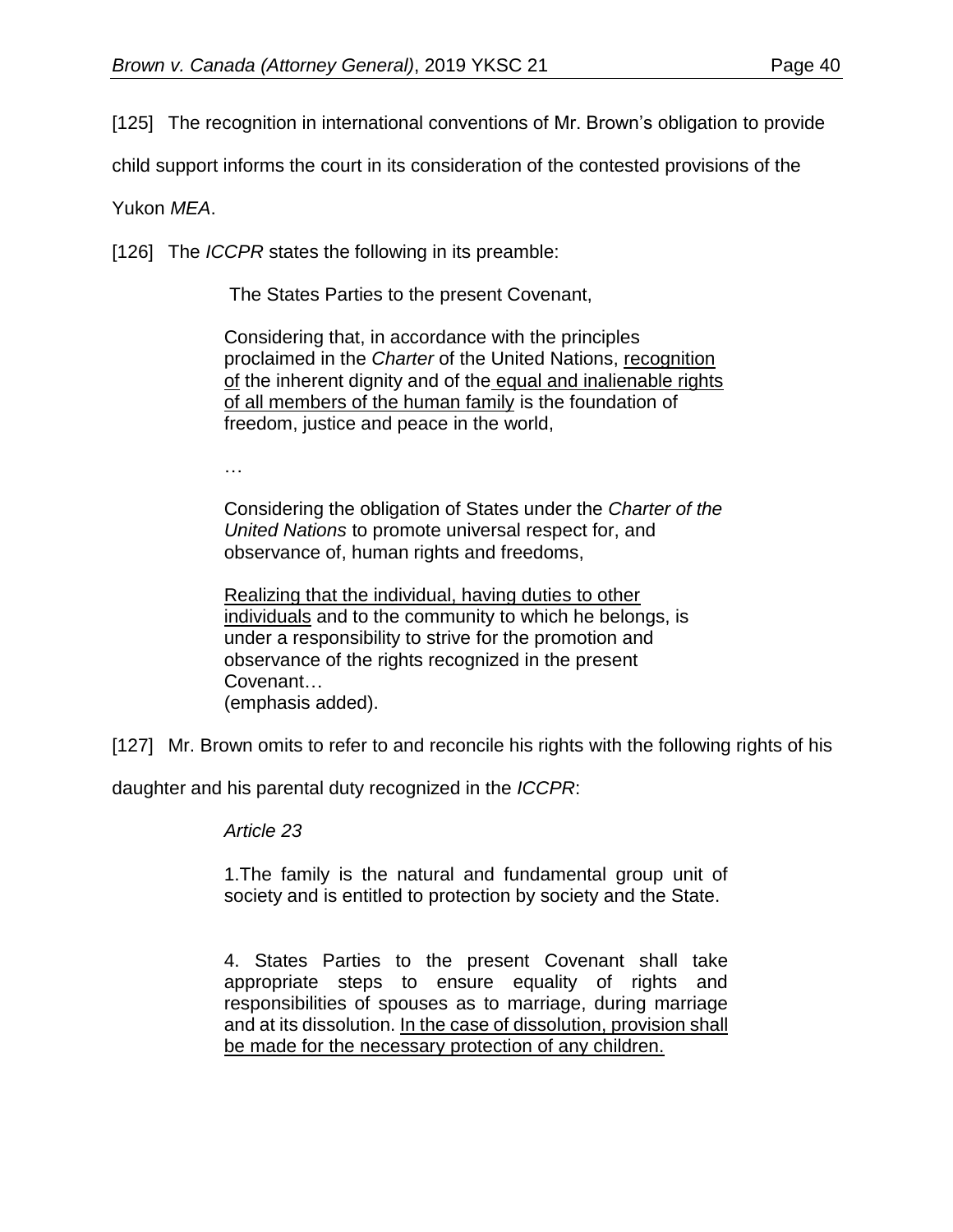[125] The recognition in international conventions of Mr. Brown's obligation to provide child support informs the court in its consideration of the contested provisions of the Yukon *MEA*.

[126] The *ICCPR* states the following in its preamble:

> The States Parties to the present Covenant,
>
> Considering that, in accordance with the principles proclaimed in the *Charter* of the United Nations, <u>recognition of</u> the inherent dignity and of the <u>equal and inalienable rights of all members of the human family</u> is the foundation of freedom, justice and peace in the world,
>
> …
>
> Considering the obligation of States under the *Charter of the United Nations* to promote universal respect for, and observance of, human rights and freedoms,
>
> <u>Realizing that the individual, having duties to other individuals</u> and to the community to which he belongs, is under a responsibility to strive for the promotion and observance of the rights recognized in the present Covenant…
> (emphasis added).

[127] Mr. Brown omits to refer to and reconcile his rights with the following rights of his daughter and his parental duty recognized in the *ICCPR*:

> *Article 23*
>
> 1.The family is the natural and fundamental group unit of society and is entitled to protection by society and the State.
>
> 4. States Parties to the present Covenant shall take appropriate steps to ensure equality of rights and responsibilities of spouses as to marriage, during marriage and at its dissolution. <u>In the case of dissolution, provision shall be made for the necessary protection of any children.</u>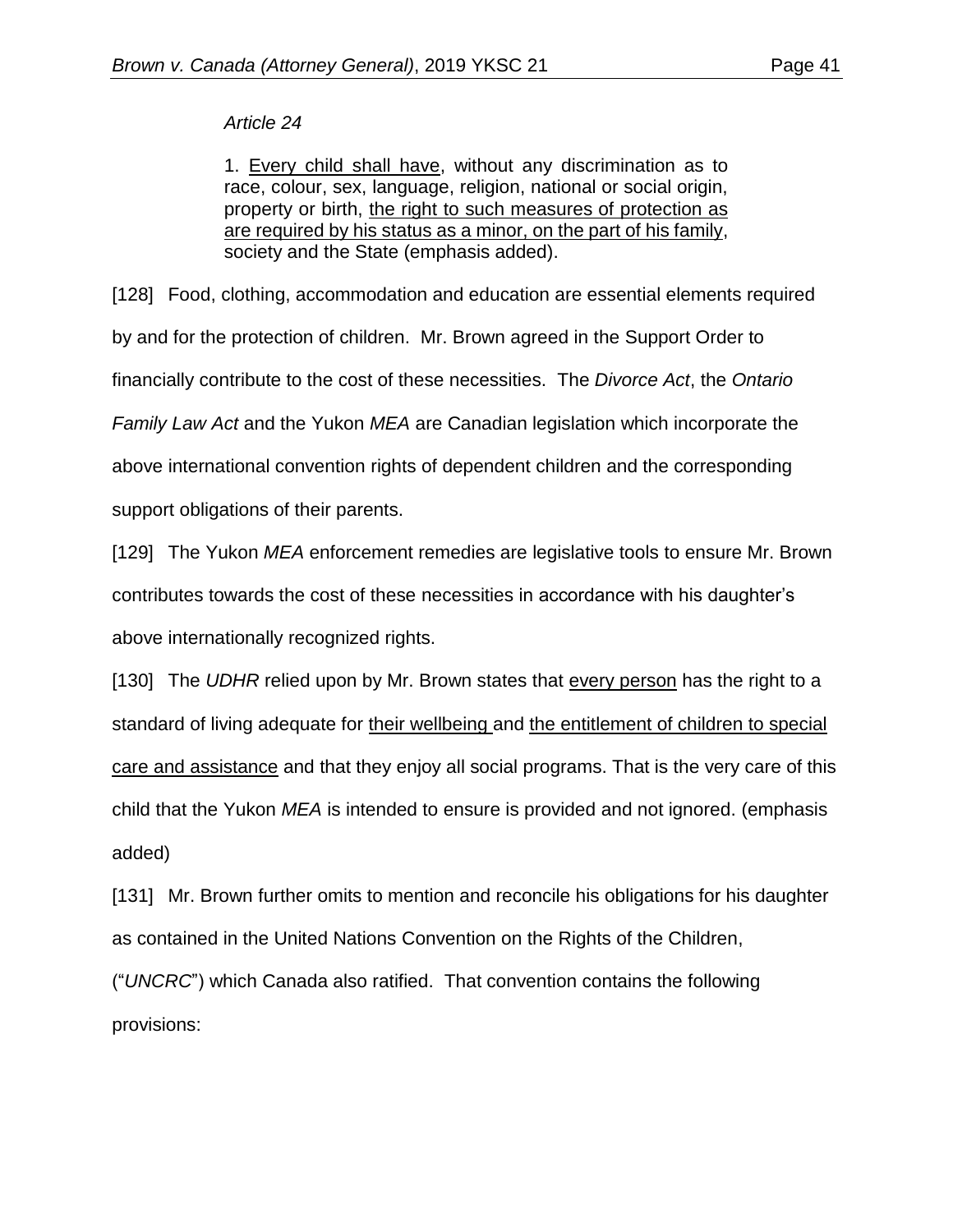> *Article 24*
>
> 1. <u>Every child shall have</u>, without any discrimination as to race, colour, sex, language, religion, national or social origin, property or birth, <u>the right to such measures of protection as are required by his status as a minor, on the part of his family</u>, society and the State (emphasis added).

[128] Food, clothing, accommodation and education are essential elements required by and for the protection of children. Mr. Brown agreed in the Support Order to financially contribute to the cost of these necessities. The *Divorce Act*, the *Ontario Family Law Act* and the Yukon *MEA* are Canadian legislation which incorporate the above international convention rights of dependent children and the corresponding support obligations of their parents.

[129] The Yukon *MEA* enforcement remedies are legislative tools to ensure Mr. Brown contributes towards the cost of these necessities in accordance with his daughter's above internationally recognized rights.

[130] The *UDHR* relied upon by Mr. Brown states that <u>every person</u> has the right to a standard of living adequate for <u>their wellbeing</u> and <u>the entitlement of children to special care and assistance</u> and that they enjoy all social programs. That is the very care of this child that the Yukon *MEA* is intended to ensure is provided and not ignored. (emphasis added)

[131] Mr. Brown further omits to mention and reconcile his obligations for his daughter as contained in the United Nations Convention on the Rights of the Children, ("*UNCRC*") which Canada also ratified. That convention contains the following provisions: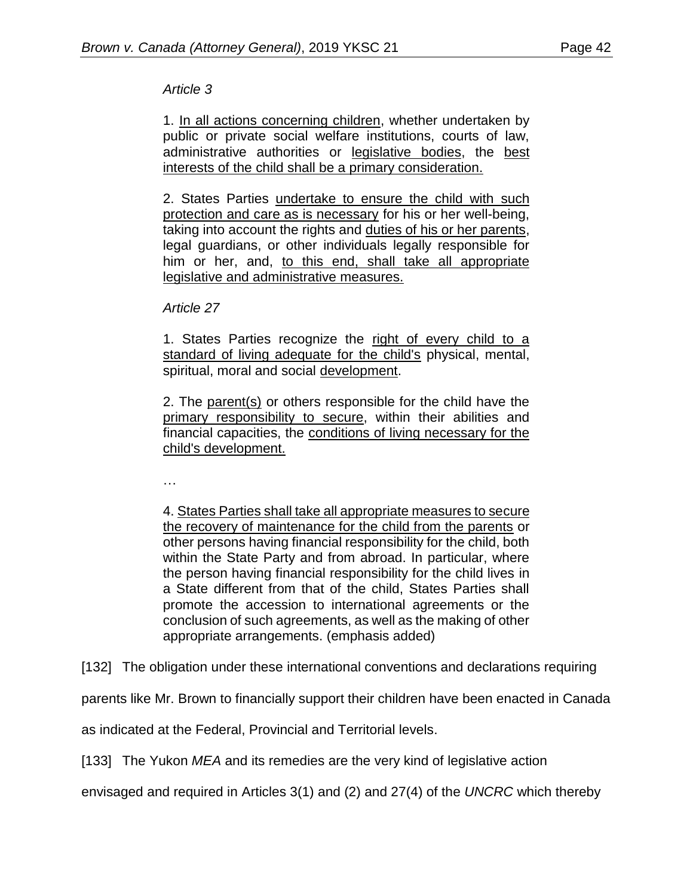> *Article 3*
>
> 1. <u>In all actions concerning children</u>, whether undertaken by public or private social welfare institutions, courts of law, administrative authorities or <u>legislative bodies</u>, the <u>best interests of the child shall be a primary consideration.</u>
>
> 2. States Parties <u>undertake to ensure the child with such protection and care as is necessary</u> for his or her well-being, taking into account the rights and <u>duties of his or her parents</u>, legal guardians, or other individuals legally responsible for him or her, and, <u>to this end, shall take all appropriate legislative and administrative measures.</u>
>
> *Article 27*
>
> 1. States Parties recognize the <u>right of every child to a standard of living adequate for the child's</u> physical, mental, spiritual, moral and social <u>development</u>.
>
> 2. The <u>parent(s)</u> or others responsible for the child have the <u>primary responsibility to secure</u>, within their abilities and financial capacities, the <u>conditions of living necessary for the child's development.</u>
>
> …
>
> 4. <u>States Parties shall take all appropriate measures to secure the recovery of maintenance for the child from the parents</u> or other persons having financial responsibility for the child, both within the State Party and from abroad. In particular, where the person having financial responsibility for the child lives in a State different from that of the child, States Parties shall promote the accession to international agreements or the conclusion of such agreements, as well as the making of other appropriate arrangements. (emphasis added)

[132] The obligation under these international conventions and declarations requiring parents like Mr. Brown to financially support their children have been enacted in Canada as indicated at the Federal, Provincial and Territorial levels.

[133] The Yukon *MEA* and its remedies are the very kind of legislative action envisaged and required in Articles 3(1) and (2) and 27(4) of the *UNCRC* which thereby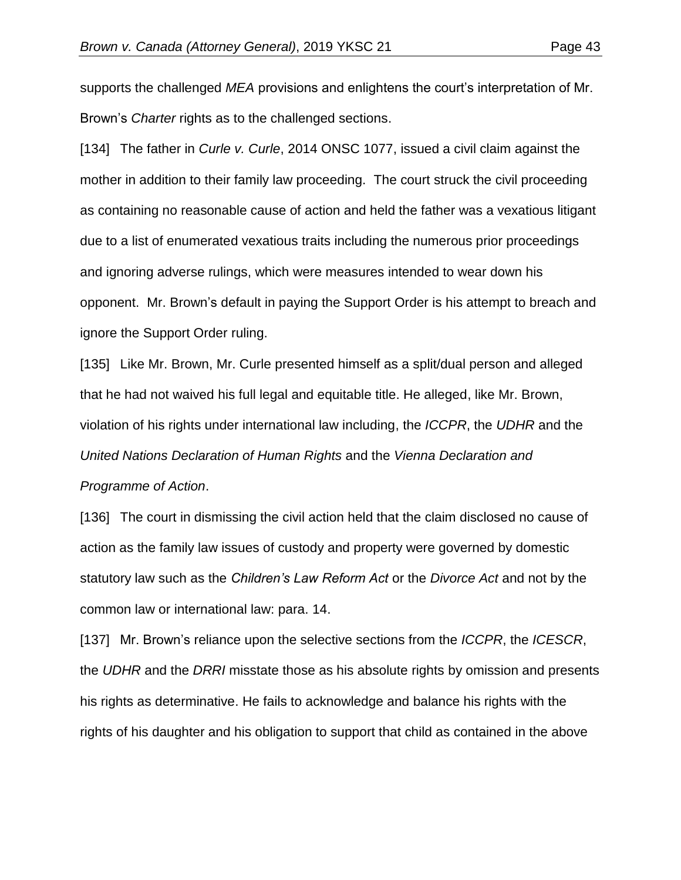supports the challenged *MEA* provisions and enlightens the court's interpretation of Mr. Brown's *Charter* rights as to the challenged sections.

[134] The father in *Curle v. Curle*, 2014 ONSC 1077, issued a civil claim against the mother in addition to their family law proceeding. The court struck the civil proceeding as containing no reasonable cause of action and held the father was a vexatious litigant due to a list of enumerated vexatious traits including the numerous prior proceedings and ignoring adverse rulings, which were measures intended to wear down his opponent. Mr. Brown's default in paying the Support Order is his attempt to breach and ignore the Support Order ruling.

[135] Like Mr. Brown, Mr. Curle presented himself as a split/dual person and alleged that he had not waived his full legal and equitable title. He alleged, like Mr. Brown, violation of his rights under international law including, the *ICCPR*, the *UDHR* and the *United Nations Declaration of Human Rights* and the *Vienna Declaration and Programme of Action*.

[136] The court in dismissing the civil action held that the claim disclosed no cause of action as the family law issues of custody and property were governed by domestic statutory law such as the *Children's Law Reform Act* or the *Divorce Act* and not by the common law or international law: para. 14.

[137] Mr. Brown's reliance upon the selective sections from the *ICCPR*, the *ICESCR*, the *UDHR* and the *DRRI* misstate those as his absolute rights by omission and presents his rights as determinative. He fails to acknowledge and balance his rights with the rights of his daughter and his obligation to support that child as contained in the above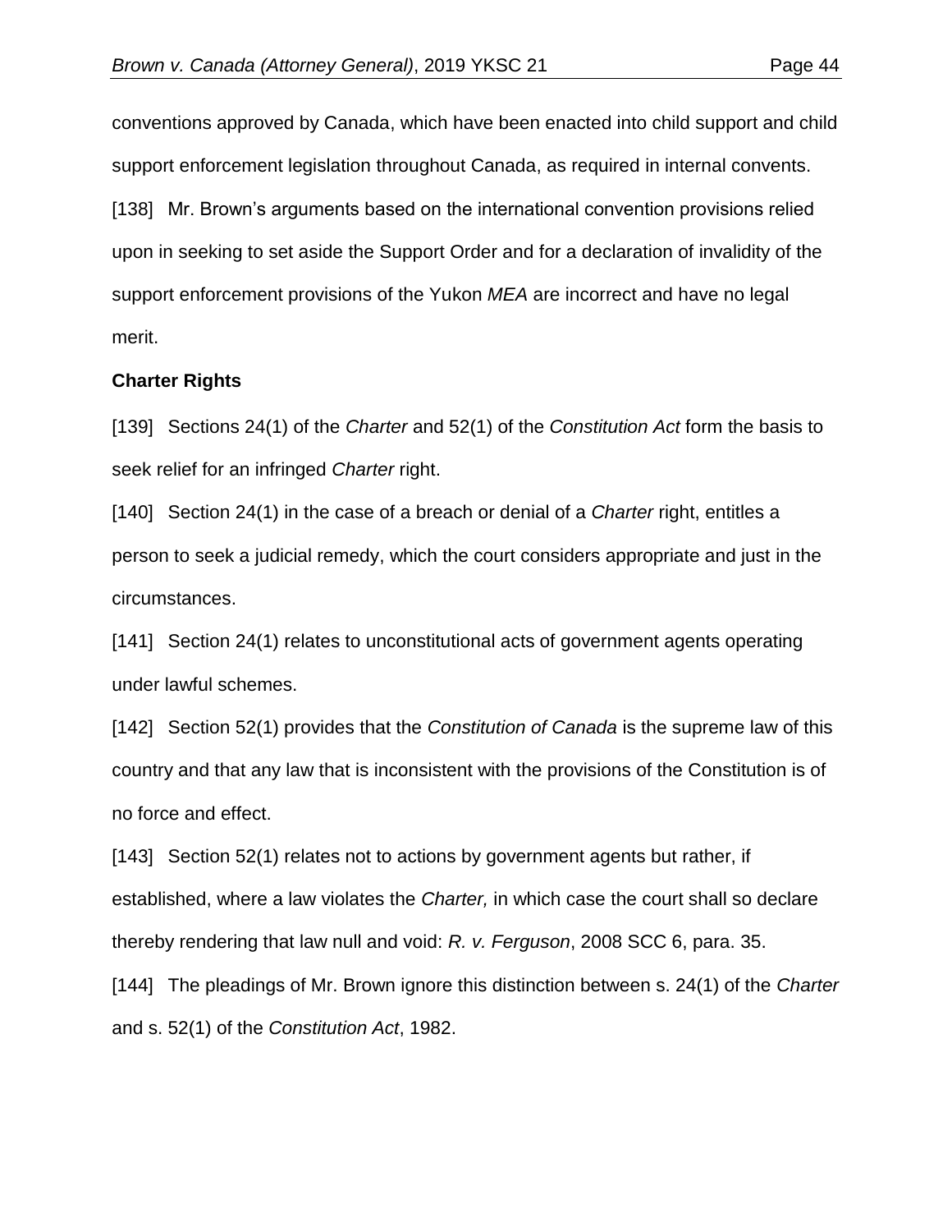conventions approved by Canada, which have been enacted into child support and child support enforcement legislation throughout Canada, as required in internal convents.

[138] Mr. Brown's arguments based on the international convention provisions relied upon in seeking to set aside the Support Order and for a declaration of invalidity of the support enforcement provisions of the Yukon *MEA* are incorrect and have no legal merit.

**Charter Rights**

[139] Sections 24(1) of the *Charter* and 52(1) of the *Constitution Act* form the basis to seek relief for an infringed *Charter* right.

[140] Section 24(1) in the case of a breach or denial of a *Charter* right, entitles a person to seek a judicial remedy, which the court considers appropriate and just in the circumstances.

[141] Section 24(1) relates to unconstitutional acts of government agents operating under lawful schemes.

[142] Section 52(1) provides that the *Constitution of Canada* is the supreme law of this country and that any law that is inconsistent with the provisions of the Constitution is of no force and effect.

[143] Section 52(1) relates not to actions by government agents but rather, if established, where a law violates the *Charter,* in which case the court shall so declare thereby rendering that law null and void: *R. v. Ferguson*, 2008 SCC 6, para. 35.

[144] The pleadings of Mr. Brown ignore this distinction between s. 24(1) of the *Charter* and s. 52(1) of the *Constitution Act*, 1982.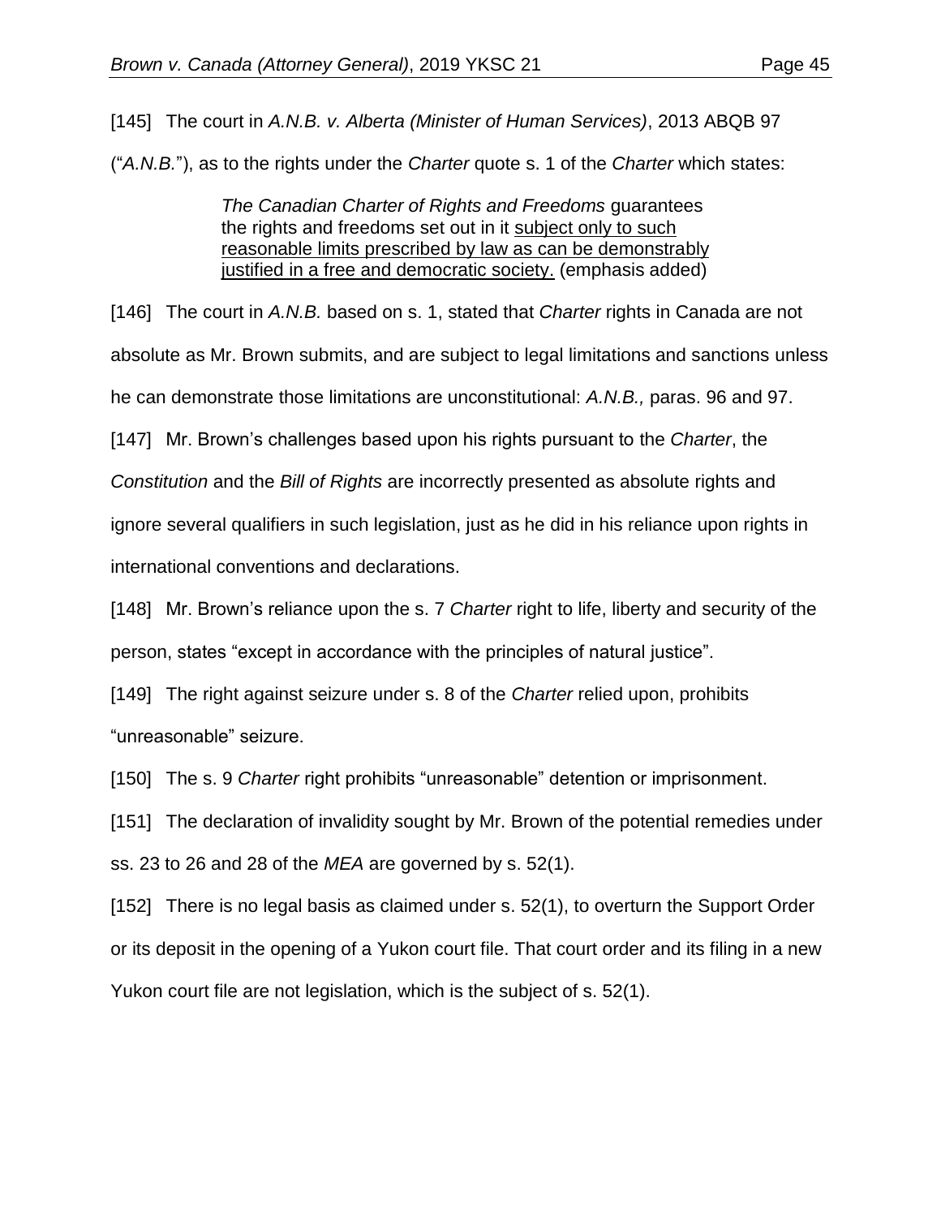[145] The court in *A.N.B. v. Alberta (Minister of Human Services)*, 2013 ABQB 97 ("*A.N.B.*"), as to the rights under the *Charter* quote s. 1 of the *Charter* which states:

> *The Canadian Charter of Rights and Freedoms* guarantees the rights and freedoms set out in it <u>subject only to such reasonable limits prescribed by law as can be demonstrably justified in a free and democratic society.</u> (emphasis added)

[146] The court in *A.N.B.* based on s. 1, stated that *Charter* rights in Canada are not absolute as Mr. Brown submits, and are subject to legal limitations and sanctions unless he can demonstrate those limitations are unconstitutional: *A.N.B.,* paras. 96 and 97.

[147] Mr. Brown's challenges based upon his rights pursuant to the *Charter*, the *Constitution* and the *Bill of Rights* are incorrectly presented as absolute rights and ignore several qualifiers in such legislation, just as he did in his reliance upon rights in international conventions and declarations.

[148] Mr. Brown's reliance upon the s. 7 *Charter* right to life, liberty and security of the person, states "except in accordance with the principles of natural justice".

[149] The right against seizure under s. 8 of the *Charter* relied upon, prohibits "unreasonable" seizure.

[150] The s. 9 *Charter* right prohibits "unreasonable" detention or imprisonment.

[151] The declaration of invalidity sought by Mr. Brown of the potential remedies under ss. 23 to 26 and 28 of the *MEA* are governed by s. 52(1).

[152] There is no legal basis as claimed under s. 52(1), to overturn the Support Order or its deposit in the opening of a Yukon court file. That court order and its filing in a new Yukon court file are not legislation, which is the subject of s. 52(1).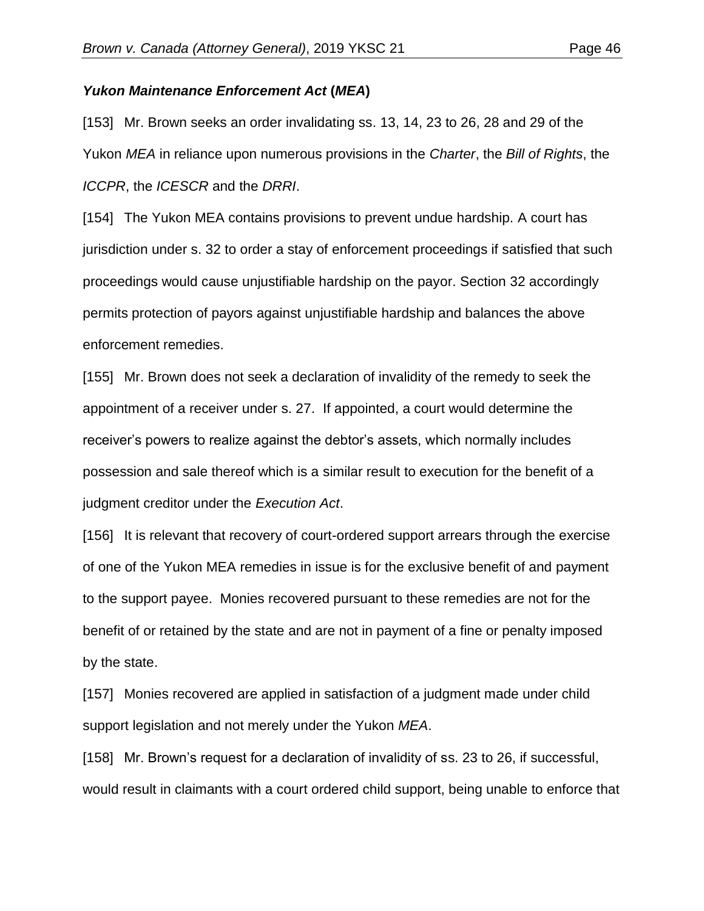### *Yukon Maintenance Enforcement Act* (*MEA*)

[153] Mr. Brown seeks an order invalidating ss. 13, 14, 23 to 26, 28 and 29 of the Yukon *MEA* in reliance upon numerous provisions in the *Charter*, the *Bill of Rights*, the *ICCPR*, the *ICESCR* and the *DRRI*.

[154] The Yukon MEA contains provisions to prevent undue hardship. A court has jurisdiction under s. 32 to order a stay of enforcement proceedings if satisfied that such proceedings would cause unjustifiable hardship on the payor. Section 32 accordingly permits protection of payors against unjustifiable hardship and balances the above enforcement remedies.

[155] Mr. Brown does not seek a declaration of invalidity of the remedy to seek the appointment of a receiver under s. 27. If appointed, a court would determine the receiver's powers to realize against the debtor's assets, which normally includes possession and sale thereof which is a similar result to execution for the benefit of a judgment creditor under the *Execution Act*.

[156] It is relevant that recovery of court-ordered support arrears through the exercise of one of the Yukon MEA remedies in issue is for the exclusive benefit of and payment to the support payee. Monies recovered pursuant to these remedies are not for the benefit of or retained by the state and are not in payment of a fine or penalty imposed by the state.

[157] Monies recovered are applied in satisfaction of a judgment made under child support legislation and not merely under the Yukon *MEA*.

[158] Mr. Brown's request for a declaration of invalidity of ss. 23 to 26, if successful, would result in claimants with a court ordered child support, being unable to enforce that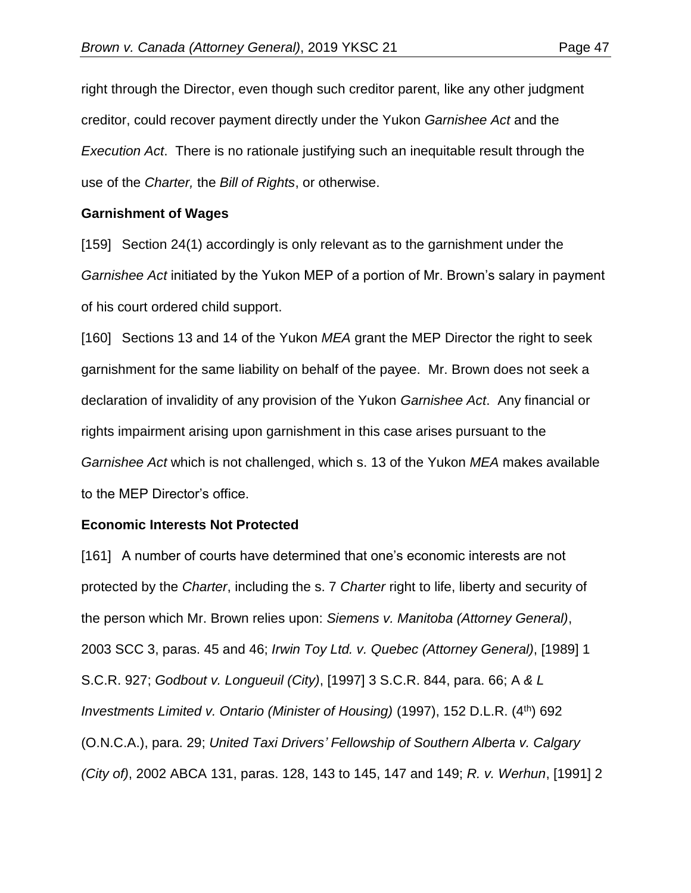right through the Director, even though such creditor parent, like any other judgment creditor, could recover payment directly under the Yukon *Garnishee Act* and the *Execution Act*. There is no rationale justifying such an inequitable result through the use of the *Charter,* the *Bill of Rights*, or otherwise.

**Garnishment of Wages**

[159] Section 24(1) accordingly is only relevant as to the garnishment under the *Garnishee Act* initiated by the Yukon MEP of a portion of Mr. Brown's salary in payment of his court ordered child support.

[160] Sections 13 and 14 of the Yukon *MEA* grant the MEP Director the right to seek garnishment for the same liability on behalf of the payee. Mr. Brown does not seek a declaration of invalidity of any provision of the Yukon *Garnishee Act*. Any financial or rights impairment arising upon garnishment in this case arises pursuant to the *Garnishee Act* which is not challenged, which s. 13 of the Yukon *MEA* makes available to the MEP Director's office.

**Economic Interests Not Protected**

[161] A number of courts have determined that one's economic interests are not protected by the *Charter*, including the s. 7 *Charter* right to life, liberty and security of the person which Mr. Brown relies upon: *Siemens v. Manitoba (Attorney General)*, 2003 SCC 3, paras. 45 and 46; *Irwin Toy Ltd. v. Quebec (Attorney General)*, [1989] 1 S.C.R. 927; *Godbout v. Longueuil (City)*, [1997] 3 S.C.R. 844, para. 66; A *& L Investments Limited v. Ontario (Minister of Housing)* (1997), 152 D.L.R. (4th) 692 (O.N.C.A.), para. 29; *United Taxi Drivers' Fellowship of Southern Alberta v. Calgary (City of)*, 2002 ABCA 131, paras. 128, 143 to 145, 147 and 149; *R. v. Werhun*, [1991] 2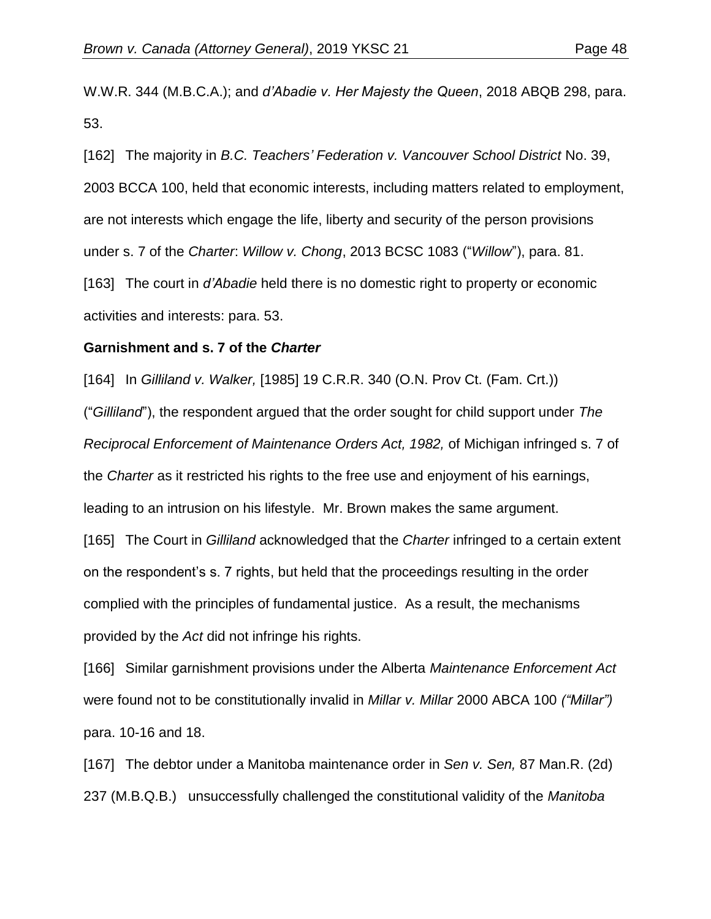W.W.R. 344 (M.B.C.A.); and *d'Abadie v. Her Majesty the Queen*, 2018 ABQB 298, para. 53.

[162] The majority in *B.C. Teachers' Federation v. Vancouver School District* No. 39, 2003 BCCA 100, held that economic interests, including matters related to employment, are not interests which engage the life, liberty and security of the person provisions under s. 7 of the *Charter*: *Willow v. Chong*, 2013 BCSC 1083 ("*Willow*"), para. 81.

[163] The court in *d'Abadie* held there is no domestic right to property or economic activities and interests: para. 53.

**Garnishment and s. 7 of the *Charter***

[164] In *Gilliland v. Walker,* [1985] 19 C.R.R. 340 (O.N. Prov Ct. (Fam. Crt.)) ("*Gilliland*"), the respondent argued that the order sought for child support under *The Reciprocal Enforcement of Maintenance Orders Act, 1982,* of Michigan infringed s. 7 of the *Charter* as it restricted his rights to the free use and enjoyment of his earnings, leading to an intrusion on his lifestyle. Mr. Brown makes the same argument.

[165] The Court in *Gilliland* acknowledged that the *Charter* infringed to a certain extent on the respondent's s. 7 rights, but held that the proceedings resulting in the order complied with the principles of fundamental justice. As a result, the mechanisms provided by the *Act* did not infringe his rights.

[166] Similar garnishment provisions under the Alberta *Maintenance Enforcement Act* were found not to be constitutionally invalid in *Millar v. Millar* 2000 ABCA 100 *("Millar")* para. 10-16 and 18.

[167] The debtor under a Manitoba maintenance order in *Sen v. Sen,* 87 Man.R. (2d) 237 (M.B.Q.B.) unsuccessfully challenged the constitutional validity of the *Manitoba*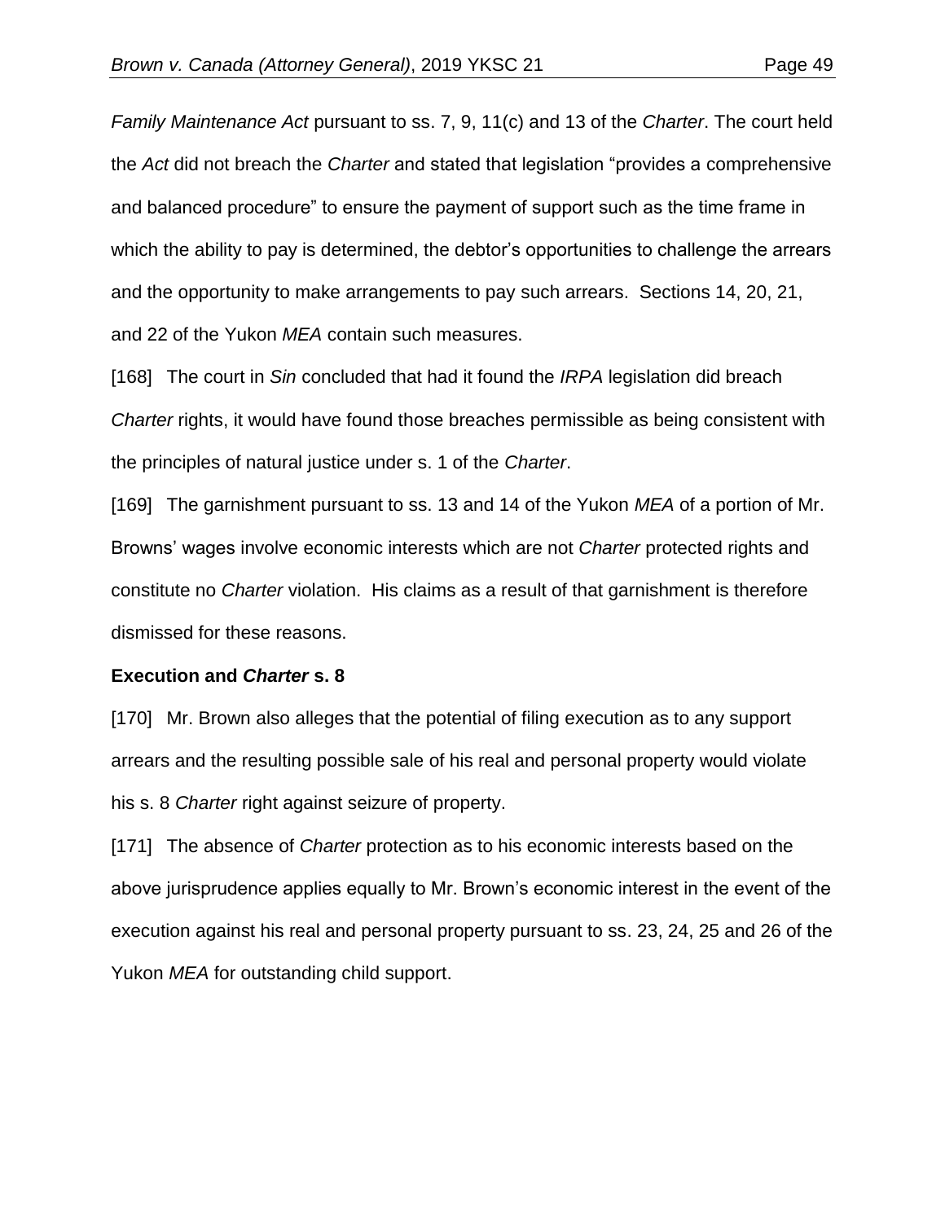*Family Maintenance Act* pursuant to ss. 7, 9, 11(c) and 13 of the *Charter*. The court held the *Act* did not breach the *Charter* and stated that legislation "provides a comprehensive and balanced procedure" to ensure the payment of support such as the time frame in which the ability to pay is determined, the debtor's opportunities to challenge the arrears and the opportunity to make arrangements to pay such arrears. Sections 14, 20, 21, and 22 of the Yukon *MEA* contain such measures.

[168] The court in *Sin* concluded that had it found the *IRPA* legislation did breach *Charter* rights, it would have found those breaches permissible as being consistent with the principles of natural justice under s. 1 of the *Charter*.

[169] The garnishment pursuant to ss. 13 and 14 of the Yukon *MEA* of a portion of Mr. Browns' wages involve economic interests which are not *Charter* protected rights and constitute no *Charter* violation. His claims as a result of that garnishment is therefore dismissed for these reasons.

**Execution and *Charter* s. 8**

[170] Mr. Brown also alleges that the potential of filing execution as to any support arrears and the resulting possible sale of his real and personal property would violate his s. 8 *Charter* right against seizure of property.

[171] The absence of *Charter* protection as to his economic interests based on the above jurisprudence applies equally to Mr. Brown's economic interest in the event of the execution against his real and personal property pursuant to ss. 23, 24, 25 and 26 of the Yukon *MEA* for outstanding child support.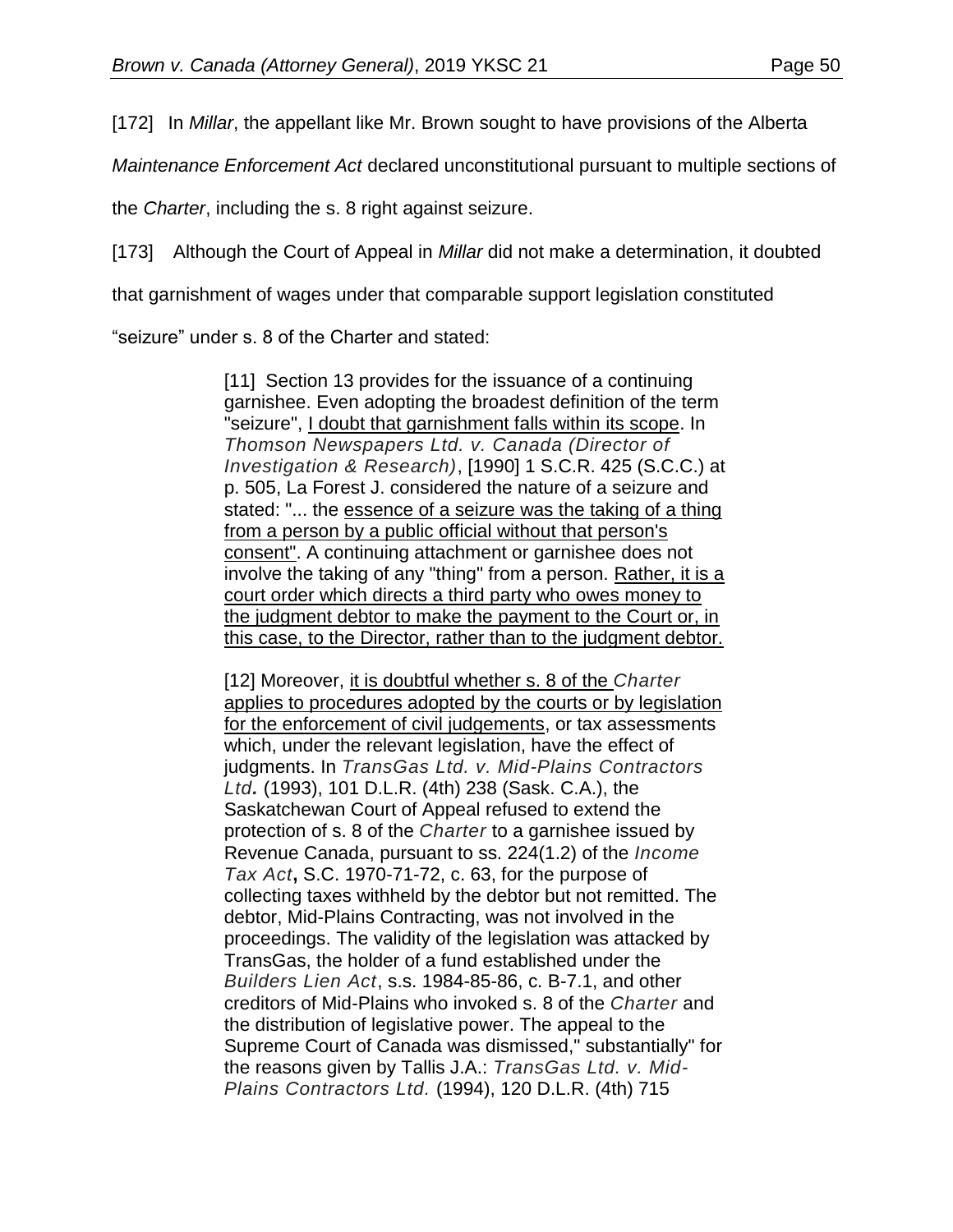[172] In *Millar*, the appellant like Mr. Brown sought to have provisions of the Alberta *Maintenance Enforcement Act* declared unconstitutional pursuant to multiple sections of the *Charter*, including the s. 8 right against seizure.

[173] Although the Court of Appeal in *Millar* did not make a determination, it doubted that garnishment of wages under that comparable support legislation constituted "seizure" under s. 8 of the Charter and stated:

> [11] Section 13 provides for the issuance of a continuing garnishee. Even adopting the broadest definition of the term "seizure", <u>I doubt that garnishment falls within its scope</u>. In *Thomson Newspapers Ltd. v. Canada (Director of Investigation & Research)*, [1990] 1 S.C.R. 425 (S.C.C.) at p. 505, La Forest J. considered the nature of a seizure and stated: "... the <u>essence of a seizure was the taking of a thing from a person by a public official without that person's consent</u>". A continuing attachment or garnishee does not involve the taking of any "thing" from a person. <u>Rather, it is a court order which directs a third party who owes money to the judgment debtor to make the payment to the Court or, in this case, to the Director, rather than to the judgment debtor.</u>
>
> [12] Moreover, <u>it is doubtful whether s. 8 of the *Charter* applies to procedures adopted by the courts or by legislation for the enforcement of civil judgements</u>, or tax assessments which, under the relevant legislation, have the effect of judgments. In *TransGas Ltd. v. Mid-Plains Contractors Ltd.* (1993), 101 D.L.R. (4th) 238 (Sask. C.A.), the Saskatchewan Court of Appeal refused to extend the protection of s. 8 of the *Charter* to a garnishee issued by Revenue Canada, pursuant to ss. 224(1.2) of the *Income Tax Act***,** S.C. 1970-71-72, c. 63, for the purpose of collecting taxes withheld by the debtor but not remitted. The debtor, Mid-Plains Contracting, was not involved in the proceedings. The validity of the legislation was attacked by TransGas, the holder of a fund established under the *Builders Lien Act*, s.s. 1984-85-86, c. B-7.1, and other creditors of Mid-Plains who invoked s. 8 of the *Charter* and the distribution of legislative power. The appeal to the Supreme Court of Canada was dismissed," substantially" for the reasons given by Tallis J.A.: *TransGas Ltd. v. Mid-Plains Contractors Ltd.* (1994), 120 D.L.R. (4th) 715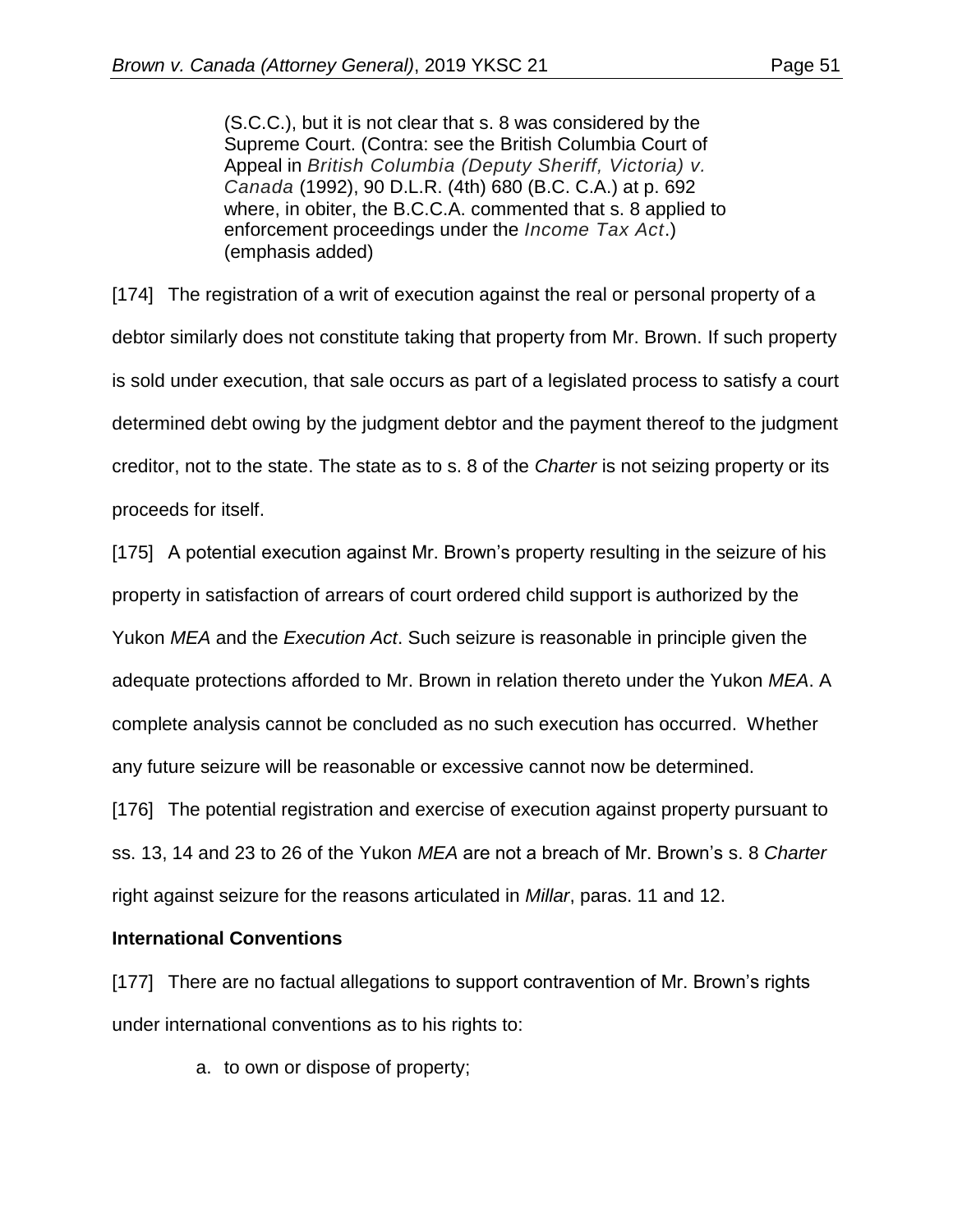> (S.C.C.), but it is not clear that s. 8 was considered by the Supreme Court. (Contra: see the British Columbia Court of Appeal in *British Columbia (Deputy Sheriff, Victoria) v. Canada* (1992), 90 D.L.R. (4th) 680 (B.C. C.A.) at p. 692 where, in obiter, the B.C.C.A. commented that s. 8 applied to enforcement proceedings under the *Income Tax Act*.) (emphasis added)

[174] The registration of a writ of execution against the real or personal property of a debtor similarly does not constitute taking that property from Mr. Brown. If such property is sold under execution, that sale occurs as part of a legislated process to satisfy a court determined debt owing by the judgment debtor and the payment thereof to the judgment creditor, not to the state. The state as to s. 8 of the *Charter* is not seizing property or its proceeds for itself.

[175] A potential execution against Mr. Brown's property resulting in the seizure of his property in satisfaction of arrears of court ordered child support is authorized by the Yukon *MEA* and the *Execution Act*. Such seizure is reasonable in principle given the adequate protections afforded to Mr. Brown in relation thereto under the Yukon *MEA*. A complete analysis cannot be concluded as no such execution has occurred. Whether any future seizure will be reasonable or excessive cannot now be determined.

[176] The potential registration and exercise of execution against property pursuant to ss. 13, 14 and 23 to 26 of the Yukon *MEA* are not a breach of Mr. Brown's s. 8 *Charter* right against seizure for the reasons articulated in *Millar*, paras. 11 and 12.

**International Conventions**

[177] There are no factual allegations to support contravention of Mr. Brown's rights under international conventions as to his rights to:

a. to own or dispose of property;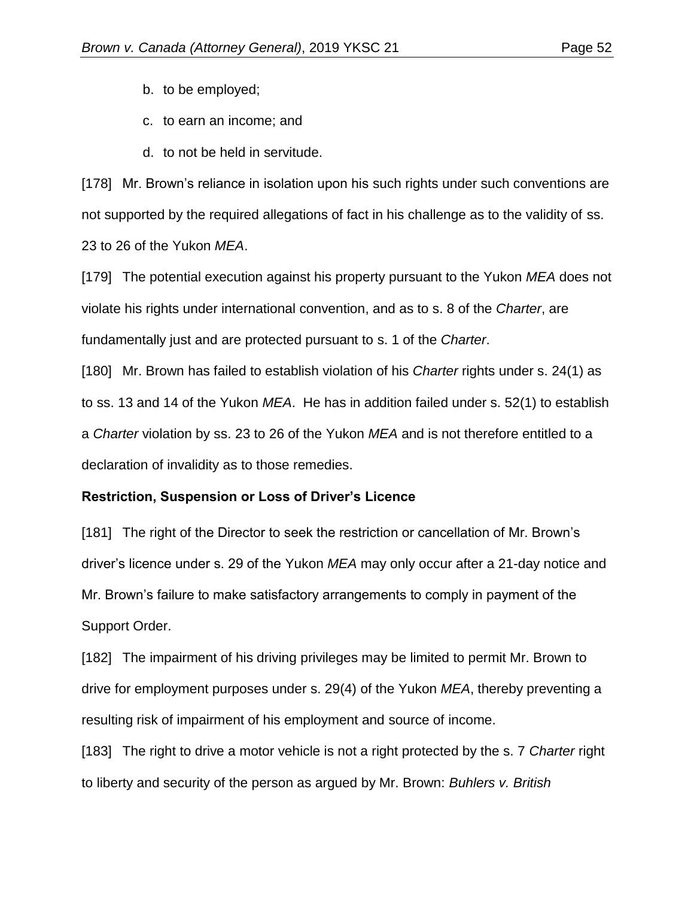b. to be employed;

c. to earn an income; and

d. to not be held in servitude.

[178] Mr. Brown's reliance in isolation upon his such rights under such conventions are not supported by the required allegations of fact in his challenge as to the validity of ss. 23 to 26 of the Yukon *MEA*.

[179] The potential execution against his property pursuant to the Yukon *MEA* does not violate his rights under international convention, and as to s. 8 of the *Charter*, are fundamentally just and are protected pursuant to s. 1 of the *Charter*.

[180] Mr. Brown has failed to establish violation of his *Charter* rights under s. 24(1) as to ss. 13 and 14 of the Yukon *MEA*. He has in addition failed under s. 52(1) to establish a *Charter* violation by ss. 23 to 26 of the Yukon *MEA* and is not therefore entitled to a declaration of invalidity as to those remedies.

**Restriction, Suspension or Loss of Driver's Licence**

[181] The right of the Director to seek the restriction or cancellation of Mr. Brown's driver's licence under s. 29 of the Yukon *MEA* may only occur after a 21-day notice and Mr. Brown's failure to make satisfactory arrangements to comply in payment of the Support Order.

[182] The impairment of his driving privileges may be limited to permit Mr. Brown to drive for employment purposes under s. 29(4) of the Yukon *MEA*, thereby preventing a resulting risk of impairment of his employment and source of income.

[183] The right to drive a motor vehicle is not a right protected by the s. 7 *Charter* right to liberty and security of the person as argued by Mr. Brown: *Buhlers v. British*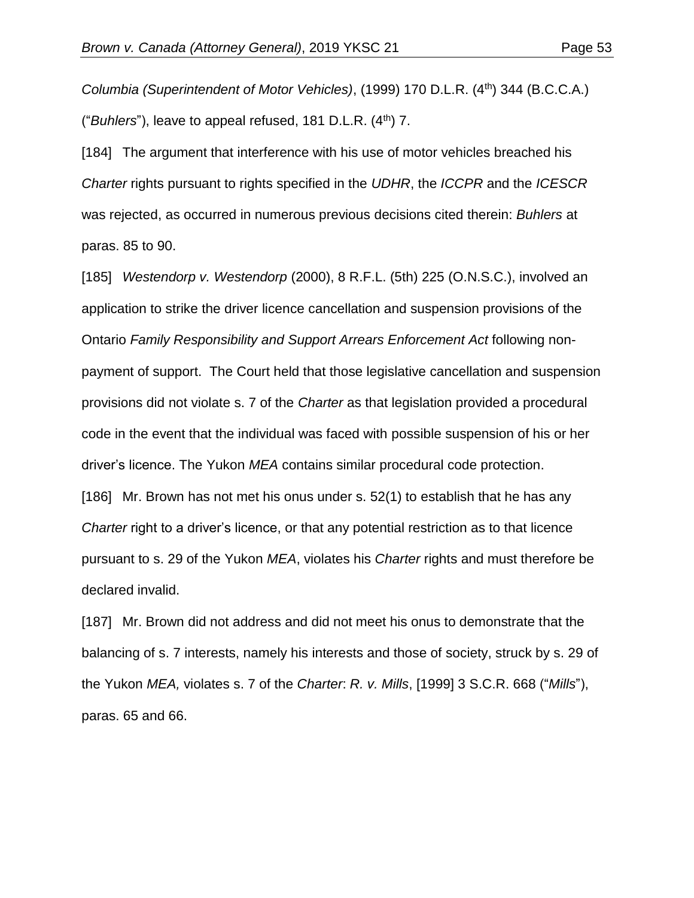*Columbia (Superintendent of Motor Vehicles)*, (1999) 170 D.L.R. (4th) 344 (B.C.C.A.) ("*Buhlers*"), leave to appeal refused, 181 D.L.R. (4th) 7.

[184] The argument that interference with his use of motor vehicles breached his *Charter* rights pursuant to rights specified in the *UDHR*, the *ICCPR* and the *ICESCR* was rejected, as occurred in numerous previous decisions cited therein: *Buhlers* at paras. 85 to 90.

[185] *Westendorp v. Westendorp* (2000), 8 R.F.L. (5th) 225 (O.N.S.C.), involved an application to strike the driver licence cancellation and suspension provisions of the Ontario *Family Responsibility and Support Arrears Enforcement Act* following non-payment of support. The Court held that those legislative cancellation and suspension provisions did not violate s. 7 of the *Charter* as that legislation provided a procedural code in the event that the individual was faced with possible suspension of his or her driver's licence. The Yukon *MEA* contains similar procedural code protection.

[186] Mr. Brown has not met his onus under s. 52(1) to establish that he has any *Charter* right to a driver's licence, or that any potential restriction as to that licence pursuant to s. 29 of the Yukon *MEA*, violates his *Charter* rights and must therefore be declared invalid.

[187] Mr. Brown did not address and did not meet his onus to demonstrate that the balancing of s. 7 interests, namely his interests and those of society, struck by s. 29 of the Yukon *MEA,* violates s. 7 of the *Charter*: *R. v. Mills*, [1999] 3 S.C.R. 668 ("*Mills*"), paras. 65 and 66.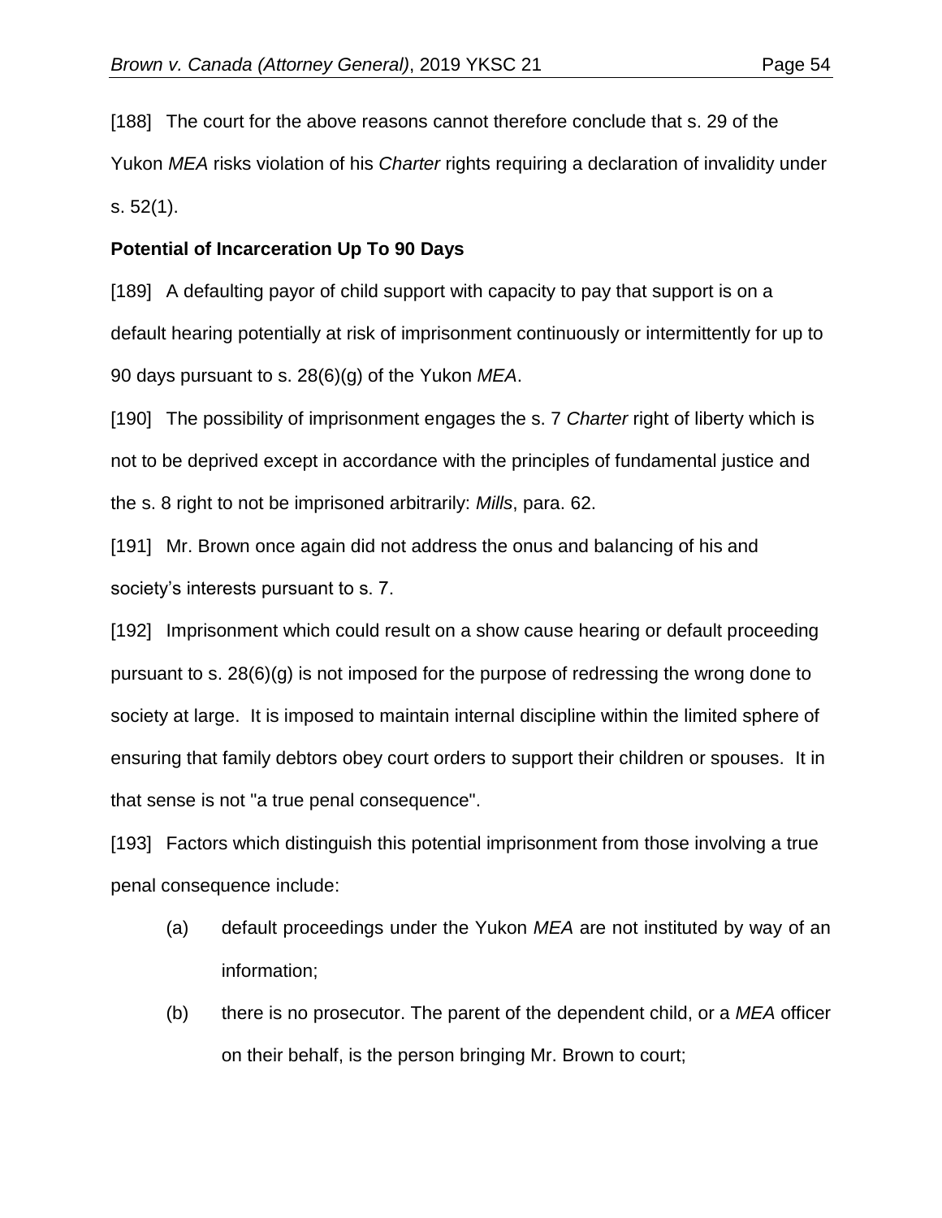[188] The court for the above reasons cannot therefore conclude that s. 29 of the Yukon *MEA* risks violation of his *Charter* rights requiring a declaration of invalidity under s. 52(1).

**Potential of Incarceration Up To 90 Days**

[189] A defaulting payor of child support with capacity to pay that support is on a default hearing potentially at risk of imprisonment continuously or intermittently for up to 90 days pursuant to s. 28(6)(g) of the Yukon *MEA*.

[190] The possibility of imprisonment engages the s. 7 *Charter* right of liberty which is not to be deprived except in accordance with the principles of fundamental justice and the s. 8 right to not be imprisoned arbitrarily: *Mills*, para. 62.

[191] Mr. Brown once again did not address the onus and balancing of his and society's interests pursuant to s. 7.

[192] Imprisonment which could result on a show cause hearing or default proceeding pursuant to s. 28(6)(g) is not imposed for the purpose of redressing the wrong done to society at large. It is imposed to maintain internal discipline within the limited sphere of ensuring that family debtors obey court orders to support their children or spouses. It in that sense is not "a true penal consequence".

[193] Factors which distinguish this potential imprisonment from those involving a true penal consequence include:

(a) default proceedings under the Yukon *MEA* are not instituted by way of an information;

(b) there is no prosecutor. The parent of the dependent child, or a *MEA* officer on their behalf, is the person bringing Mr. Brown to court;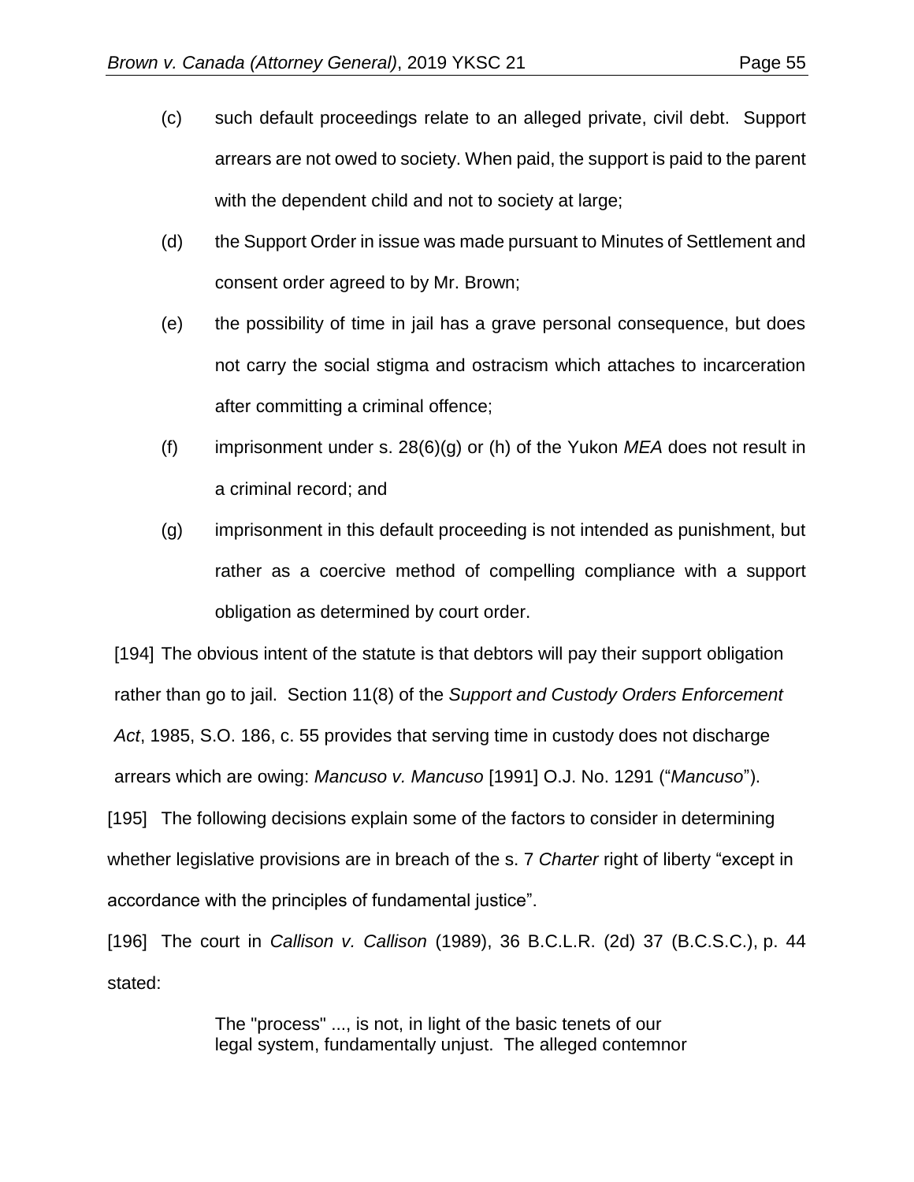(c) such default proceedings relate to an alleged private, civil debt. Support arrears are not owed to society. When paid, the support is paid to the parent with the dependent child and not to society at large;

(d) the Support Order in issue was made pursuant to Minutes of Settlement and consent order agreed to by Mr. Brown;

(e) the possibility of time in jail has a grave personal consequence, but does not carry the social stigma and ostracism which attaches to incarceration after committing a criminal offence;

(f) imprisonment under s. 28(6)(g) or (h) of the Yukon *MEA* does not result in a criminal record; and

(g) imprisonment in this default proceeding is not intended as punishment, but rather as a coercive method of compelling compliance with a support obligation as determined by court order.

[194] The obvious intent of the statute is that debtors will pay their support obligation rather than go to jail. Section 11(8) of the *Support and Custody Orders Enforcement Act*, 1985, S.O. 186, c. 55 provides that serving time in custody does not discharge arrears which are owing: *Mancuso v. Mancuso* [1991] O.J. No. 1291 ("*Mancuso*").

[195] The following decisions explain some of the factors to consider in determining whether legislative provisions are in breach of the s. 7 *Charter* right of liberty "except in accordance with the principles of fundamental justice".

[196] The court in *Callison v. Callison* (1989), 36 B.C.L.R. (2d) 37 (B.C.S.C.), p. 44 stated:

> The "process" ..., is not, in light of the basic tenets of our legal system, fundamentally unjust. The alleged contemnor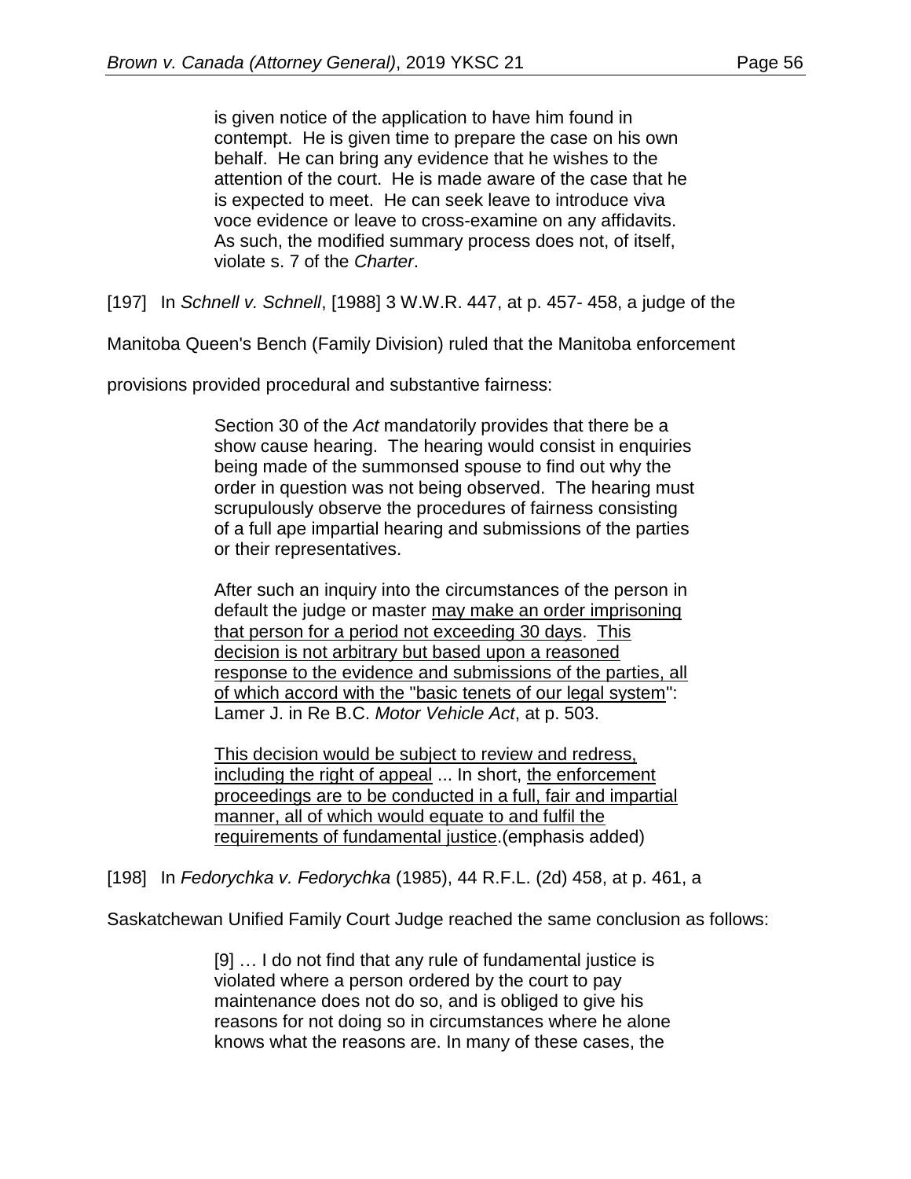> is given notice of the application to have him found in contempt. He is given time to prepare the case on his own behalf. He can bring any evidence that he wishes to the attention of the court. He is made aware of the case that he is expected to meet. He can seek leave to introduce viva voce evidence or leave to cross-examine on any affidavits. As such, the modified summary process does not, of itself, violate s. 7 of the *Charter*.

[197] In *Schnell v. Schnell*, [1988] 3 W.W.R. 447, at p. 457- 458, a judge of the Manitoba Queen's Bench (Family Division) ruled that the Manitoba enforcement provisions provided procedural and substantive fairness:

> Section 30 of the *Act* mandatorily provides that there be a show cause hearing. The hearing would consist in enquiries being made of the summonsed spouse to find out why the order in question was not being observed. The hearing must scrupulously observe the procedures of fairness consisting of a full ape impartial hearing and submissions of the parties or their representatives.
>
> After such an inquiry into the circumstances of the person in default the judge or master <u>may make an order imprisoning that person for a period not exceeding 30 days</u>. <u>This decision is not arbitrary but based upon a reasoned response to the evidence and submissions of the parties, all of which accord with the "basic tenets of our legal system"</u>: Lamer J. in Re B.C. *Motor Vehicle Act*, at p. 503.
>
> <u>This decision would be subject to review and redress, including the right of appeal</u> ... In short, <u>the enforcement proceedings are to be conducted in a full, fair and impartial manner, all of which would equate to and fulfil the requirements of fundamental justice</u>.(emphasis added)

[198] In *Fedorychka v. Fedorychka* (1985), 44 R.F.L. (2d) 458, at p. 461, a Saskatchewan Unified Family Court Judge reached the same conclusion as follows:

> [9] … I do not find that any rule of fundamental justice is violated where a person ordered by the court to pay maintenance does not do so, and is obliged to give his reasons for not doing so in circumstances where he alone knows what the reasons are. In many of these cases, the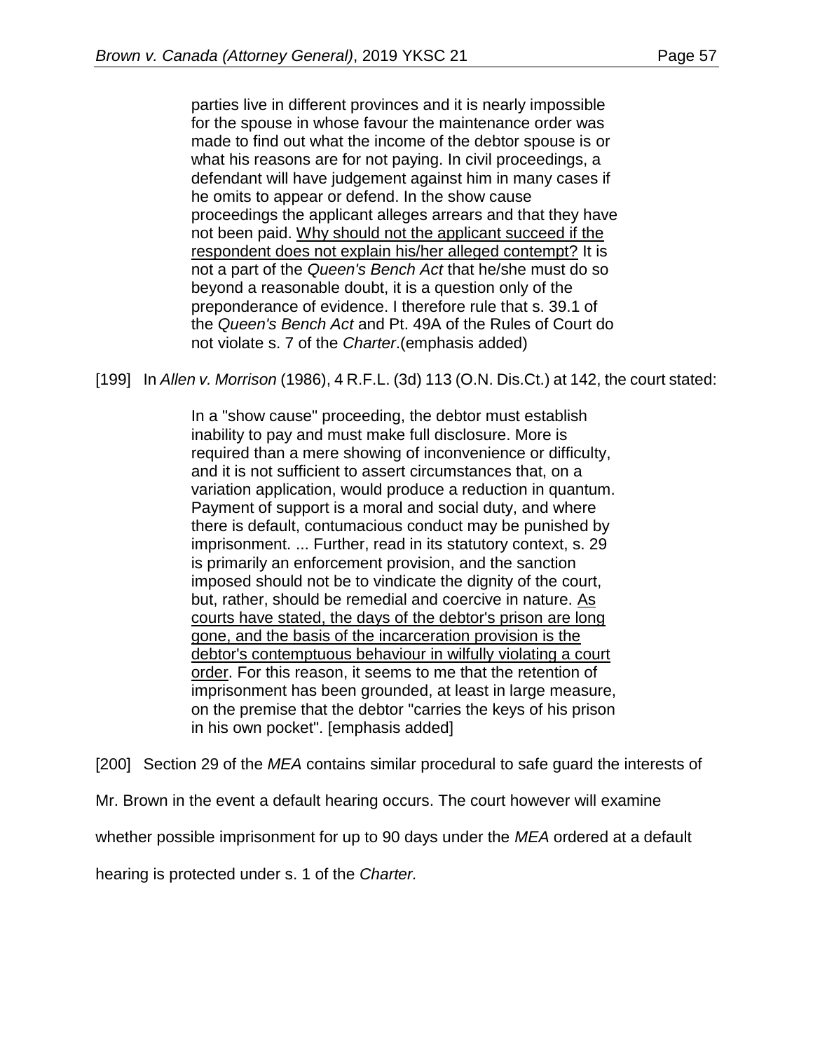> parties live in different provinces and it is nearly impossible for the spouse in whose favour the maintenance order was made to find out what the income of the debtor spouse is or what his reasons are for not paying. In civil proceedings, a defendant will have judgement against him in many cases if he omits to appear or defend. In the show cause proceedings the applicant alleges arrears and that they have not been paid. <u>Why should not the applicant succeed if the respondent does not explain his/her alleged contempt?</u> It is not a part of the *Queen's Bench Act* that he/she must do so beyond a reasonable doubt, it is a question only of the preponderance of evidence. I therefore rule that s. 39.1 of the *Queen's Bench Act* and Pt. 49A of the Rules of Court do not violate s. 7 of the *Charter*.(emphasis added)

[199] In *Allen v. Morrison* (1986), 4 R.F.L. (3d) 113 (O.N. Dis.Ct.) at 142, the court stated:

> In a "show cause" proceeding, the debtor must establish inability to pay and must make full disclosure. More is required than a mere showing of inconvenience or difficulty, and it is not sufficient to assert circumstances that, on a variation application, would produce a reduction in quantum. Payment of support is a moral and social duty, and where there is default, contumacious conduct may be punished by imprisonment. ... Further, read in its statutory context, s. 29 is primarily an enforcement provision, and the sanction imposed should not be to vindicate the dignity of the court, but, rather, should be remedial and coercive in nature. <u>As courts have stated, the days of the debtor's prison are long gone, and the basis of the incarceration provision is the debtor's contemptuous behaviour in wilfully violating a court order</u>. For this reason, it seems to me that the retention of imprisonment has been grounded, at least in large measure, on the premise that the debtor "carries the keys of his prison in his own pocket". [emphasis added]

[200] Section 29 of the *MEA* contains similar procedural to safe guard the interests of Mr. Brown in the event a default hearing occurs. The court however will examine whether possible imprisonment for up to 90 days under the *MEA* ordered at a default hearing is protected under s. 1 of the *Charter.*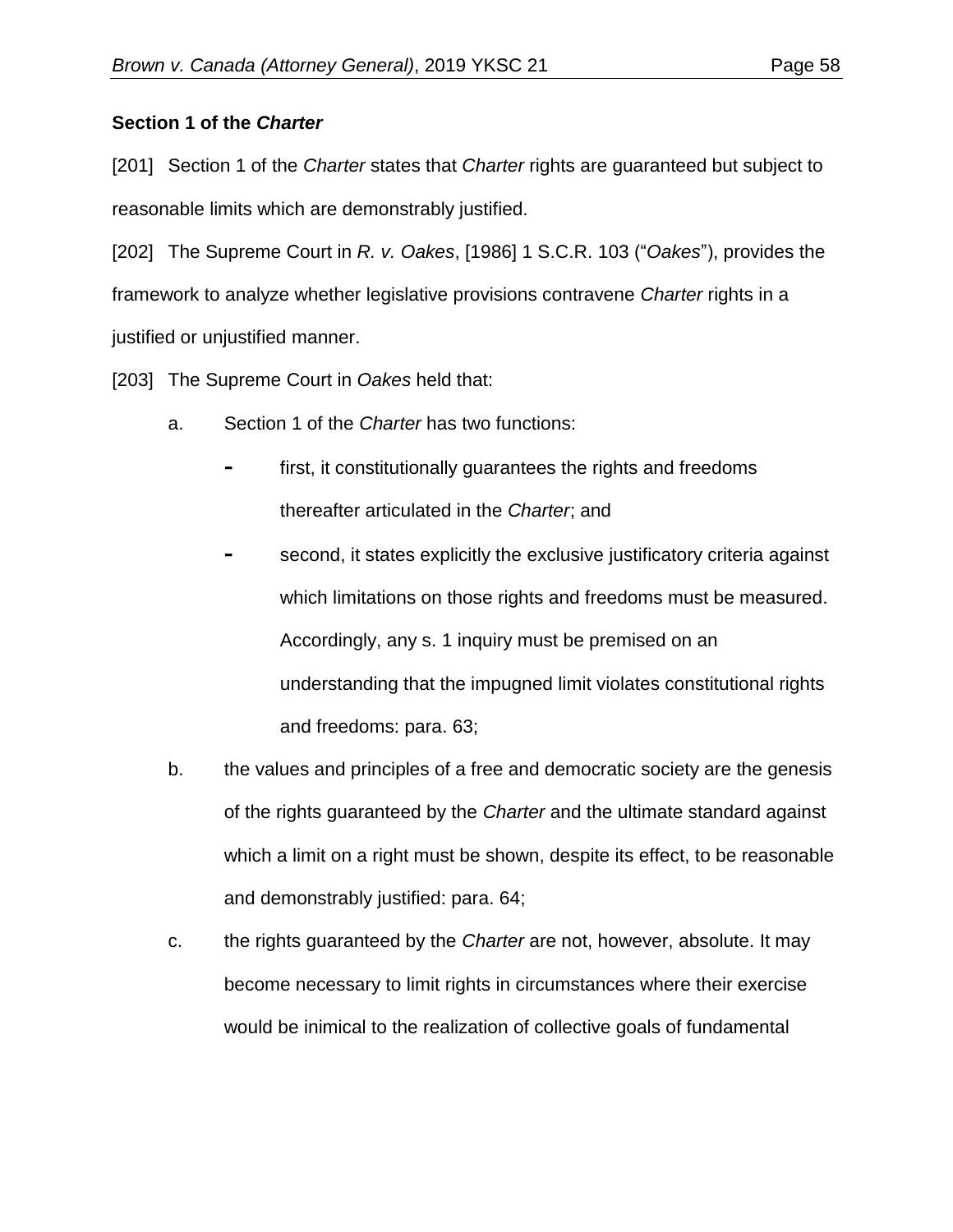**Section 1 of the *Charter***

[201] Section 1 of the *Charter* states that *Charter* rights are guaranteed but subject to reasonable limits which are demonstrably justified.

[202] The Supreme Court in *R. v. Oakes*, [1986] 1 S.C.R. 103 ("*Oakes*"), provides the framework to analyze whether legislative provisions contravene *Charter* rights in a justified or unjustified manner.

[203] The Supreme Court in *Oakes* held that:

a. Section 1 of the *Charter* has two functions:

   - first, it constitutionally guarantees the rights and freedoms thereafter articulated in the *Charter*; and
   - second, it states explicitly the exclusive justificatory criteria against which limitations on those rights and freedoms must be measured. Accordingly, any s. 1 inquiry must be premised on an understanding that the impugned limit violates constitutional rights and freedoms: para. 63;

b. the values and principles of a free and democratic society are the genesis of the rights guaranteed by the *Charter* and the ultimate standard against which a limit on a right must be shown, despite its effect, to be reasonable and demonstrably justified: para. 64;

c. the rights guaranteed by the *Charter* are not, however, absolute. It may become necessary to limit rights in circumstances where their exercise would be inimical to the realization of collective goals of fundamental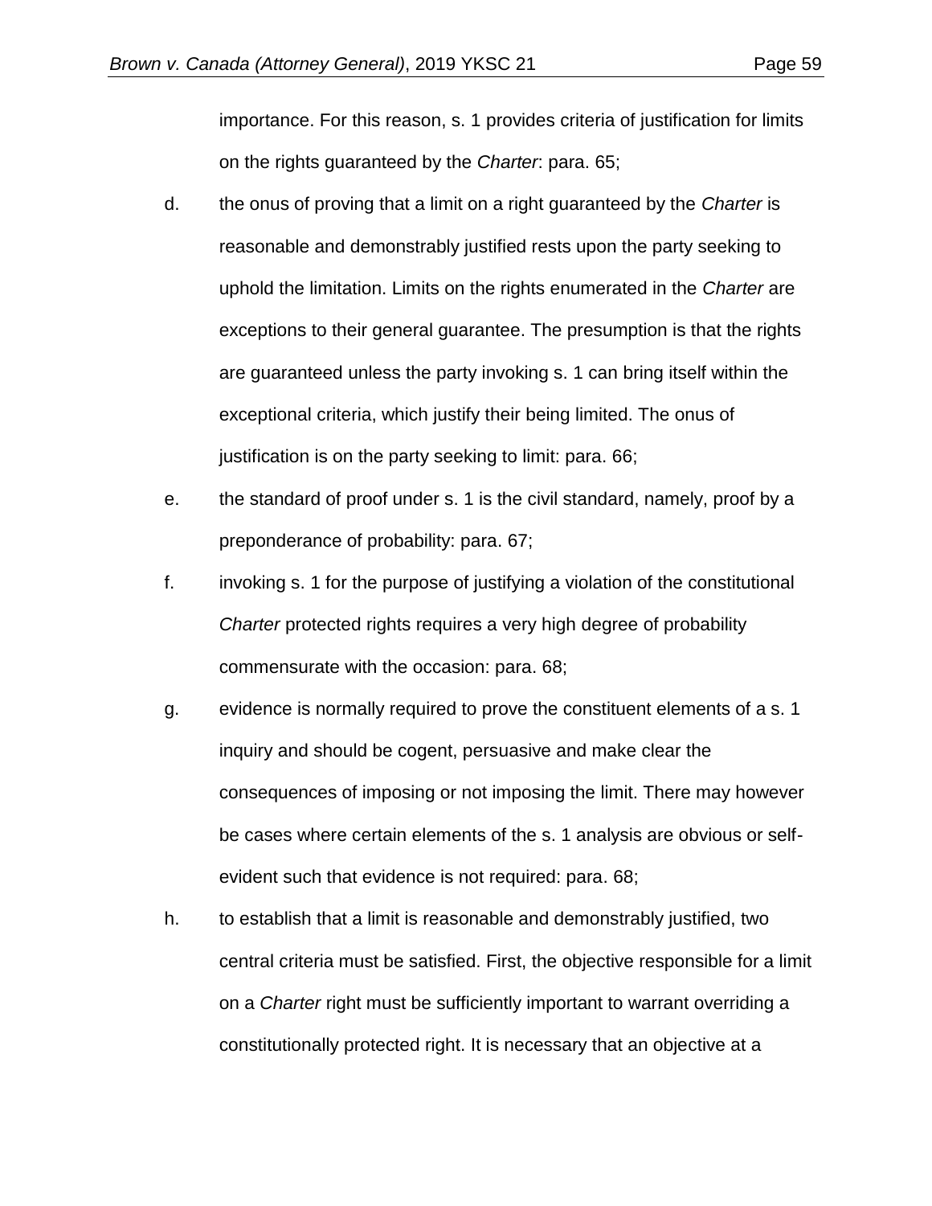importance. For this reason, s. 1 provides criteria of justification for limits on the rights guaranteed by the *Charter*: para. 65;

d. the onus of proving that a limit on a right guaranteed by the *Charter* is reasonable and demonstrably justified rests upon the party seeking to uphold the limitation. Limits on the rights enumerated in the *Charter* are exceptions to their general guarantee. The presumption is that the rights are guaranteed unless the party invoking s. 1 can bring itself within the exceptional criteria, which justify their being limited. The onus of justification is on the party seeking to limit: para. 66;

e. the standard of proof under s. 1 is the civil standard, namely, proof by a preponderance of probability: para. 67;

f. invoking s. 1 for the purpose of justifying a violation of the constitutional *Charter* protected rights requires a very high degree of probability commensurate with the occasion: para. 68;

g. evidence is normally required to prove the constituent elements of a s. 1 inquiry and should be cogent, persuasive and make clear the consequences of imposing or not imposing the limit. There may however be cases where certain elements of the s. 1 analysis are obvious or self-evident such that evidence is not required: para. 68;

h. to establish that a limit is reasonable and demonstrably justified, two central criteria must be satisfied. First, the objective responsible for a limit on a *Charter* right must be sufficiently important to warrant overriding a constitutionally protected right. It is necessary that an objective at a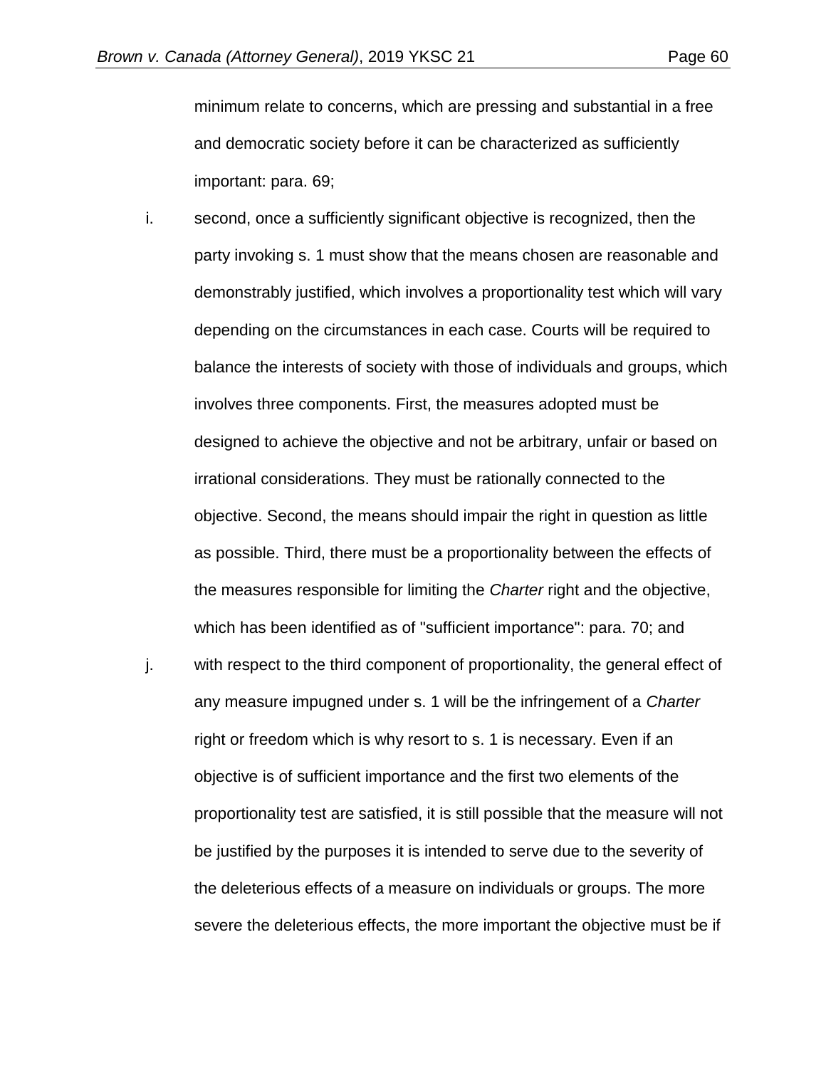minimum relate to concerns, which are pressing and substantial in a free and democratic society before it can be characterized as sufficiently important: para. 69;

i. second, once a sufficiently significant objective is recognized, then the party invoking s. 1 must show that the means chosen are reasonable and demonstrably justified, which involves a proportionality test which will vary depending on the circumstances in each case. Courts will be required to balance the interests of society with those of individuals and groups, which involves three components. First, the measures adopted must be designed to achieve the objective and not be arbitrary, unfair or based on irrational considerations. They must be rationally connected to the objective. Second, the means should impair the right in question as little as possible. Third, there must be a proportionality between the effects of the measures responsible for limiting the *Charter* right and the objective, which has been identified as of "sufficient importance": para. 70; and

j. with respect to the third component of proportionality, the general effect of any measure impugned under s. 1 will be the infringement of a *Charter* right or freedom which is why resort to s. 1 is necessary. Even if an objective is of sufficient importance and the first two elements of the proportionality test are satisfied, it is still possible that the measure will not be justified by the purposes it is intended to serve due to the severity of the deleterious effects of a measure on individuals or groups. The more severe the deleterious effects, the more important the objective must be if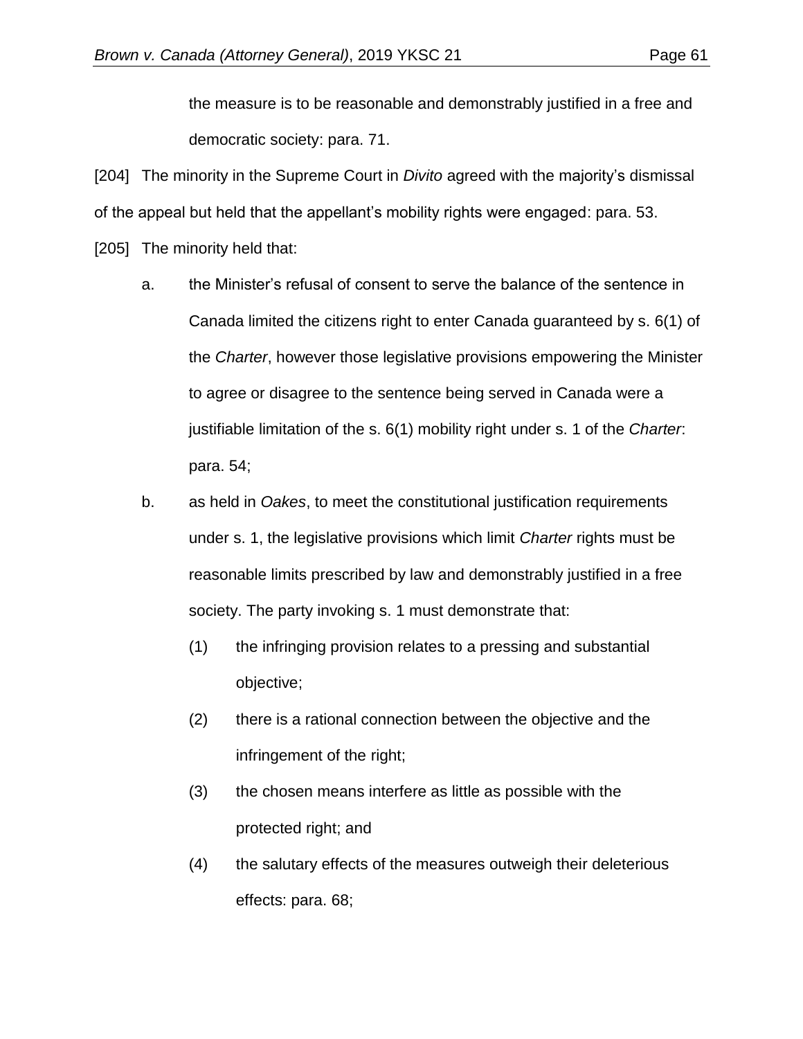the measure is to be reasonable and demonstrably justified in a free and democratic society: para. 71.

[204] The minority in the Supreme Court in *Divito* agreed with the majority's dismissal of the appeal but held that the appellant's mobility rights were engaged: para. 53.

[205] The minority held that:

a. the Minister's refusal of consent to serve the balance of the sentence in Canada limited the citizens right to enter Canada guaranteed by s. 6(1) of the *Charter*, however those legislative provisions empowering the Minister to agree or disagree to the sentence being served in Canada were a justifiable limitation of the s. 6(1) mobility right under s. 1 of the *Charter*: para. 54;

b. as held in *Oakes*, to meet the constitutional justification requirements under s. 1, the legislative provisions which limit *Charter* rights must be reasonable limits prescribed by law and demonstrably justified in a free society. The party invoking s. 1 must demonstrate that:

   (1) the infringing provision relates to a pressing and substantial objective;

   (2) there is a rational connection between the objective and the infringement of the right;

   (3) the chosen means interfere as little as possible with the protected right; and

   (4) the salutary effects of the measures outweigh their deleterious effects: para. 68;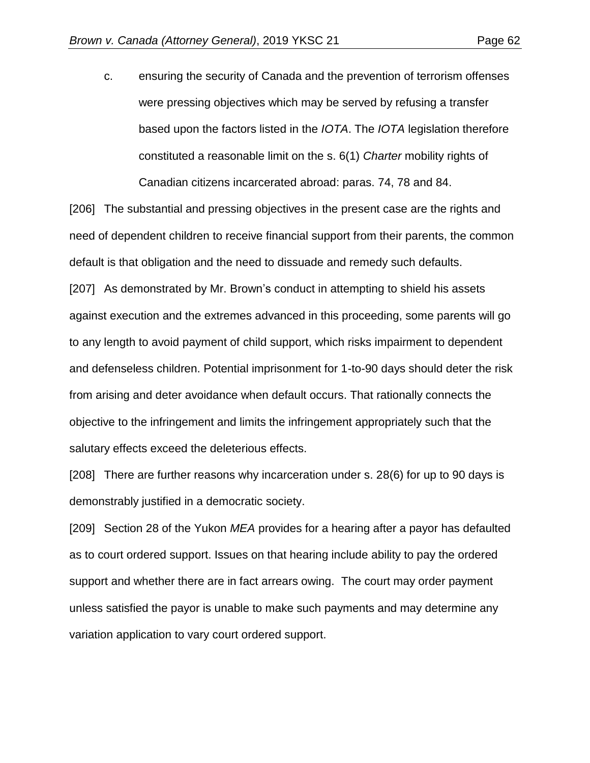c. ensuring the security of Canada and the prevention of terrorism offenses were pressing objectives which may be served by refusing a transfer based upon the factors listed in the *IOTA*. The *IOTA* legislation therefore constituted a reasonable limit on the s. 6(1) *Charter* mobility rights of Canadian citizens incarcerated abroad: paras. 74, 78 and 84.

[206] The substantial and pressing objectives in the present case are the rights and need of dependent children to receive financial support from their parents, the common default is that obligation and the need to dissuade and remedy such defaults.

[207] As demonstrated by Mr. Brown's conduct in attempting to shield his assets against execution and the extremes advanced in this proceeding, some parents will go to any length to avoid payment of child support, which risks impairment to dependent and defenseless children. Potential imprisonment for 1-to-90 days should deter the risk from arising and deter avoidance when default occurs. That rationally connects the objective to the infringement and limits the infringement appropriately such that the salutary effects exceed the deleterious effects.

[208] There are further reasons why incarceration under s. 28(6) for up to 90 days is demonstrably justified in a democratic society.

[209] Section 28 of the Yukon *MEA* provides for a hearing after a payor has defaulted as to court ordered support. Issues on that hearing include ability to pay the ordered support and whether there are in fact arrears owing. The court may order payment unless satisfied the payor is unable to make such payments and may determine any variation application to vary court ordered support.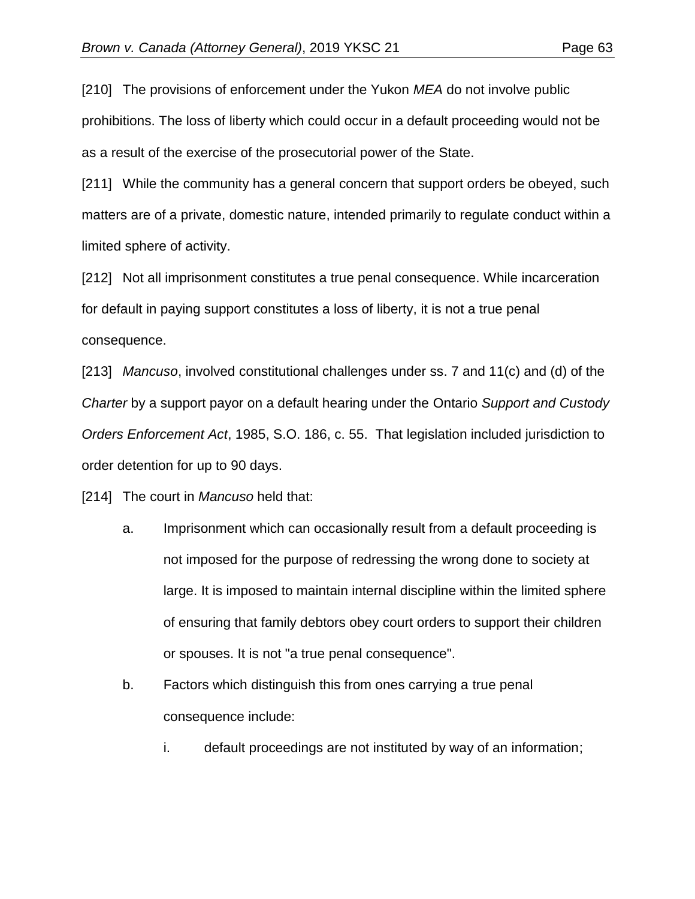[210] The provisions of enforcement under the Yukon *MEA* do not involve public prohibitions. The loss of liberty which could occur in a default proceeding would not be as a result of the exercise of the prosecutorial power of the State.

[211] While the community has a general concern that support orders be obeyed, such matters are of a private, domestic nature, intended primarily to regulate conduct within a limited sphere of activity.

[212] Not all imprisonment constitutes a true penal consequence. While incarceration for default in paying support constitutes a loss of liberty, it is not a true penal consequence.

[213] *Mancuso*, involved constitutional challenges under ss. 7 and 11(c) and (d) of the *Charter* by a support payor on a default hearing under the Ontario *Support and Custody Orders Enforcement Act*, 1985, S.O. 186, c. 55. That legislation included jurisdiction to order detention for up to 90 days.

[214] The court in *Mancuso* held that:

a. Imprisonment which can occasionally result from a default proceeding is not imposed for the purpose of redressing the wrong done to society at large. It is imposed to maintain internal discipline within the limited sphere of ensuring that family debtors obey court orders to support their children or spouses. It is not "a true penal consequence".

b. Factors which distinguish this from ones carrying a true penal consequence include:

   i. default proceedings are not instituted by way of an information;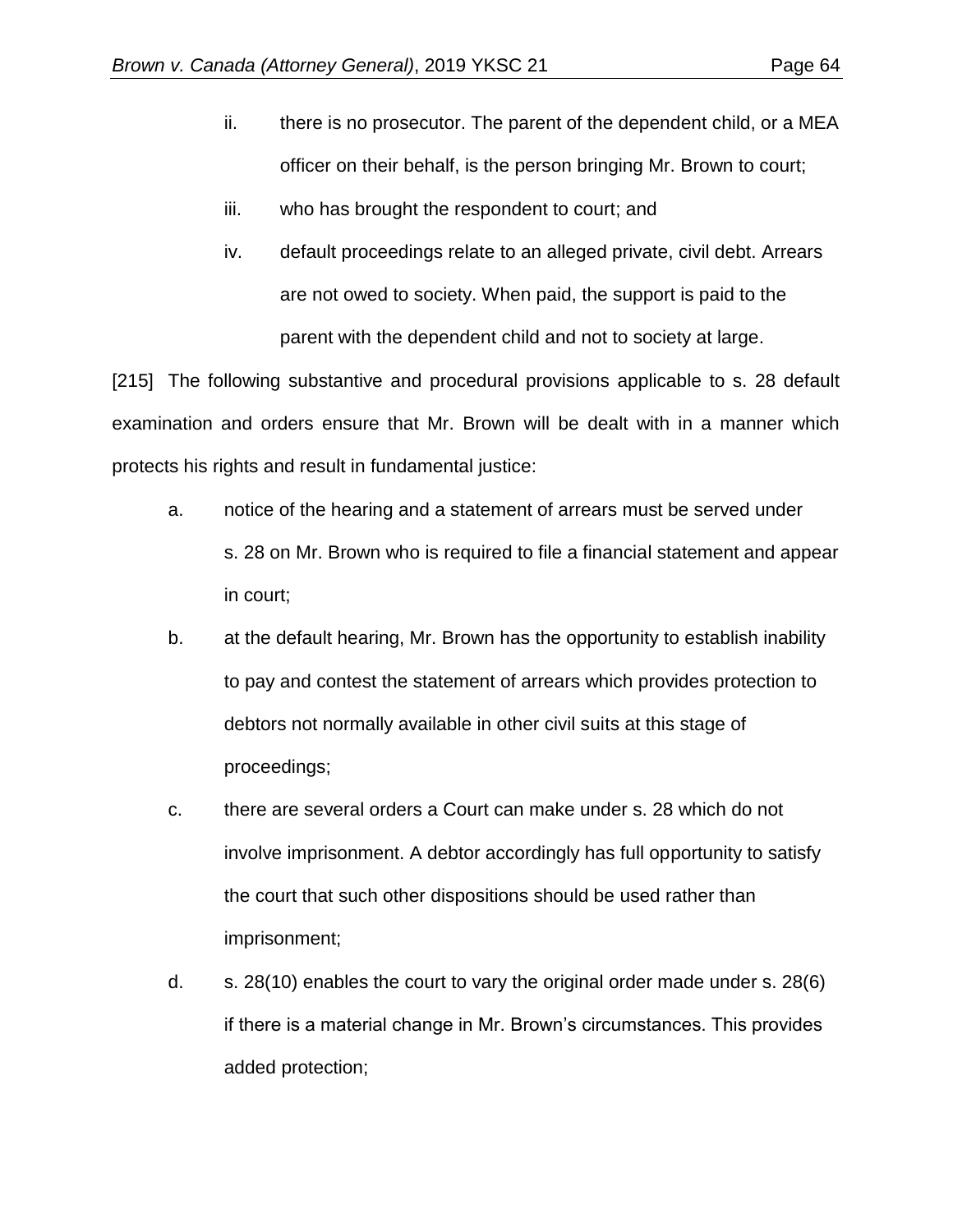ii. there is no prosecutor. The parent of the dependent child, or a MEA officer on their behalf, is the person bringing Mr. Brown to court;

iii. who has brought the respondent to court; and

iv. default proceedings relate to an alleged private, civil debt. Arrears are not owed to society. When paid, the support is paid to the parent with the dependent child and not to society at large.

[215] The following substantive and procedural provisions applicable to s. 28 default examination and orders ensure that Mr. Brown will be dealt with in a manner which protects his rights and result in fundamental justice:

a. notice of the hearing and a statement of arrears must be served under s. 28 on Mr. Brown who is required to file a financial statement and appear in court;

b. at the default hearing, Mr. Brown has the opportunity to establish inability to pay and contest the statement of arrears which provides protection to debtors not normally available in other civil suits at this stage of proceedings;

c. there are several orders a Court can make under s. 28 which do not involve imprisonment. A debtor accordingly has full opportunity to satisfy the court that such other dispositions should be used rather than imprisonment;

d. s. 28(10) enables the court to vary the original order made under s. 28(6) if there is a material change in Mr. Brown's circumstances. This provides added protection;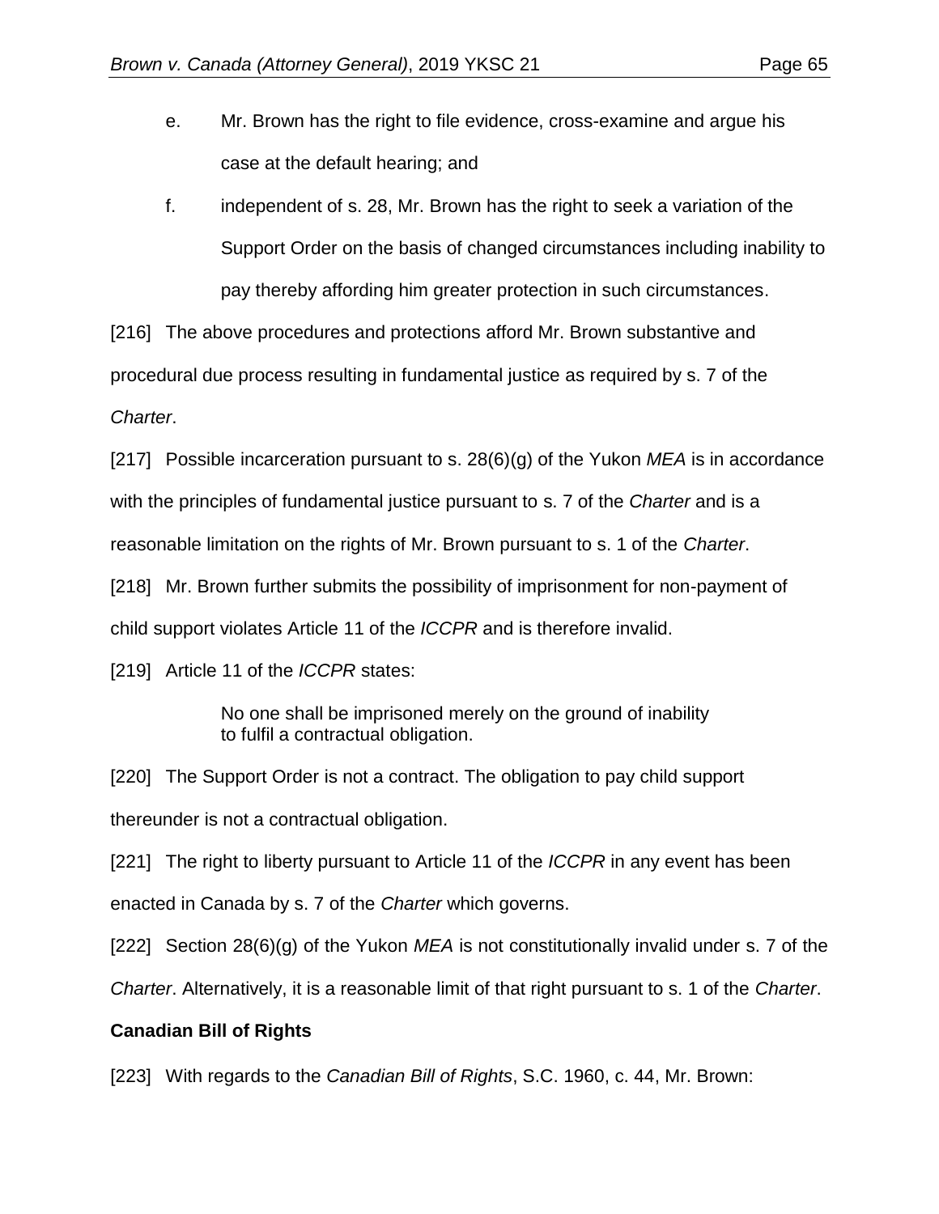e. Mr. Brown has the right to file evidence, cross-examine and argue his case at the default hearing; and

f. independent of s. 28, Mr. Brown has the right to seek a variation of the Support Order on the basis of changed circumstances including inability to pay thereby affording him greater protection in such circumstances.

[216] The above procedures and protections afford Mr. Brown substantive and procedural due process resulting in fundamental justice as required by s. 7 of the *Charter*.

[217] Possible incarceration pursuant to s. 28(6)(g) of the Yukon *MEA* is in accordance with the principles of fundamental justice pursuant to s. 7 of the *Charter* and is a reasonable limitation on the rights of Mr. Brown pursuant to s. 1 of the *Charter*.

[218] Mr. Brown further submits the possibility of imprisonment for non-payment of child support violates Article 11 of the *ICCPR* and is therefore invalid.

[219] Article 11 of the *ICCPR* states:

> No one shall be imprisoned merely on the ground of inability to fulfil a contractual obligation.

[220] The Support Order is not a contract. The obligation to pay child support thereunder is not a contractual obligation.

[221] The right to liberty pursuant to Article 11 of the *ICCPR* in any event has been enacted in Canada by s. 7 of the *Charter* which governs.

[222] Section 28(6)(g) of the Yukon *MEA* is not constitutionally invalid under s. 7 of the *Charter*. Alternatively, it is a reasonable limit of that right pursuant to s. 1 of the *Charter*.

**Canadian Bill of Rights**

[223] With regards to the *Canadian Bill of Rights*, S.C. 1960, c. 44, Mr. Brown: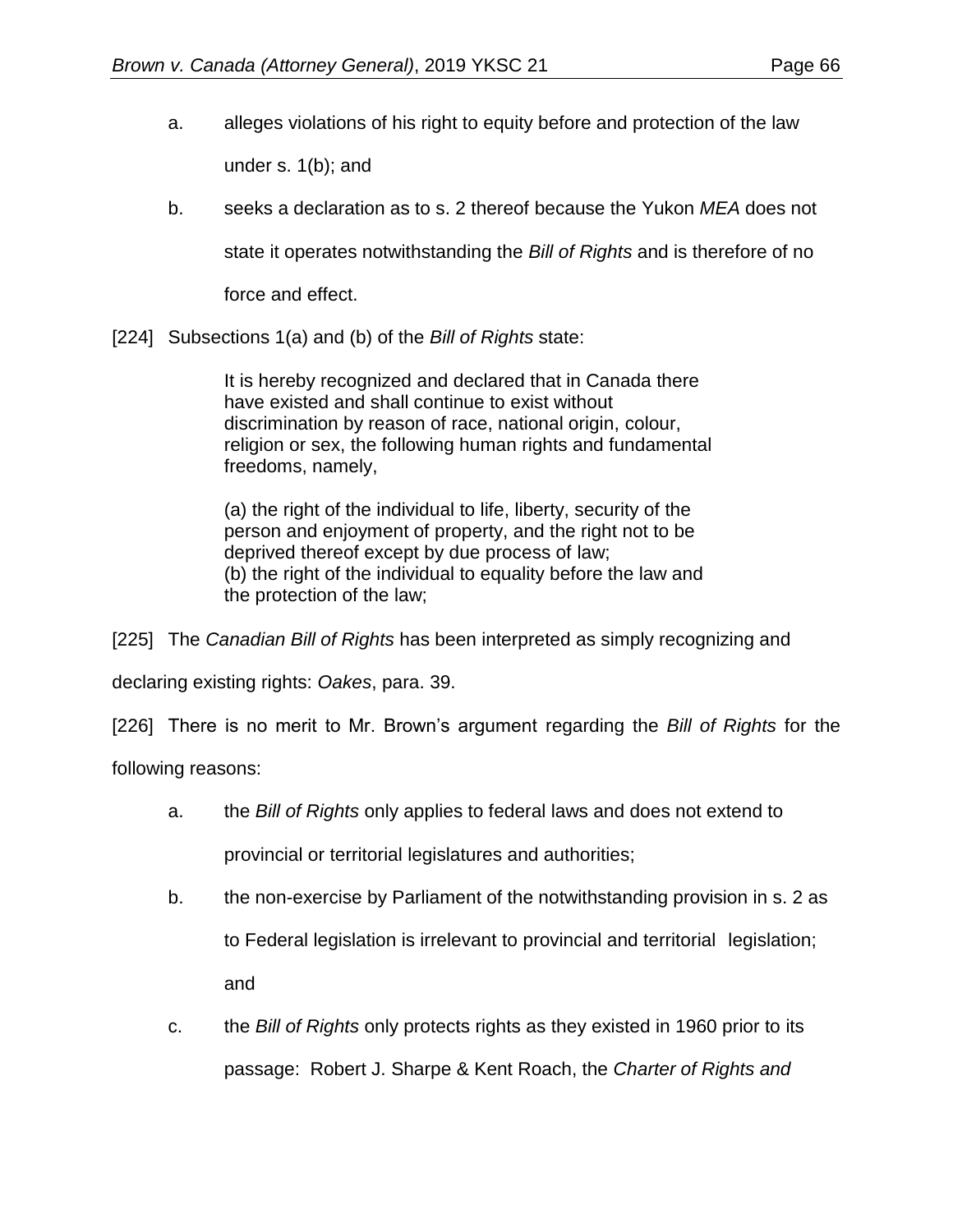a. alleges violations of his right to equity before and protection of the law under s. 1(b); and

b. seeks a declaration as to s. 2 thereof because the Yukon *MEA* does not state it operates notwithstanding the *Bill of Rights* and is therefore of no force and effect.

[224] Subsections 1(a) and (b) of the *Bill of Rights* state:

> It is hereby recognized and declared that in Canada there have existed and shall continue to exist without discrimination by reason of race, national origin, colour, religion or sex, the following human rights and fundamental freedoms, namely,
>
> (a) the right of the individual to life, liberty, security of the person and enjoyment of property, and the right not to be deprived thereof except by due process of law;
> (b) the right of the individual to equality before the law and the protection of the law;

[225] The *Canadian Bill of Rights* has been interpreted as simply recognizing and declaring existing rights: *Oakes*, para. 39.

[226] There is no merit to Mr. Brown's argument regarding the *Bill of Rights* for the following reasons:

a. the *Bill of Rights* only applies to federal laws and does not extend to provincial or territorial legislatures and authorities;

b. the non-exercise by Parliament of the notwithstanding provision in s. 2 as to Federal legislation is irrelevant to provincial and territorial legislation; and

c. the *Bill of Rights* only protects rights as they existed in 1960 prior to its passage: Robert J. Sharpe & Kent Roach, the *Charter of Rights and*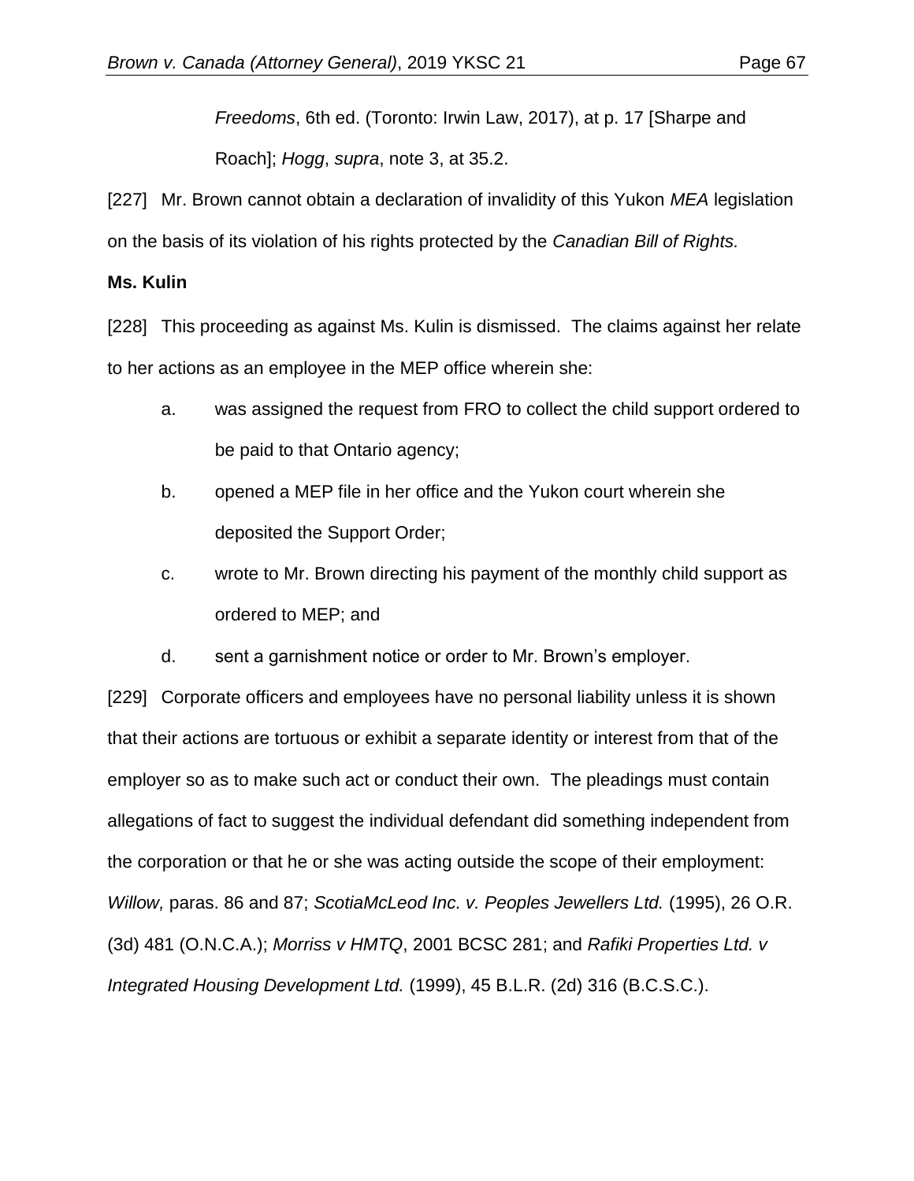*Freedoms*, 6th ed. (Toronto: Irwin Law, 2017), at p. 17 [Sharpe and Roach]; *Hogg*, *supra*, note 3, at 35.2.

[227] Mr. Brown cannot obtain a declaration of invalidity of this Yukon *MEA* legislation on the basis of its violation of his rights protected by the *Canadian Bill of Rights.*

**Ms. Kulin**

[228] This proceeding as against Ms. Kulin is dismissed. The claims against her relate to her actions as an employee in the MEP office wherein she:

a. was assigned the request from FRO to collect the child support ordered to be paid to that Ontario agency;

b. opened a MEP file in her office and the Yukon court wherein she deposited the Support Order;

c. wrote to Mr. Brown directing his payment of the monthly child support as ordered to MEP; and

d. sent a garnishment notice or order to Mr. Brown's employer.

[229] Corporate officers and employees have no personal liability unless it is shown that their actions are tortuous or exhibit a separate identity or interest from that of the employer so as to make such act or conduct their own. The pleadings must contain allegations of fact to suggest the individual defendant did something independent from the corporation or that he or she was acting outside the scope of their employment: *Willow,* paras. 86 and 87; *ScotiaMcLeod Inc. v. Peoples Jewellers Ltd.* (1995), 26 O.R. (3d) 481 (O.N.C.A.); *Morriss v HMTQ*, 2001 BCSC 281; and *Rafiki Properties Ltd. v Integrated Housing Development Ltd.* (1999), 45 B.L.R. (2d) 316 (B.C.S.C.).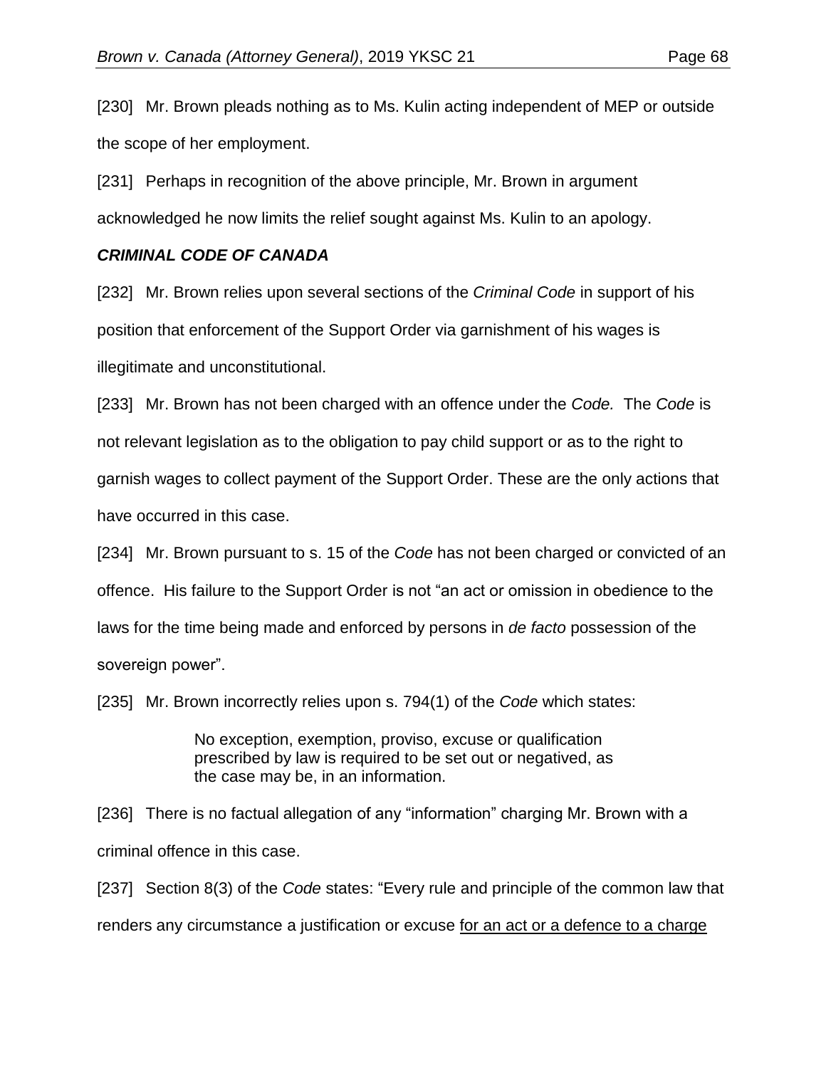[230] Mr. Brown pleads nothing as to Ms. Kulin acting independent of MEP or outside the scope of her employment.

[231] Perhaps in recognition of the above principle, Mr. Brown in argument acknowledged he now limits the relief sought against Ms. Kulin to an apology.

### *CRIMINAL CODE OF CANADA*

[232] Mr. Brown relies upon several sections of the *Criminal Code* in support of his position that enforcement of the Support Order via garnishment of his wages is illegitimate and unconstitutional.

[233] Mr. Brown has not been charged with an offence under the *Code.* The *Code* is not relevant legislation as to the obligation to pay child support or as to the right to garnish wages to collect payment of the Support Order. These are the only actions that have occurred in this case.

[234] Mr. Brown pursuant to s. 15 of the *Code* has not been charged or convicted of an offence. His failure to the Support Order is not "an act or omission in obedience to the laws for the time being made and enforced by persons in *de facto* possession of the sovereign power".

[235] Mr. Brown incorrectly relies upon s. 794(1) of the *Code* which states:

> No exception, exemption, proviso, excuse or qualification prescribed by law is required to be set out or negatived, as the case may be, in an information.

[236] There is no factual allegation of any "information" charging Mr. Brown with a criminal offence in this case.

[237] Section 8(3) of the *Code* states: "Every rule and principle of the common law that renders any circumstance a justification or excuse <u>for an act or a defence to a charge</u>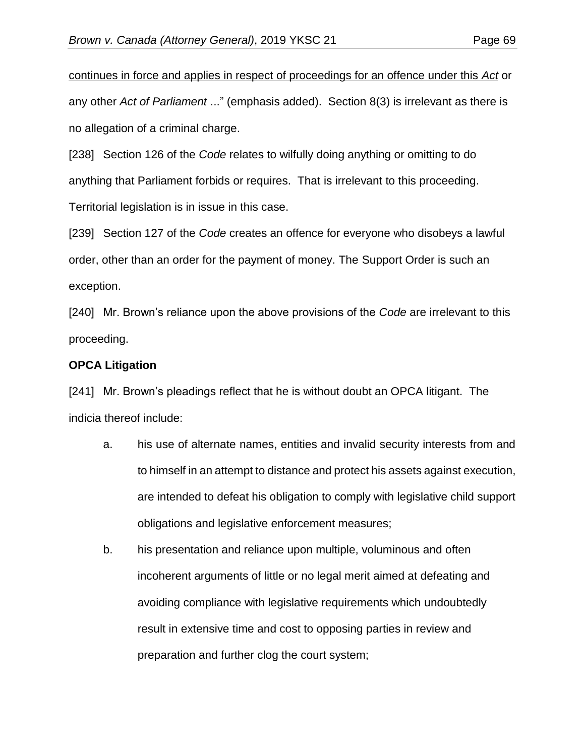<u>continues in force and applies in respect of proceedings for an offence under this *Act*</u> or any other *Act of Parliament* ..." (emphasis added). Section 8(3) is irrelevant as there is no allegation of a criminal charge.

[238] Section 126 of the *Code* relates to wilfully doing anything or omitting to do anything that Parliament forbids or requires. That is irrelevant to this proceeding. Territorial legislation is in issue in this case.

[239] Section 127 of the *Code* creates an offence for everyone who disobeys a lawful order, other than an order for the payment of money. The Support Order is such an exception.

[240] Mr. Brown's reliance upon the above provisions of the *Code* are irrelevant to this proceeding.

**OPCA Litigation**

[241] Mr. Brown's pleadings reflect that he is without doubt an OPCA litigant. The indicia thereof include:

a. his use of alternate names, entities and invalid security interests from and to himself in an attempt to distance and protect his assets against execution, are intended to defeat his obligation to comply with legislative child support obligations and legislative enforcement measures;

b. his presentation and reliance upon multiple, voluminous and often incoherent arguments of little or no legal merit aimed at defeating and avoiding compliance with legislative requirements which undoubtedly result in extensive time and cost to opposing parties in review and preparation and further clog the court system;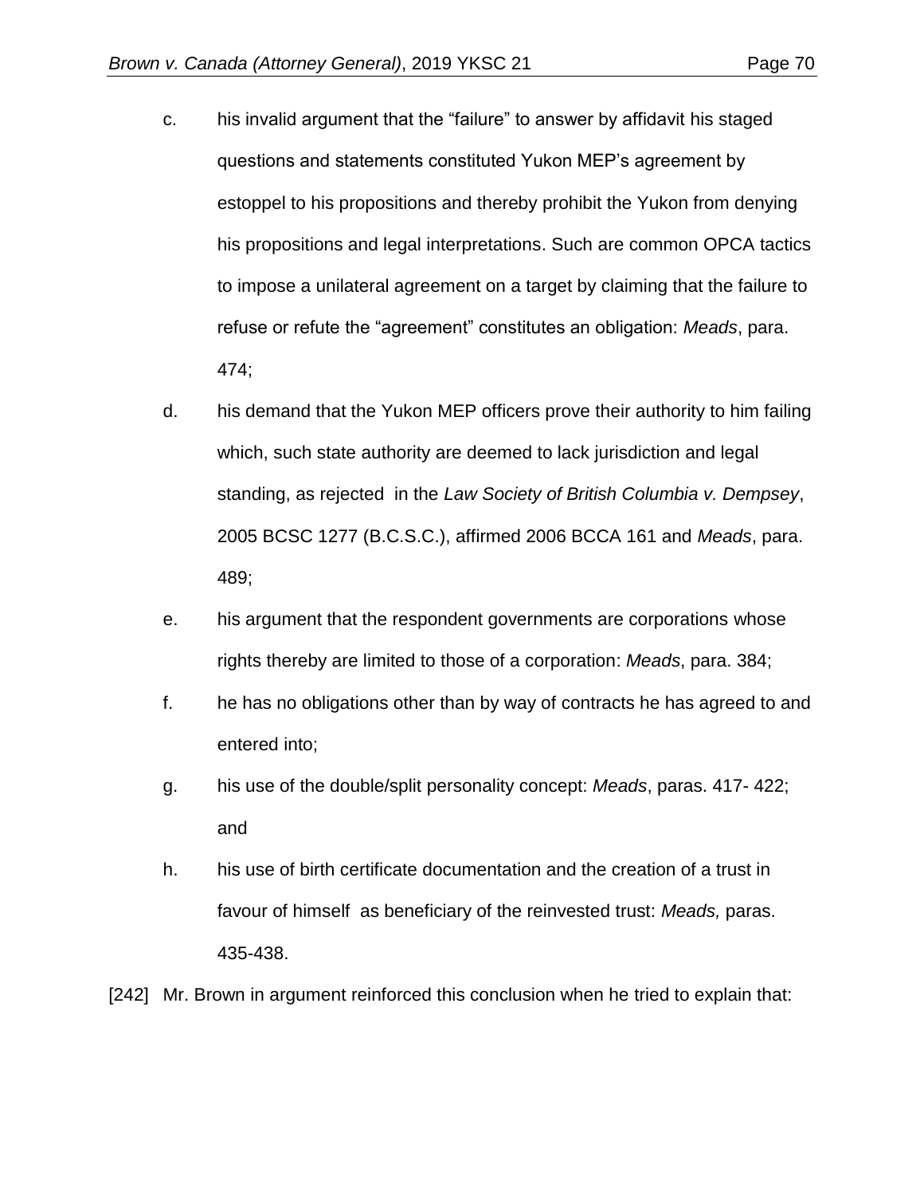c. his invalid argument that the "failure" to answer by affidavit his staged questions and statements constituted Yukon MEP's agreement by estoppel to his propositions and thereby prohibit the Yukon from denying his propositions and legal interpretations. Such are common OPCA tactics to impose a unilateral agreement on a target by claiming that the failure to refuse or refute the "agreement" constitutes an obligation: *Meads*, para. 474;

d. his demand that the Yukon MEP officers prove their authority to him failing which, such state authority are deemed to lack jurisdiction and legal standing, as rejected in the *Law Society of British Columbia v. Dempsey*, 2005 BCSC 1277 (B.C.S.C.), affirmed 2006 BCCA 161 and *Meads*, para. 489;

e. his argument that the respondent governments are corporations whose rights thereby are limited to those of a corporation: *Meads*, para. 384;

f. he has no obligations other than by way of contracts he has agreed to and entered into;

g. his use of the double/split personality concept: *Meads*, paras. 417- 422; and

h. his use of birth certificate documentation and the creation of a trust in favour of himself as beneficiary of the reinvested trust: *Meads,* paras. 435-438.

[242] Mr. Brown in argument reinforced this conclusion when he tried to explain that: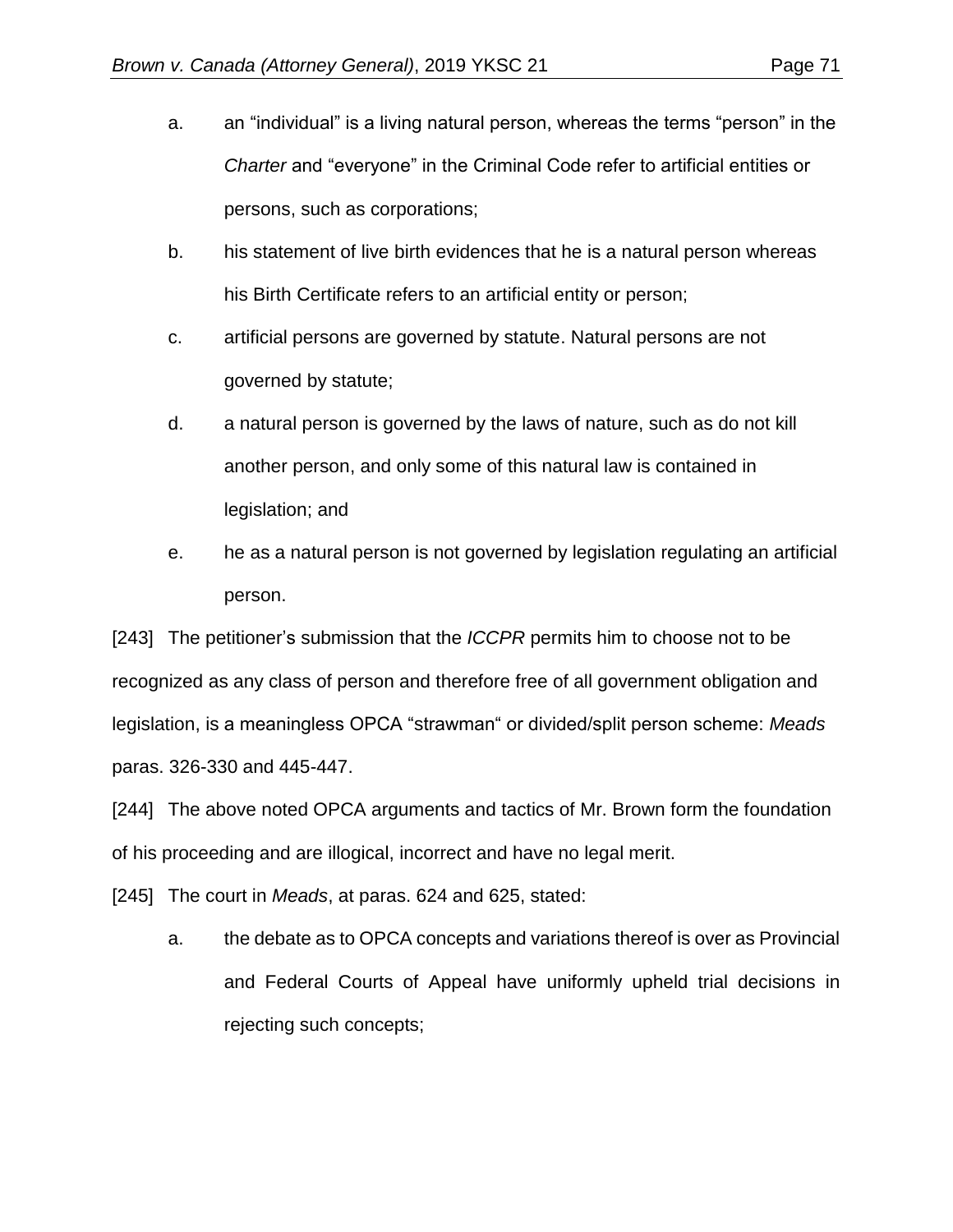a. an “individual” is a living natural person, whereas the terms “person” in the *Charter* and “everyone” in the Criminal Code refer to artificial entities or persons, such as corporations;

b. his statement of live birth evidences that he is a natural person whereas his Birth Certificate refers to an artificial entity or person;

c. artificial persons are governed by statute. Natural persons are not governed by statute;

d. a natural person is governed by the laws of nature, such as do not kill another person, and only some of this natural law is contained in legislation; and

e. he as a natural person is not governed by legislation regulating an artificial person.

[243] The petitioner’s submission that the *ICCPR* permits him to choose not to be recognized as any class of person and therefore free of all government obligation and legislation, is a meaningless OPCA “strawman“ or divided/split person scheme: *Meads* paras. 326-330 and 445-447.

[244] The above noted OPCA arguments and tactics of Mr. Brown form the foundation of his proceeding and are illogical, incorrect and have no legal merit.

[245] The court in *Meads*, at paras. 624 and 625, stated:

a. the debate as to OPCA concepts and variations thereof is over as Provincial and Federal Courts of Appeal have uniformly upheld trial decisions in rejecting such concepts;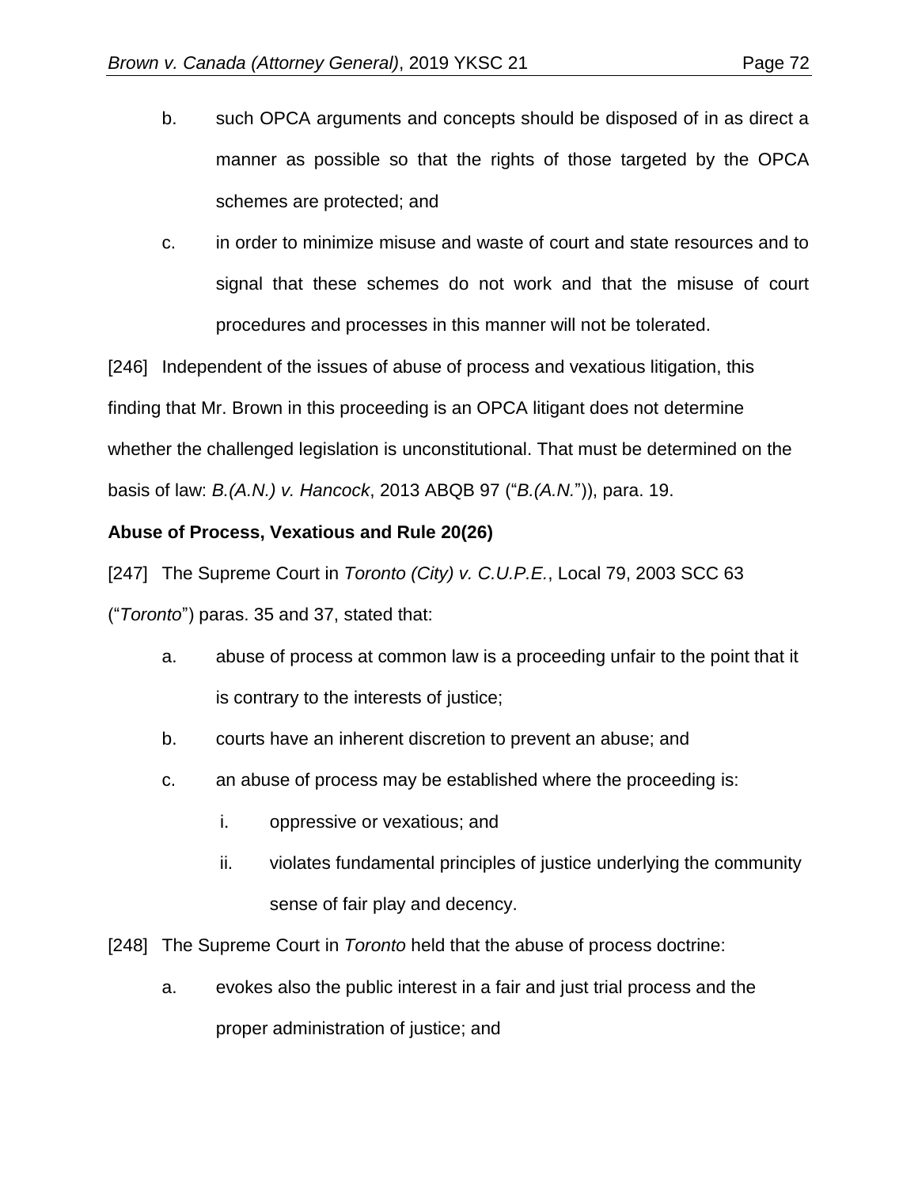b. such OPCA arguments and concepts should be disposed of in as direct a manner as possible so that the rights of those targeted by the OPCA schemes are protected; and

c. in order to minimize misuse and waste of court and state resources and to signal that these schemes do not work and that the misuse of court procedures and processes in this manner will not be tolerated.

[246] Independent of the issues of abuse of process and vexatious litigation, this finding that Mr. Brown in this proceeding is an OPCA litigant does not determine whether the challenged legislation is unconstitutional. That must be determined on the basis of law: *B.(A.N.) v. Hancock*, 2013 ABQB 97 ("*B.(A.N.*")), para. 19.

**Abuse of Process, Vexatious and Rule 20(26)**

[247] The Supreme Court in *Toronto (City) v. C.U.P.E.*, Local 79, 2003 SCC 63 ("*Toronto*") paras. 35 and 37, stated that:

a. abuse of process at common law is a proceeding unfair to the point that it is contrary to the interests of justice;

b. courts have an inherent discretion to prevent an abuse; and

c. an abuse of process may be established where the proceeding is:

   i. oppressive or vexatious; and

   ii. violates fundamental principles of justice underlying the community sense of fair play and decency.

[248] The Supreme Court in *Toronto* held that the abuse of process doctrine:

a. evokes also the public interest in a fair and just trial process and the proper administration of justice; and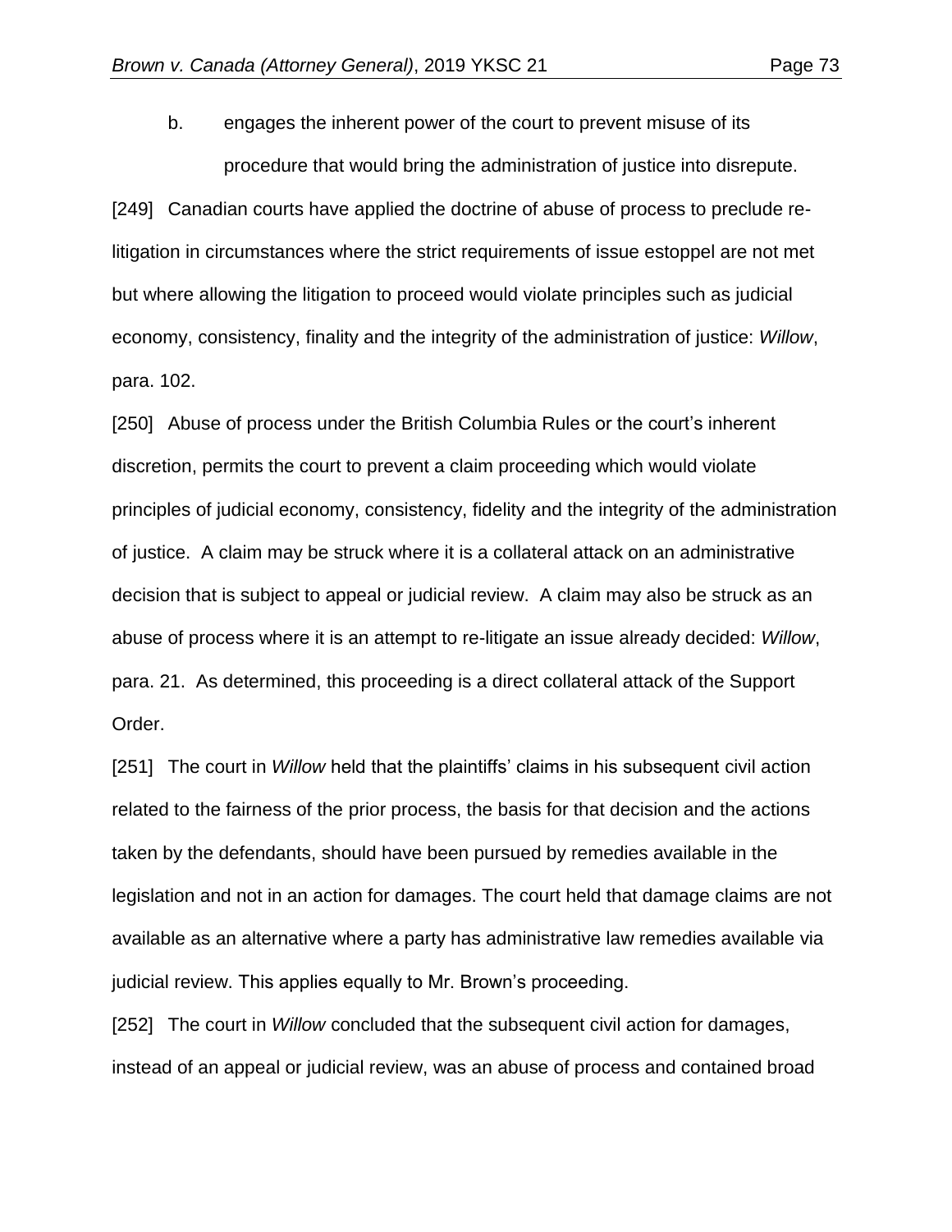b. engages the inherent power of the court to prevent misuse of its procedure that would bring the administration of justice into disrepute.

[249] Canadian courts have applied the doctrine of abuse of process to preclude re-litigation in circumstances where the strict requirements of issue estoppel are not met but where allowing the litigation to proceed would violate principles such as judicial economy, consistency, finality and the integrity of the administration of justice: *Willow*, para. 102.

[250] Abuse of process under the British Columbia Rules or the court's inherent discretion, permits the court to prevent a claim proceeding which would violate principles of judicial economy, consistency, fidelity and the integrity of the administration of justice. A claim may be struck where it is a collateral attack on an administrative decision that is subject to appeal or judicial review. A claim may also be struck as an abuse of process where it is an attempt to re-litigate an issue already decided: *Willow*, para. 21. As determined, this proceeding is a direct collateral attack of the Support Order.

[251] The court in *Willow* held that the plaintiffs' claims in his subsequent civil action related to the fairness of the prior process, the basis for that decision and the actions taken by the defendants, should have been pursued by remedies available in the legislation and not in an action for damages. The court held that damage claims are not available as an alternative where a party has administrative law remedies available via judicial review. This applies equally to Mr. Brown's proceeding.

[252] The court in *Willow* concluded that the subsequent civil action for damages, instead of an appeal or judicial review, was an abuse of process and contained broad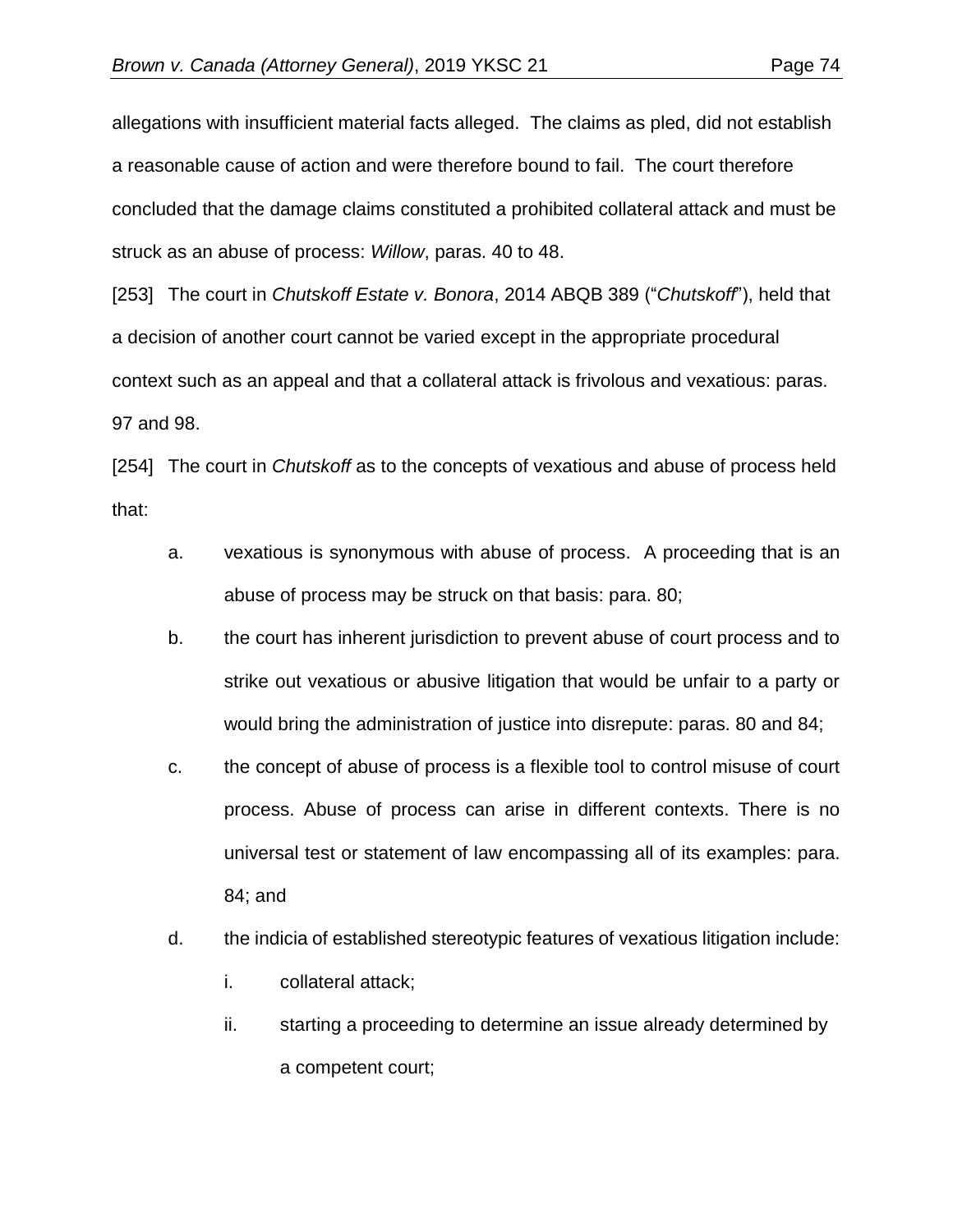allegations with insufficient material facts alleged. The claims as pled, did not establish a reasonable cause of action and were therefore bound to fail. The court therefore concluded that the damage claims constituted a prohibited collateral attack and must be struck as an abuse of process: *Willow*, paras. 40 to 48.

[253] The court in *Chutskoff Estate v. Bonora*, 2014 ABQB 389 ("*Chutskoff*"), held that a decision of another court cannot be varied except in the appropriate procedural context such as an appeal and that a collateral attack is frivolous and vexatious: paras. 97 and 98.

[254] The court in *Chutskoff* as to the concepts of vexatious and abuse of process held that:

a. vexatious is synonymous with abuse of process. A proceeding that is an abuse of process may be struck on that basis: para. 80;

b. the court has inherent jurisdiction to prevent abuse of court process and to strike out vexatious or abusive litigation that would be unfair to a party or would bring the administration of justice into disrepute: paras. 80 and 84;

c. the concept of abuse of process is a flexible tool to control misuse of court process. Abuse of process can arise in different contexts. There is no universal test or statement of law encompassing all of its examples: para. 84; and

d. the indicia of established stereotypic features of vexatious litigation include:

   i. collateral attack;

   ii. starting a proceeding to determine an issue already determined by a competent court;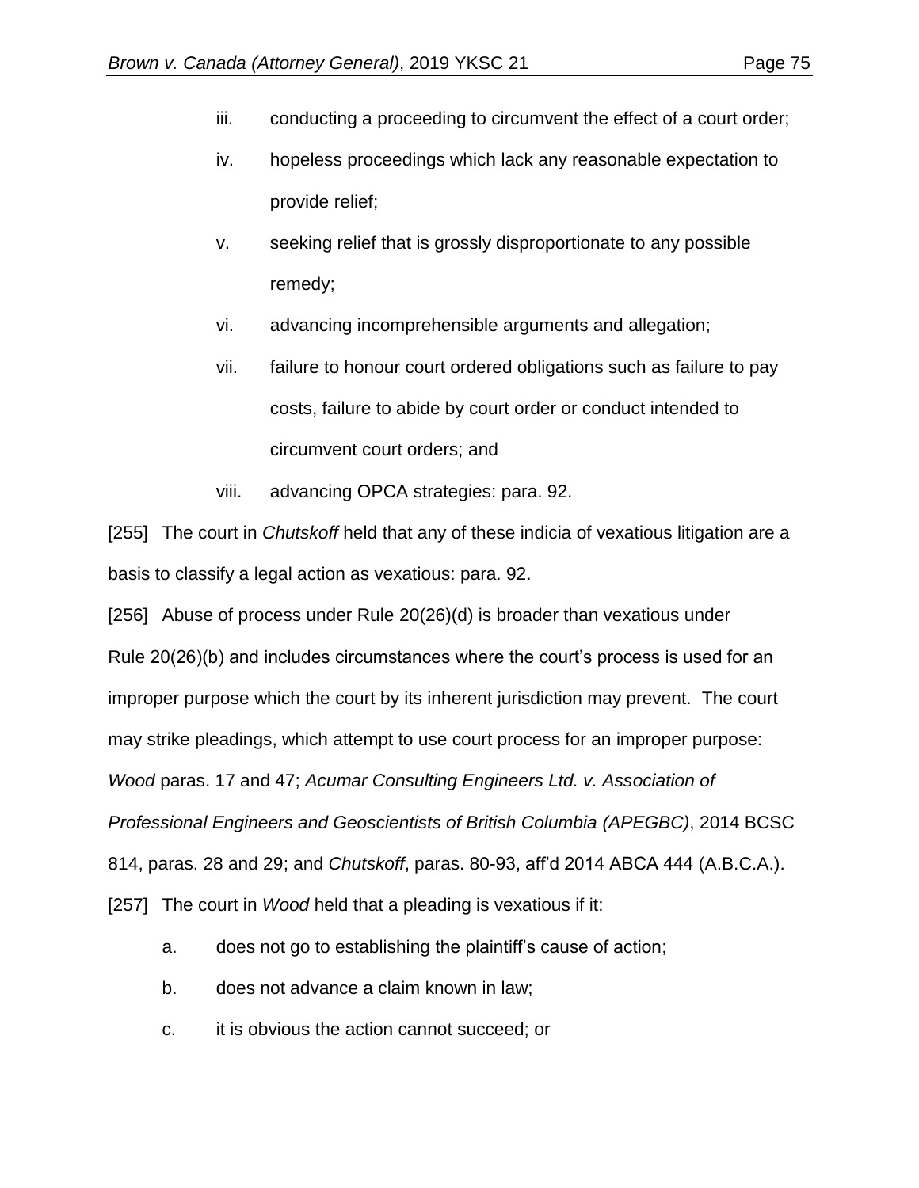iii. conducting a proceeding to circumvent the effect of a court order;

iv. hopeless proceedings which lack any reasonable expectation to provide relief;

v. seeking relief that is grossly disproportionate to any possible remedy;

vi. advancing incomprehensible arguments and allegation;

vii. failure to honour court ordered obligations such as failure to pay costs, failure to abide by court order or conduct intended to circumvent court orders; and

viii. advancing OPCA strategies: para. 92.

[255] The court in *Chutskoff* held that any of these indicia of vexatious litigation are a basis to classify a legal action as vexatious: para. 92.

[256] Abuse of process under Rule 20(26)(d) is broader than vexatious under Rule 20(26)(b) and includes circumstances where the court's process is used for an improper purpose which the court by its inherent jurisdiction may prevent. The court may strike pleadings, which attempt to use court process for an improper purpose: *Wood* paras. 17 and 47; *Acumar Consulting Engineers Ltd. v. Association of Professional Engineers and Geoscientists of British Columbia (APEGBC)*, 2014 BCSC 814, paras. 28 and 29; and *Chutskoff*, paras. 80-93, aff'd 2014 ABCA 444 (A.B.C.A.).

[257] The court in *Wood* held that a pleading is vexatious if it:

a. does not go to establishing the plaintiff's cause of action;

b. does not advance a claim known in law;

c. it is obvious the action cannot succeed; or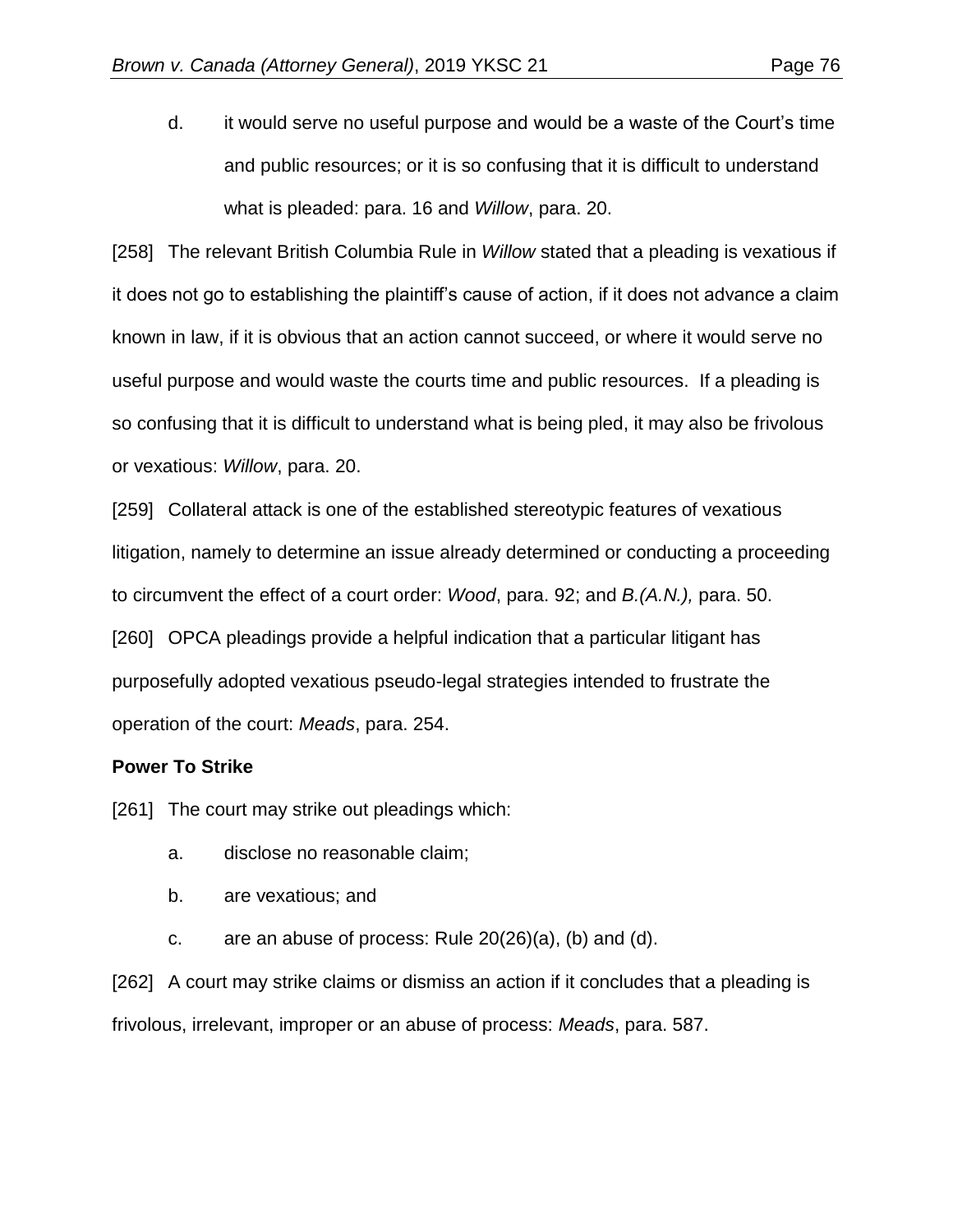d. it would serve no useful purpose and would be a waste of the Court's time and public resources; or it is so confusing that it is difficult to understand what is pleaded: para. 16 and *Willow*, para. 20.

[258] The relevant British Columbia Rule in *Willow* stated that a pleading is vexatious if it does not go to establishing the plaintiff's cause of action, if it does not advance a claim known in law, if it is obvious that an action cannot succeed, or where it would serve no useful purpose and would waste the courts time and public resources. If a pleading is so confusing that it is difficult to understand what is being pled, it may also be frivolous or vexatious: *Willow*, para. 20.

[259] Collateral attack is one of the established stereotypic features of vexatious litigation, namely to determine an issue already determined or conducting a proceeding to circumvent the effect of a court order: *Wood*, para. 92; and *B.(A.N.),* para. 50.

[260] OPCA pleadings provide a helpful indication that a particular litigant has purposefully adopted vexatious pseudo-legal strategies intended to frustrate the operation of the court: *Meads*, para. 254.

**Power To Strike**

[261] The court may strike out pleadings which:

a. disclose no reasonable claim;

b. are vexatious; and

c. are an abuse of process: Rule 20(26)(a), (b) and (d).

[262] A court may strike claims or dismiss an action if it concludes that a pleading is frivolous, irrelevant, improper or an abuse of process: *Meads*, para. 587.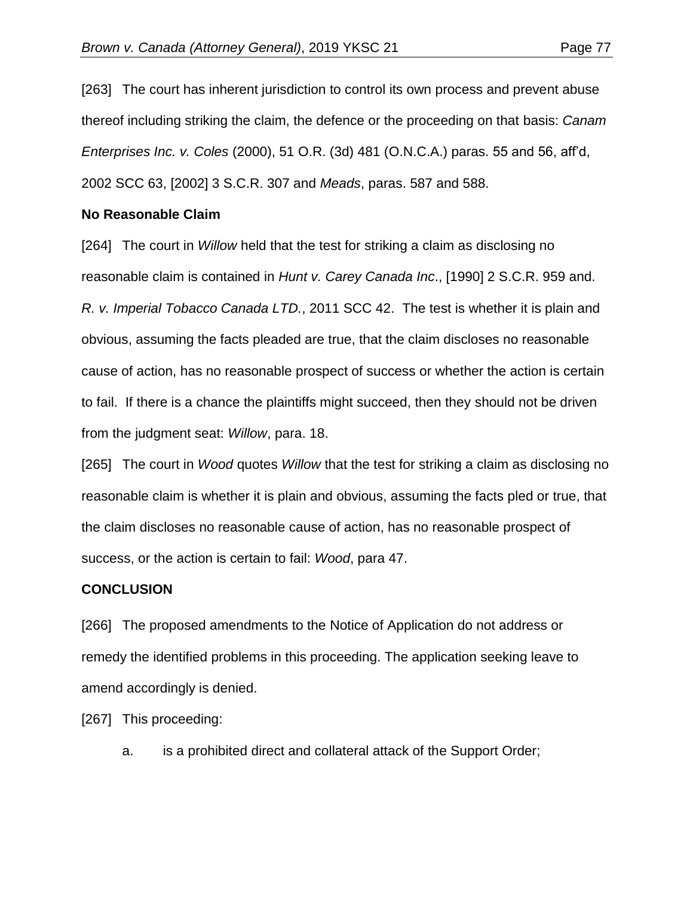[263] The court has inherent jurisdiction to control its own process and prevent abuse thereof including striking the claim, the defence or the proceeding on that basis: *Canam Enterprises Inc. v. Coles* (2000), 51 O.R. (3d) 481 (O.N.C.A.) paras. 55 and 56, aff'd, 2002 SCC 63, [2002] 3 S.C.R. 307 and *Meads*, paras. 587 and 588.

**No Reasonable Claim**

[264] The court in *Willow* held that the test for striking a claim as disclosing no reasonable claim is contained in *Hunt v. Carey Canada Inc*., [1990] 2 S.C.R. 959 and. *R. v. Imperial Tobacco Canada LTD.*, 2011 SCC 42. The test is whether it is plain and obvious, assuming the facts pleaded are true, that the claim discloses no reasonable cause of action, has no reasonable prospect of success or whether the action is certain to fail. If there is a chance the plaintiffs might succeed, then they should not be driven from the judgment seat: *Willow*, para. 18.

[265] The court in *Wood* quotes *Willow* that the test for striking a claim as disclosing no reasonable claim is whether it is plain and obvious, assuming the facts pled or true, that the claim discloses no reasonable cause of action, has no reasonable prospect of success, or the action is certain to fail: *Wood*, para 47.

**CONCLUSION**

[266] The proposed amendments to the Notice of Application do not address or remedy the identified problems in this proceeding. The application seeking leave to amend accordingly is denied.

[267] This proceeding:

a. is a prohibited direct and collateral attack of the Support Order;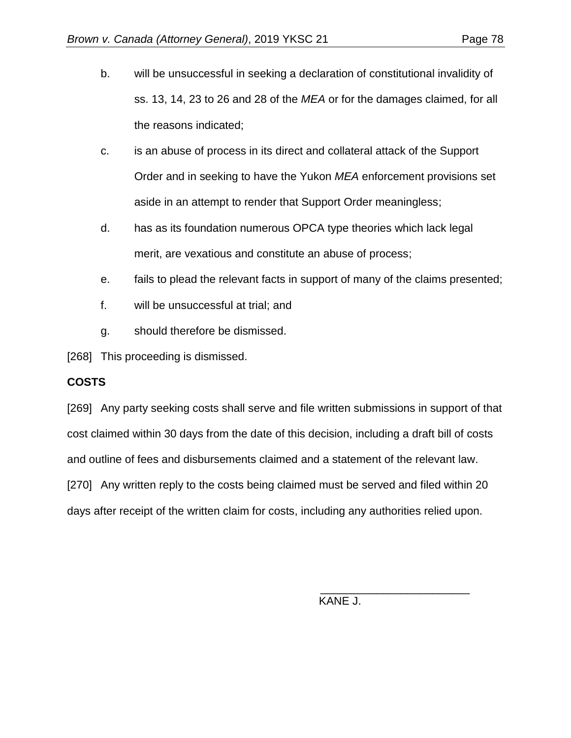b. will be unsuccessful in seeking a declaration of constitutional invalidity of ss. 13, 14, 23 to 26 and 28 of the *MEA* or for the damages claimed, for all the reasons indicated;

c. is an abuse of process in its direct and collateral attack of the Support Order and in seeking to have the Yukon *MEA* enforcement provisions set aside in an attempt to render that Support Order meaningless;

d. has as its foundation numerous OPCA type theories which lack legal merit, are vexatious and constitute an abuse of process;

e. fails to plead the relevant facts in support of many of the claims presented;

f. will be unsuccessful at trial; and

g. should therefore be dismissed.

[268] This proceeding is dismissed.

**COSTS**

[269] Any party seeking costs shall serve and file written submissions in support of that cost claimed within 30 days from the date of this decision, including a draft bill of costs and outline of fees and disbursements claimed and a statement of the relevant law.

[270] Any written reply to the costs being claimed must be served and filed within 20 days after receipt of the written claim for costs, including any authorities relied upon.

\_\_\_\_\_\_\_\_\_\_\_\_\_\_\_\_\_\_\_\_\_\_\_\_

KANE J.